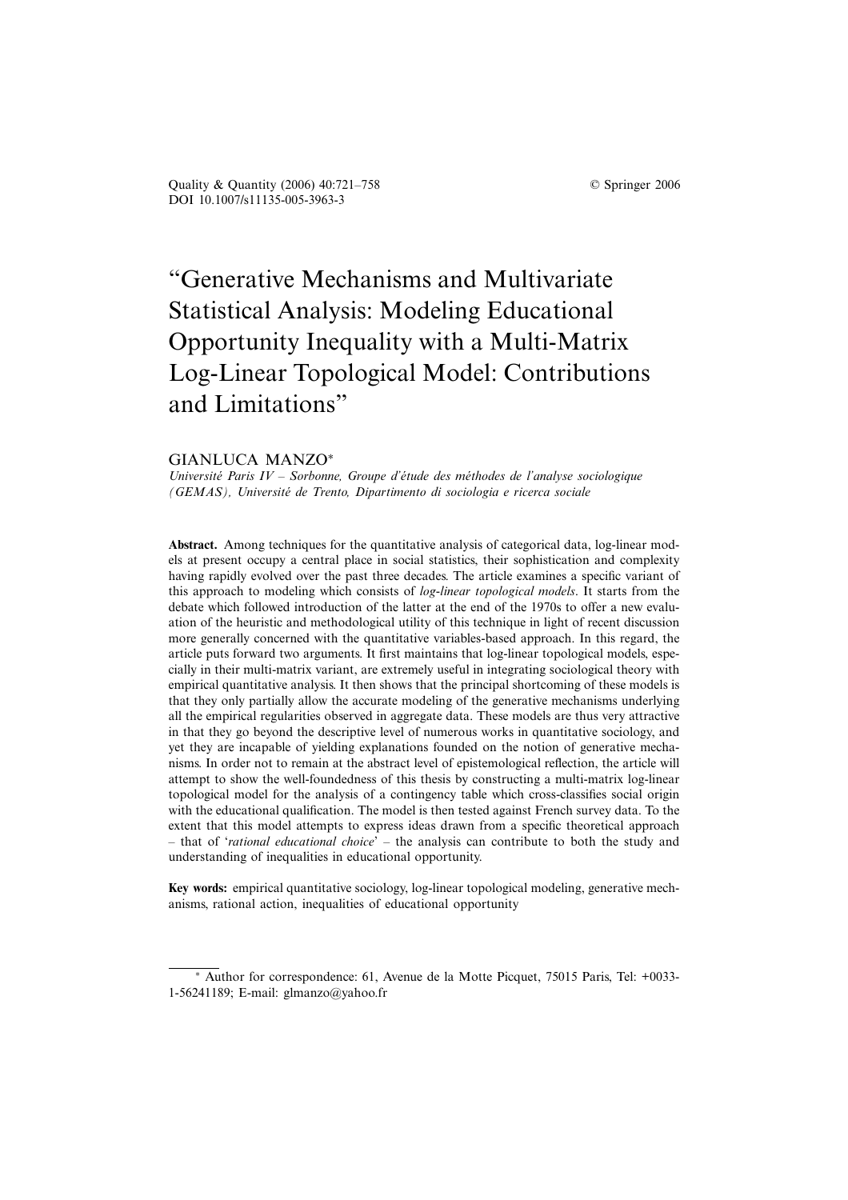# "Generative Mechanisms and Multivariate Statistical Analysis: Modeling Educational Opportunity Inequality with a Multi-Matrix Log-Linear Topological Model: Contributions and Limitations"

GIANLUCA MANZO*

*Université Paris IV – Sorbonne, Groupe d'étude des méthodes de l'analyse sociologique (GEMAS), Université de Trento, Dipartimento di sociologia e ricerca sociale*

**Abstract.** Among techniques for the quantitative analysis of categorical data, log-linear models at present occupy a central place in social statistics, their sophistication and complexity having rapidly evolved over the past three decades. The article examines a specific variant of this approach to modeling which consists of *log-linear topological models*. It starts from the debate which followed introduction of the latter at the end of the 1970s to offer a new evaluation of the heuristic and methodological utility of this technique in light of recent discussion more generally concerned with the quantitative variables-based approach. In this regard, the article puts forward two arguments. It first maintains that log-linear topological models, especially in their multi-matrix variant, are extremely useful in integrating sociological theory with empirical quantitative analysis. It then shows that the principal shortcoming of these models is that they only partially allow the accurate modeling of the generative mechanisms underlying all the empirical regularities observed in aggregate data. These models are thus very attractive in that they go beyond the descriptive level of numerous works in quantitative sociology, and yet they are incapable of yielding explanations founded on the notion of generative mechanisms. In order not to remain at the abstract level of epistemological reflection, the article will attempt to show the well-foundedness of this thesis by constructing a multi-matrix log-linear topological model for the analysis of a contingency table which cross-classifies social origin with the educational qualification. The model is then tested against French survey data. To the extent that this model attempts to express ideas drawn from a specific theoretical approach – that of '*rational educational choice*' – the analysis can contribute to both the study and understanding of inequalities in educational opportunity.

**Key words:** empirical quantitative sociology, log-linear topological modeling, generative mechanisms, rational action, inequalities of educational opportunity

* Author for correspondence: 61, Avenue de la Motte Picquet, 75015 Paris, Tel: +0033-1-56241189; E-mail: glmanzo@yahoo.fr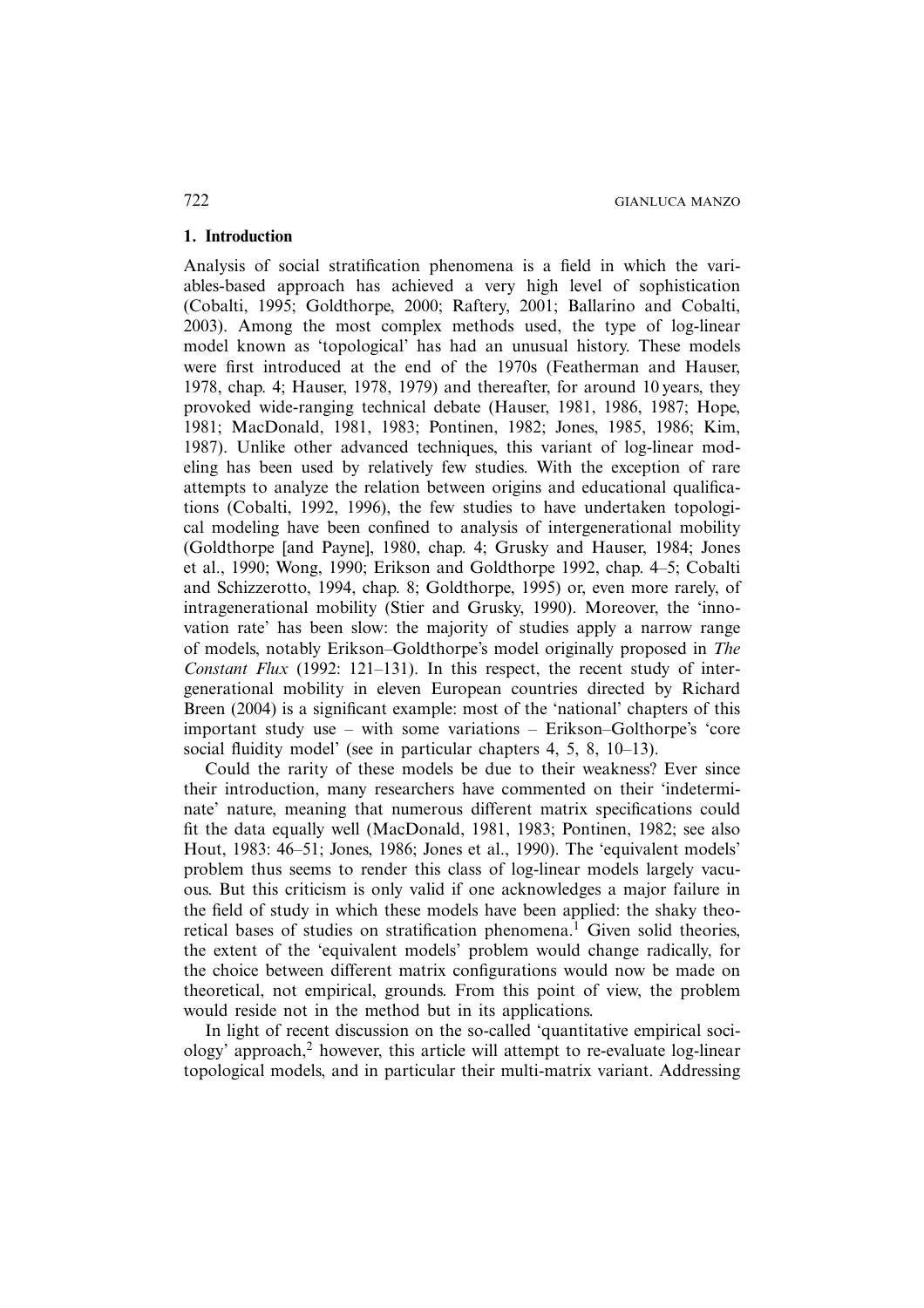## 1. Introduction

Analysis of social stratification phenomena is a field in which the variables-based approach has achieved a very high level of sophistication (Cobalti, 1995; Goldthorpe, 2000; Raftery, 2001; Ballarino and Cobalti, 2003). Among the most complex methods used, the type of log-linear model known as 'topological' has had an unusual history. These models were first introduced at the end of the 1970s (Featherman and Hauser, 1978, chap. 4; Hauser, 1978, 1979) and thereafter, for around 10 years, they provoked wide-ranging technical debate (Hauser, 1981, 1986, 1987; Hope, 1981; MacDonald, 1981, 1983; Pontinen, 1982; Jones, 1985, 1986; Kim, 1987). Unlike other advanced techniques, this variant of log-linear modeling has been used by relatively few studies. With the exception of rare attempts to analyze the relation between origins and educational qualifications (Cobalti, 1992, 1996), the few studies to have undertaken topological modeling have been confined to analysis of intergenerational mobility (Goldthorpe [and Payne], 1980, chap. 4; Grusky and Hauser, 1984; Jones et al., 1990; Wong, 1990; Erikson and Goldthorpe 1992, chap. 4–5; Cobalti and Schizzerotto, 1994, chap. 8; Goldthorpe, 1995) or, even more rarely, of intragenerational mobility (Stier and Grusky, 1990). Moreover, the 'innovation rate' has been slow: the majority of studies apply a narrow range of models, notably Erikson–Goldthorpe's model originally proposed in *The Constant Flux* (1992: 121–131). In this respect, the recent study of intergenerational mobility in eleven European countries directed by Richard Breen (2004) is a significant example: most of the 'national' chapters of this important study use – with some variations – Erikson–Golthorpe's 'core social fluidity model' (see in particular chapters 4, 5, 8, 10–13).

Could the rarity of these models be due to their weakness? Ever since their introduction, many researchers have commented on their 'indeterminate' nature, meaning that numerous different matrix specifications could fit the data equally well (MacDonald, 1981, 1983; Pontinen, 1982; see also Hout, 1983: 46–51; Jones, 1986; Jones et al., 1990). The 'equivalent models' problem thus seems to render this class of log-linear models largely vacuous. But this criticism is only valid if one acknowledges a major failure in the field of study in which these models have been applied: the shaky theoretical bases of studies on stratification phenomena.[1] Given solid theories, the extent of the 'equivalent models' problem would change radically, for the choice between different matrix configurations would now be made on theoretical, not empirical, grounds. From this point of view, the problem would reside not in the method but in its applications.

In light of recent discussion on the so-called 'quantitative empirical sociology' approach,[2] however, this article will attempt to re-evaluate log-linear topological models, and in particular their multi-matrix variant. Addressing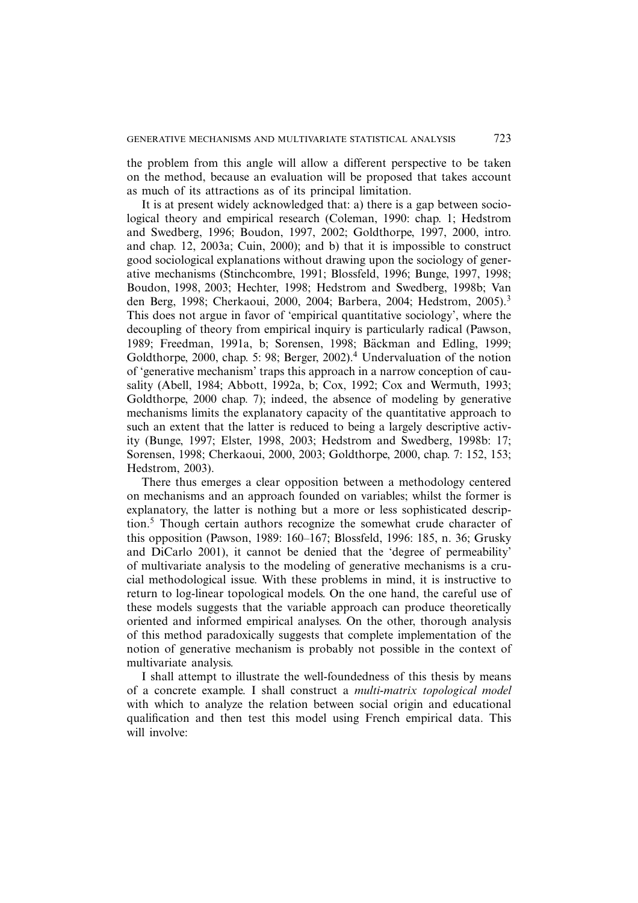the problem from this angle will allow a different perspective to be taken on the method, because an evaluation will be proposed that takes account as much of its attractions as of its principal limitation.

It is at present widely acknowledged that: a) there is a gap between sociological theory and empirical research (Coleman, 1990: chap. 1; Hedstrom and Swedberg, 1996; Boudon, 1997, 2002; Goldthorpe, 1997, 2000, intro. and chap. 12, 2003a; Cuin, 2000); and b) that it is impossible to construct good sociological explanations without drawing upon the sociology of generative mechanisms (Stinchcombre, 1991; Blossfeld, 1996; Bunge, 1997, 1998; Boudon, 1998, 2003; Hechter, 1998; Hedstrom and Swedberg, 1998b; Van den Berg, 1998; Cherkaoui, 2000, 2004; Barbera, 2004; Hedstrom, 2005).[3] This does not argue in favor of 'empirical quantitative sociology', where the decoupling of theory from empirical inquiry is particularly radical (Pawson, 1989; Freedman, 1991a, b; Sorensen, 1998; Bäckman and Edling, 1999; Goldthorpe, 2000, chap. 5: 98; Berger, 2002).[4] Undervaluation of the notion of 'generative mechanism' traps this approach in a narrow conception of causality (Abell, 1984; Abbott, 1992a, b; Cox, 1992; Cox and Wermuth, 1993; Goldthorpe, 2000 chap. 7); indeed, the absence of modeling by generative mechanisms limits the explanatory capacity of the quantitative approach to such an extent that the latter is reduced to being a largely descriptive activity (Bunge, 1997; Elster, 1998, 2003; Hedstrom and Swedberg, 1998b: 17; Sorensen, 1998; Cherkaoui, 2000, 2003; Goldthorpe, 2000, chap. 7: 152, 153; Hedstrom, 2003).

There thus emerges a clear opposition between a methodology centered on mechanisms and an approach founded on variables; whilst the former is explanatory, the latter is nothing but a more or less sophisticated description.[5] Though certain authors recognize the somewhat crude character of this opposition (Pawson, 1989: 160–167; Blossfeld, 1996: 185, n. 36; Grusky and DiCarlo 2001), it cannot be denied that the 'degree of permeability' of multivariate analysis to the modeling of generative mechanisms is a crucial methodological issue. With these problems in mind, it is instructive to return to log-linear topological models. On the one hand, the careful use of these models suggests that the variable approach can produce theoretically oriented and informed empirical analyses. On the other, thorough analysis of this method paradoxically suggests that complete implementation of the notion of generative mechanism is probably not possible in the context of multivariate analysis.

I shall attempt to illustrate the well-foundedness of this thesis by means of a concrete example. I shall construct a *multi-matrix topological model* with which to analyze the relation between social origin and educational qualification and then test this model using French empirical data. This will involve: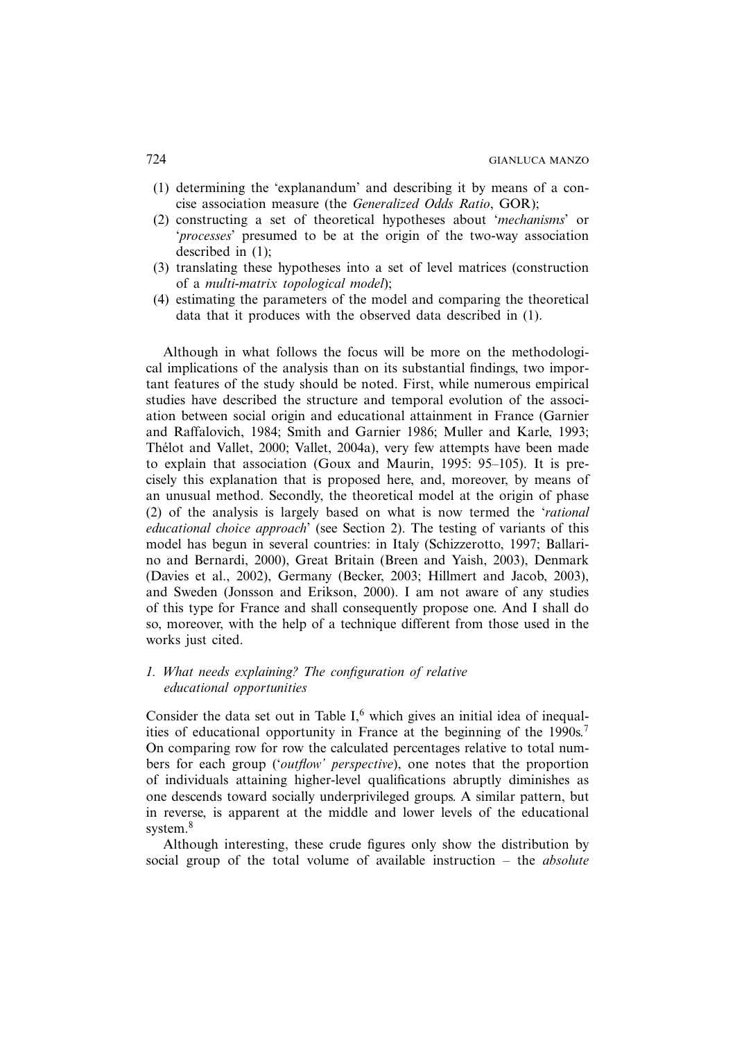(1) determining the 'explanandum' and describing it by means of a concise association measure (the *Generalized Odds Ratio*, GOR);
(2) constructing a set of theoretical hypotheses about '*mechanisms*' or '*processes*' presumed to be at the origin of the two-way association described in (1);
(3) translating these hypotheses into a set of level matrices (construction of a *multi-matrix topological model*);
(4) estimating the parameters of the model and comparing the theoretical data that it produces with the observed data described in (1).

Although in what follows the focus will be more on the methodological implications of the analysis than on its substantial findings, two important features of the study should be noted. First, while numerous empirical studies have described the structure and temporal evolution of the association between social origin and educational attainment in France (Garnier and Raffalovich, 1984; Smith and Garnier 1986; Muller and Karle, 1993; Thélot and Vallet, 2000; Vallet, 2004a), very few attempts have been made to explain that association (Goux and Maurin, 1995: 95–105). It is precisely this explanation that is proposed here, and, moreover, by means of an unusual method. Secondly, the theoretical model at the origin of phase (2) of the analysis is largely based on what is now termed the '*rational educational choice approach*' (see Section 2). The testing of variants of this model has begun in several countries: in Italy (Schizzerotto, 1997; Ballarino and Bernardi, 2000), Great Britain (Breen and Yaish, 2003), Denmark (Davies et al., 2002), Germany (Becker, 2003; Hillmert and Jacob, 2003), and Sweden (Jonsson and Erikson, 2000). I am not aware of any studies of this type for France and shall consequently propose one. And I shall do so, moreover, with the help of a technique different from those used in the works just cited.

## *1. What needs explaining? The configuration of relative educational opportunities*

Consider the data set out in Table I,[6] which gives an initial idea of inequalities of educational opportunity in France at the beginning of the 1990s.[7] On comparing row for row the calculated percentages relative to total numbers for each group ('*outflow' perspective*), one notes that the proportion of individuals attaining higher-level qualifications abruptly diminishes as one descends toward socially underprivileged groups. A similar pattern, but in reverse, is apparent at the middle and lower levels of the educational system.[8]

Although interesting, these crude figures only show the distribution by social group of the total volume of available instruction – the *absolute*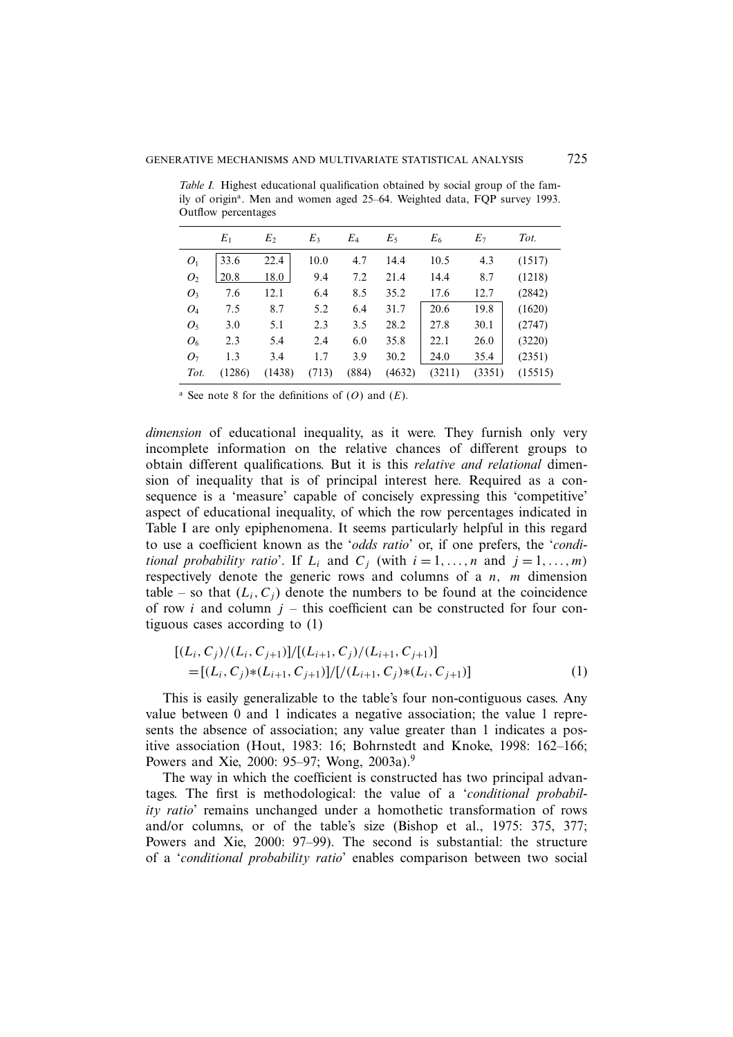*Table I.* Highest educational qualification obtained by social group of the family of origin[a]. Men and women aged 25–64. Weighted data, FQP survey 1993. Outflow percentages

| | $E_1$ | $E_2$ | $E_3$ | $E_4$ | $E_5$ | $E_6$ | $E_7$ | *Tot.* |
|---|---|---|---|---|---|---|---|---|
| $O_1$ | 33.6 | 22.4 | 10.0 | 4.7 | 14.4 | 10.5 | 4.3 | (1517) |
| $O_2$ | 20.8 | 18.0 | 9.4 | 7.2 | 21.4 | 14.4 | 8.7 | (1218) |
| $O_3$ | 7.6 | 12.1 | 6.4 | 8.5 | 35.2 | 17.6 | 12.7 | (2842) |
| $O_4$ | 7.5 | 8.7 | 5.2 | 6.4 | 31.7 | 20.6 | 19.8 | (1620) |
| $O_5$ | 3.0 | 5.1 | 2.3 | 3.5 | 28.2 | 27.8 | 30.1 | (2747) |
| $O_6$ | 2.3 | 5.4 | 2.4 | 6.0 | 35.8 | 22.1 | 26.0 | (3220) |
| $O_7$ | 1.3 | 3.4 | 1.7 | 3.9 | 30.2 | 24.0 | 35.4 | (2351) |
| *Tot.* | (1286) | (1438) | (713) | (884) | (4632) | (3211) | (3351) | (15515) |

[a] See note 8 for the definitions of ($O$) and ($E$).

*dimension* of educational inequality, as it were. They furnish only very incomplete information on the relative chances of different groups to obtain different qualifications. But it is this *relative and relational* dimension of inequality that is of principal interest here. Required as a consequence is a 'measure' capable of concisely expressing this 'competitive' aspect of educational inequality, of which the row percentages indicated in Table I are only epiphenomena. It seems particularly helpful in this regard to use a coefficient known as the '*odds ratio*' or, if one prefers, the '*conditional probability ratio*'. If $L_i$ and $C_j$ (with $i = 1, \ldots, n$ and $j = 1, \ldots, m$) respectively denote the generic rows and columns of a $n$, $m$ dimension table – so that $(L_i, C_j)$ denote the numbers to be found at the coincidence of row $i$ and column $j$ – this coefficient can be constructed for four contiguous cases according to (1)

$$[(L_i, C_j)/(L_i, C_{j+1})]/[(L_{i+1}, C_j)/(L_{i+1}, C_{j+1})]$$
$$= [(L_i, C_j) * (L_{i+1}, C_{j+1})]/[/(L_{i+1}, C_j) * (L_i, C_{j+1})] \quad (1)$$

This is easily generalizable to the table's four non-contiguous cases. Any value between 0 and 1 indicates a negative association; the value 1 represents the absence of association; any value greater than 1 indicates a positive association (Hout, 1983: 16; Bohrnstedt and Knoke, 1998: 162–166; Powers and Xie, 2000: 95–97; Wong, 2003a).[9]

The way in which the coefficient is constructed has two principal advantages. The first is methodological: the value of a '*conditional probability ratio*' remains unchanged under a homothetic transformation of rows and/or columns, or of the table's size (Bishop et al., 1975: 375, 377; Powers and Xie, 2000: 97–99). The second is substantial: the structure of a '*conditional probability ratio*' enables comparison between two social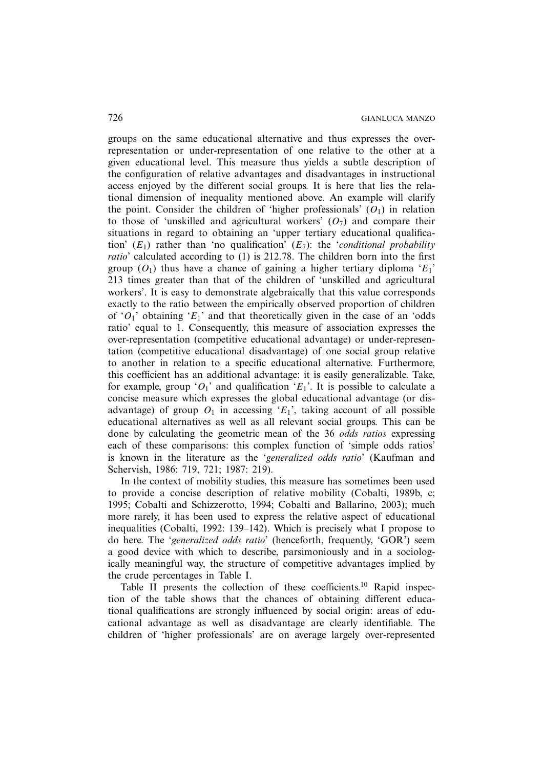groups on the same educational alternative and thus expresses the over-representation or under-representation of one relative to the other at a given educational level. This measure thus yields a subtle description of the configuration of relative advantages and disadvantages in instructional access enjoyed by the different social groups. It is here that lies the relational dimension of inequality mentioned above. An example will clarify the point. Consider the children of 'higher professionals' ($O_1$) in relation to those of 'unskilled and agricultural workers' ($O_7$) and compare their situations in regard to obtaining an 'upper tertiary educational qualification' ($E_1$) rather than 'no qualification' ($E_7$): the '*conditional probability ratio*' calculated according to (1) is 212.78. The children born into the first group ($O_1$) thus have a chance of gaining a higher tertiary diploma '$E_1$' 213 times greater than that of the children of 'unskilled and agricultural workers'. It is easy to demonstrate algebraically that this value corresponds exactly to the ratio between the empirically observed proportion of children of '$O_1$' obtaining '$E_1$' and that theoretically given in the case of an 'odds ratio' equal to 1. Consequently, this measure of association expresses the over-representation (competitive educational advantage) or under-representation (competitive educational disadvantage) of one social group relative to another in relation to a specific educational alternative. Furthermore, this coefficient has an additional advantage: it is easily generalizable. Take, for example, group '$O_1$' and qualification '$E_1$'. It is possible to calculate a concise measure which expresses the global educational advantage (or disadvantage) of group $O_1$ in accessing '$E_1$', taking account of all possible educational alternatives as well as all relevant social groups. This can be done by calculating the geometric mean of the 36 *odds ratios* expressing each of these comparisons: this complex function of 'simple odds ratios' is known in the literature as the '*generalized odds ratio*' (Kaufman and Schervish, 1986: 719, 721; 1987: 219).

In the context of mobility studies, this measure has sometimes been used to provide a concise description of relative mobility (Cobalti, 1989b, c; 1995; Cobalti and Schizzerotto, 1994; Cobalti and Ballarino, 2003); much more rarely, it has been used to express the relative aspect of educational inequalities (Cobalti, 1992: 139–142). Which is precisely what I propose to do here. The '*generalized odds ratio*' (henceforth, frequently, 'GOR') seem a good device with which to describe, parsimoniously and in a sociologically meaningful way, the structure of competitive advantages implied by the crude percentages in Table I.

Table II presents the collection of these coefficients.[10] Rapid inspection of the table shows that the chances of obtaining different educational qualifications are strongly influenced by social origin: areas of educational advantage as well as disadvantage are clearly identifiable. The children of 'higher professionals' are on average largely over-represented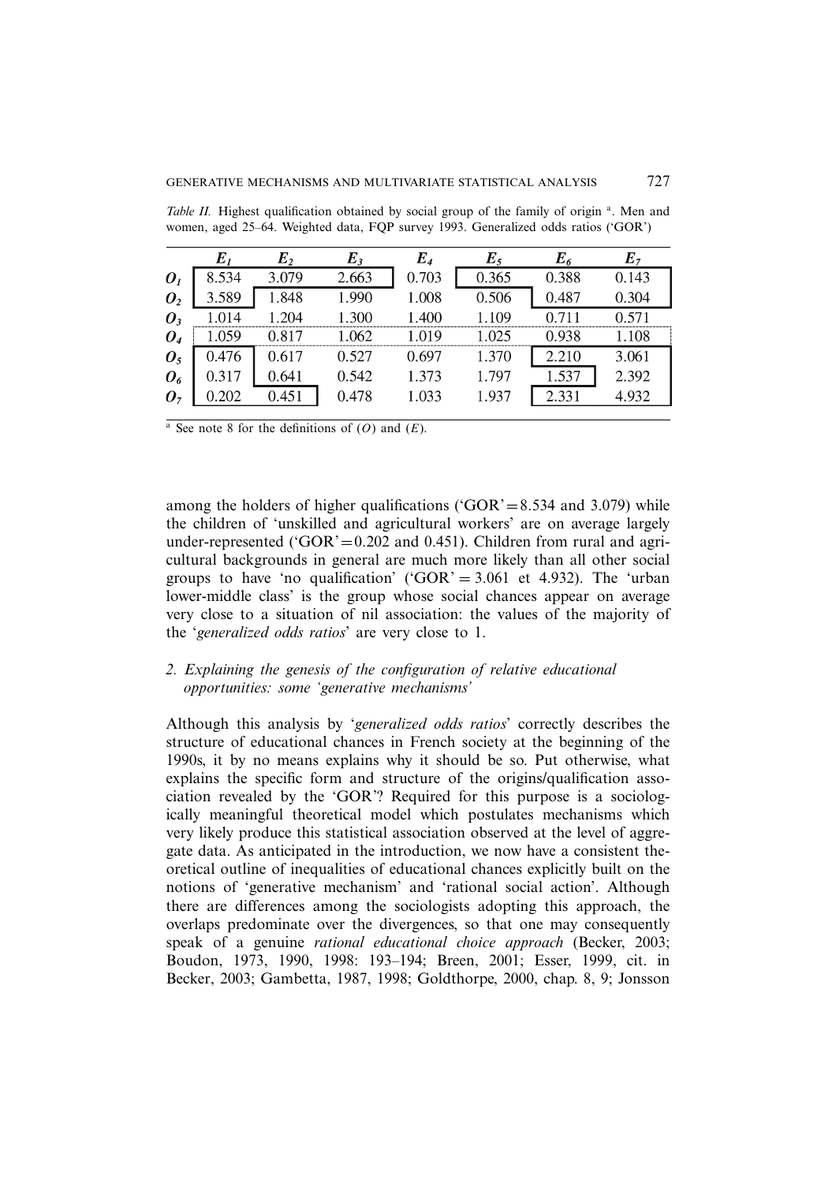*Table II.* Highest qualification obtained by social group of the family of origin [a]. Men and women, aged 25–64. Weighted data, FQP survey 1993. Generalized odds ratios ('GOR')

|  | $E_1$ | $E_2$ | $E_3$ | $E_4$ | $E_5$ | $E_6$ | $E_7$ |
|---|---|---|---|---|---|---|---|
| $O_1$ | 8.534 | 3.079 | 2.663 | 0.703 | 0.365 | 0.388 | 0.143 |
| $O_2$ | 3.589 | 1.848 | 1.990 | 1.008 | 0.506 | 0.487 | 0.304 |
| $O_3$ | 1.014 | 1.204 | 1.300 | 1.400 | 1.109 | 0.711 | 0.571 |
| $O_4$ | 1.059 | 0.817 | 1.062 | 1.019 | 1.025 | 0.938 | 1.108 |
| $O_5$ | 0.476 | 0.617 | 0.527 | 0.697 | 1.370 | 2.210 | 3.061 |
| $O_6$ | 0.317 | 0.641 | 0.542 | 1.373 | 1.797 | 1.537 | 2.392 |
| $O_7$ | 0.202 | 0.451 | 0.478 | 1.033 | 1.937 | 2.331 | 4.932 |

[a] See note 8 for the definitions of ($O$) and ($E$).

among the holders of higher qualifications ('GOR' = 8.534 and 3.079) while the children of 'unskilled and agricultural workers' are on average largely under-represented ('GOR' = 0.202 and 0.451). Children from rural and agricultural backgrounds in general are much more likely than all other social groups to have 'no qualification' ('GOR' = 3.061 et 4.932). The 'urban lower-middle class' is the group whose social chances appear on average very close to a situation of nil association: the values of the majority of the '*generalized odds ratios*' are very close to 1.

## 2. *Explaining the genesis of the configuration of relative educational opportunities: some 'generative mechanisms'*

Although this analysis by '*generalized odds ratios*' correctly describes the structure of educational chances in French society at the beginning of the 1990s, it by no means explains why it should be so. Put otherwise, what explains the specific form and structure of the origins/qualification association revealed by the 'GOR'? Required for this purpose is a sociologically meaningful theoretical model which postulates mechanisms which very likely produce this statistical association observed at the level of aggregate data. As anticipated in the introduction, we now have a consistent theoretical outline of inequalities of educational chances explicitly built on the notions of 'generative mechanism' and 'rational social action'. Although there are differences among the sociologists adopting this approach, the overlaps predominate over the divergences, so that one may consequently speak of a genuine *rational educational choice approach* (Becker, 2003; Boudon, 1973, 1990, 1998: 193–194; Breen, 2001; Esser, 1999, cit. in Becker, 2003; Gambetta, 1987, 1998; Goldthorpe, 2000, chap. 8, 9; Jonsson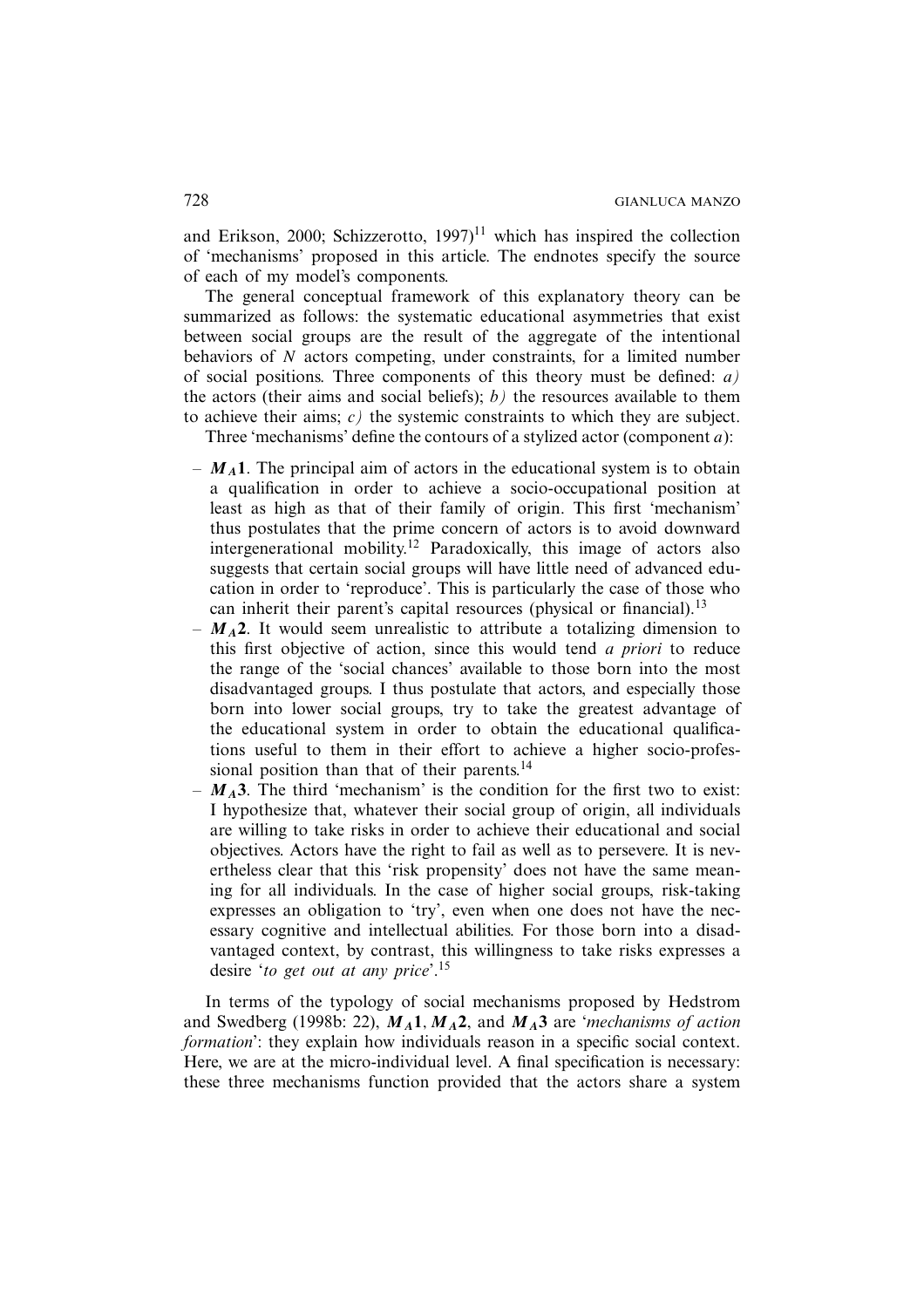and Erikson, 2000; Schizzerotto, 1997)[11] which has inspired the collection of 'mechanisms' proposed in this article. The endnotes specify the source of each of my model's components.

The general conceptual framework of this explanatory theory can be summarized as follows: the systematic educational asymmetries that exist between social groups are the result of the aggregate of the intentional behaviors of *N* actors competing, under constraints, for a limited number of social positions. Three components of this theory must be defined: *a)* the actors (their aims and social beliefs); *b)* the resources available to them to achieve their aims; *c)* the systemic constraints to which they are subject.

Three 'mechanisms' define the contours of a stylized actor (component *a*):

- $\boldsymbol{M_A 1}$. The principal aim of actors in the educational system is to obtain a qualification in order to achieve a socio-occupational position at least as high as that of their family of origin. This first 'mechanism' thus postulates that the prime concern of actors is to avoid downward intergenerational mobility.[12] Paradoxically, this image of actors also suggests that certain social groups will have little need of advanced education in order to 'reproduce'. This is particularly the case of those who can inherit their parent's capital resources (physical or financial).[13]
- $\boldsymbol{M_A 2}$. It would seem unrealistic to attribute a totalizing dimension to this first objective of action, since this would tend *a priori* to reduce the range of the 'social chances' available to those born into the most disadvantaged groups. I thus postulate that actors, and especially those born into lower social groups, try to take the greatest advantage of the educational system in order to obtain the educational qualifications useful to them in their effort to achieve a higher socio-professional position than that of their parents.[14]
- $\boldsymbol{M_A 3}$. The third 'mechanism' is the condition for the first two to exist: I hypothesize that, whatever their social group of origin, all individuals are willing to take risks in order to achieve their educational and social objectives. Actors have the right to fail as well as to persevere. It is nevertheless clear that this 'risk propensity' does not have the same meaning for all individuals. In the case of higher social groups, risk-taking expresses an obligation to 'try', even when one does not have the necessary cognitive and intellectual abilities. For those born into a disadvantaged context, by contrast, this willingness to take risks expresses a desire '*to get out at any price*'.[15]

In terms of the typology of social mechanisms proposed by Hedstrom and Swedberg (1998b: 22), $\boldsymbol{M_A 1}$, $\boldsymbol{M_A 2}$, and $\boldsymbol{M_A 3}$ are '*mechanisms of action formation*': they explain how individuals reason in a specific social context. Here, we are at the micro-individual level. A final specification is necessary: these three mechanisms function provided that the actors share a system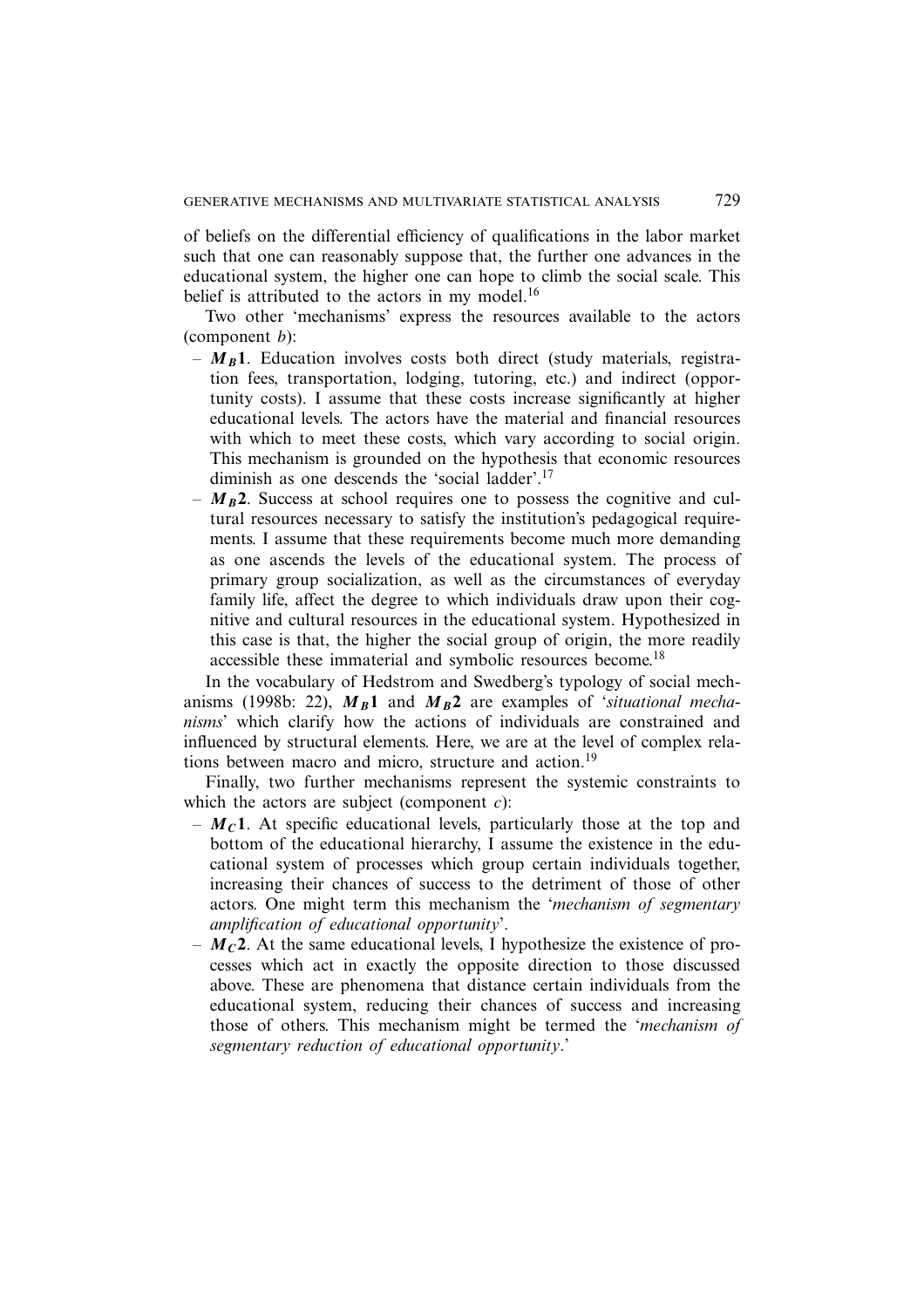of beliefs on the differential efficiency of qualifications in the labor market such that one can reasonably suppose that, the further one advances in the educational system, the higher one can hope to climb the social scale. This belief is attributed to the actors in my model.[16]

Two other 'mechanisms' express the resources available to the actors (component *b*):

- $\boldsymbol{M_B 1}$. Education involves costs both direct (study materials, registration fees, transportation, lodging, tutoring, etc.) and indirect (opportunity costs). I assume that these costs increase significantly at higher educational levels. The actors have the material and financial resources with which to meet these costs, which vary according to social origin. This mechanism is grounded on the hypothesis that economic resources diminish as one descends the 'social ladder'.[17]
- $\boldsymbol{M_B 2}$. Success at school requires one to possess the cognitive and cultural resources necessary to satisfy the institution's pedagogical requirements. I assume that these requirements become much more demanding as one ascends the levels of the educational system. The process of primary group socialization, as well as the circumstances of everyday family life, affect the degree to which individuals draw upon their cognitive and cultural resources in the educational system. Hypothesized in this case is that, the higher the social group of origin, the more readily accessible these immaterial and symbolic resources become.[18]

In the vocabulary of Hedstrom and Swedberg's typology of social mechanisms (1998b: 22), $\boldsymbol{M_B 1}$ and $\boldsymbol{M_B 2}$ are examples of '*situational mechanisms*' which clarify how the actions of individuals are constrained and influenced by structural elements. Here, we are at the level of complex relations between macro and micro, structure and action.[19]

Finally, two further mechanisms represent the systemic constraints to which the actors are subject (component *c*):

- $\boldsymbol{M_C 1}$. At specific educational levels, particularly those at the top and bottom of the educational hierarchy, I assume the existence in the educational system of processes which group certain individuals together, increasing their chances of success to the detriment of those of other actors. One might term this mechanism the '*mechanism of segmentary amplification of educational opportunity*'.
- $\boldsymbol{M_C 2}$. At the same educational levels, I hypothesize the existence of processes which act in exactly the opposite direction to those discussed above. These are phenomena that distance certain individuals from the educational system, reducing their chances of success and increasing those of others. This mechanism might be termed the '*mechanism of segmentary reduction of educational opportunity*.'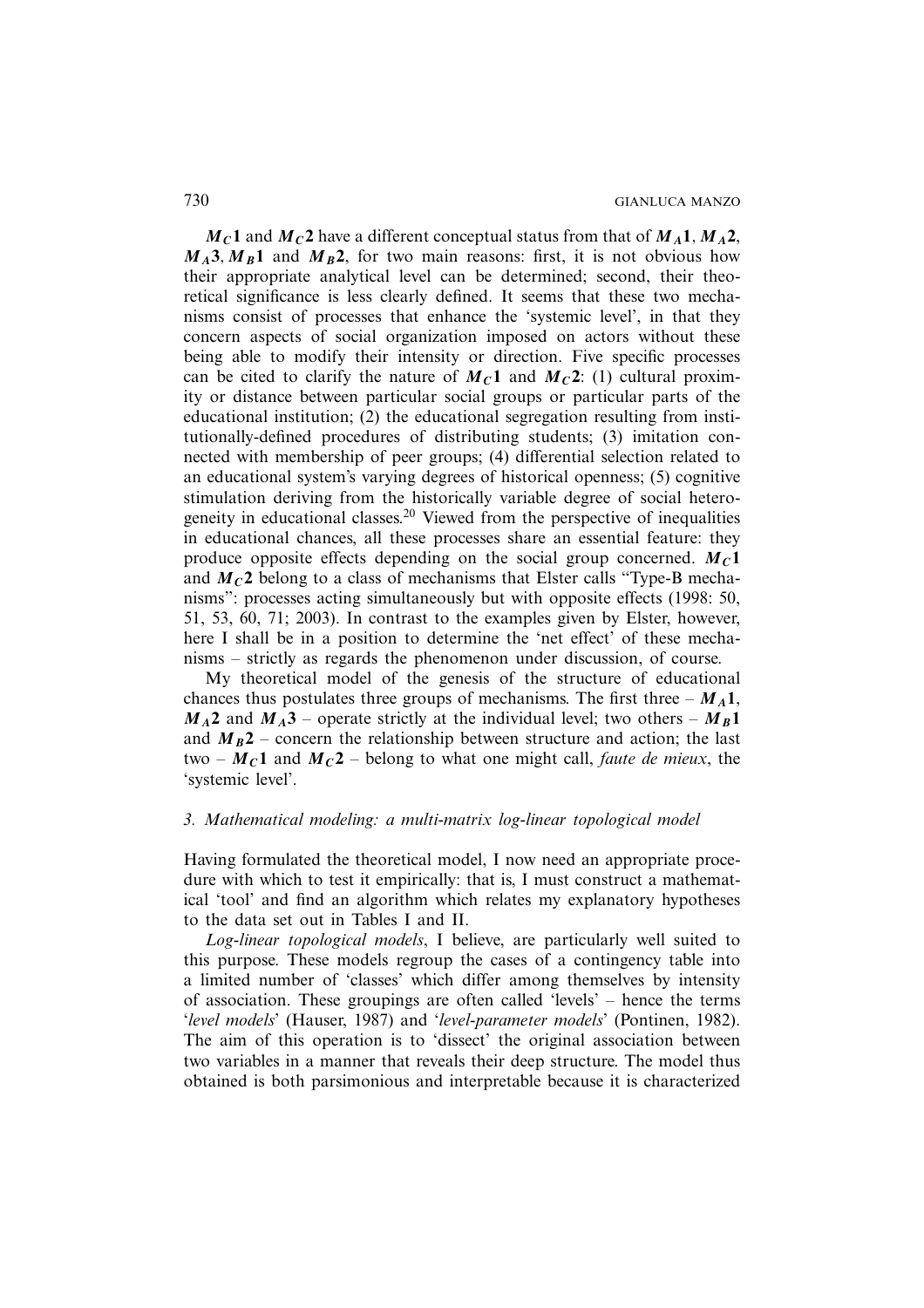$M_C\mathbf{1}$ and $M_C\mathbf{2}$ have a different conceptual status from that of $M_A\mathbf{1}$, $M_A\mathbf{2}$, $M_A\mathbf{3}$, $M_B\mathbf{1}$ and $M_B\mathbf{2}$, for two main reasons: first, it is not obvious how their appropriate analytical level can be determined; second, their theoretical significance is less clearly defined. It seems that these two mechanisms consist of processes that enhance the 'systemic level', in that they concern aspects of social organization imposed on actors without these being able to modify their intensity or direction. Five specific processes can be cited to clarify the nature of $M_C\mathbf{1}$ and $M_C\mathbf{2}$: (1) cultural proximity or distance between particular social groups or particular parts of the educational institution; (2) the educational segregation resulting from institutionally-defined procedures of distributing students; (3) imitation connected with membership of peer groups; (4) differential selection related to an educational system's varying degrees of historical openness; (5) cognitive stimulation deriving from the historically variable degree of social heterogeneity in educational classes.[20] Viewed from the perspective of inequalities in educational chances, all these processes share an essential feature: they produce opposite effects depending on the social group concerned. $M_C\mathbf{1}$ and $M_C\mathbf{2}$ belong to a class of mechanisms that Elster calls "Type-B mechanisms": processes acting simultaneously but with opposite effects (1998: 50, 51, 53, 60, 71; 2003). In contrast to the examples given by Elster, however, here I shall be in a position to determine the 'net effect' of these mechanisms – strictly as regards the phenomenon under discussion, of course.

My theoretical model of the genesis of the structure of educational chances thus postulates three groups of mechanisms. The first three – $M_A\mathbf{1}$, $M_A\mathbf{2}$ and $M_A\mathbf{3}$ – operate strictly at the individual level; two others – $M_B\mathbf{1}$ and $M_B\mathbf{2}$ – concern the relationship between structure and action; the last two – $M_C\mathbf{1}$ and $M_C\mathbf{2}$ – belong to what one might call, *faute de mieux*, the 'systemic level'.

### 3. *Mathematical modeling: a multi-matrix log-linear topological model*

Having formulated the theoretical model, I now need an appropriate procedure with which to test it empirically: that is, I must construct a mathematical 'tool' and find an algorithm which relates my explanatory hypotheses to the data set out in Tables I and II.

*Log-linear topological models*, I believe, are particularly well suited to this purpose. These models regroup the cases of a contingency table into a limited number of 'classes' which differ among themselves by intensity of association. These groupings are often called 'levels' – hence the terms '*level models*' (Hauser, 1987) and '*level-parameter models*' (Pontinen, 1982). The aim of this operation is to 'dissect' the original association between two variables in a manner that reveals their deep structure. The model thus obtained is both parsimonious and interpretable because it is characterized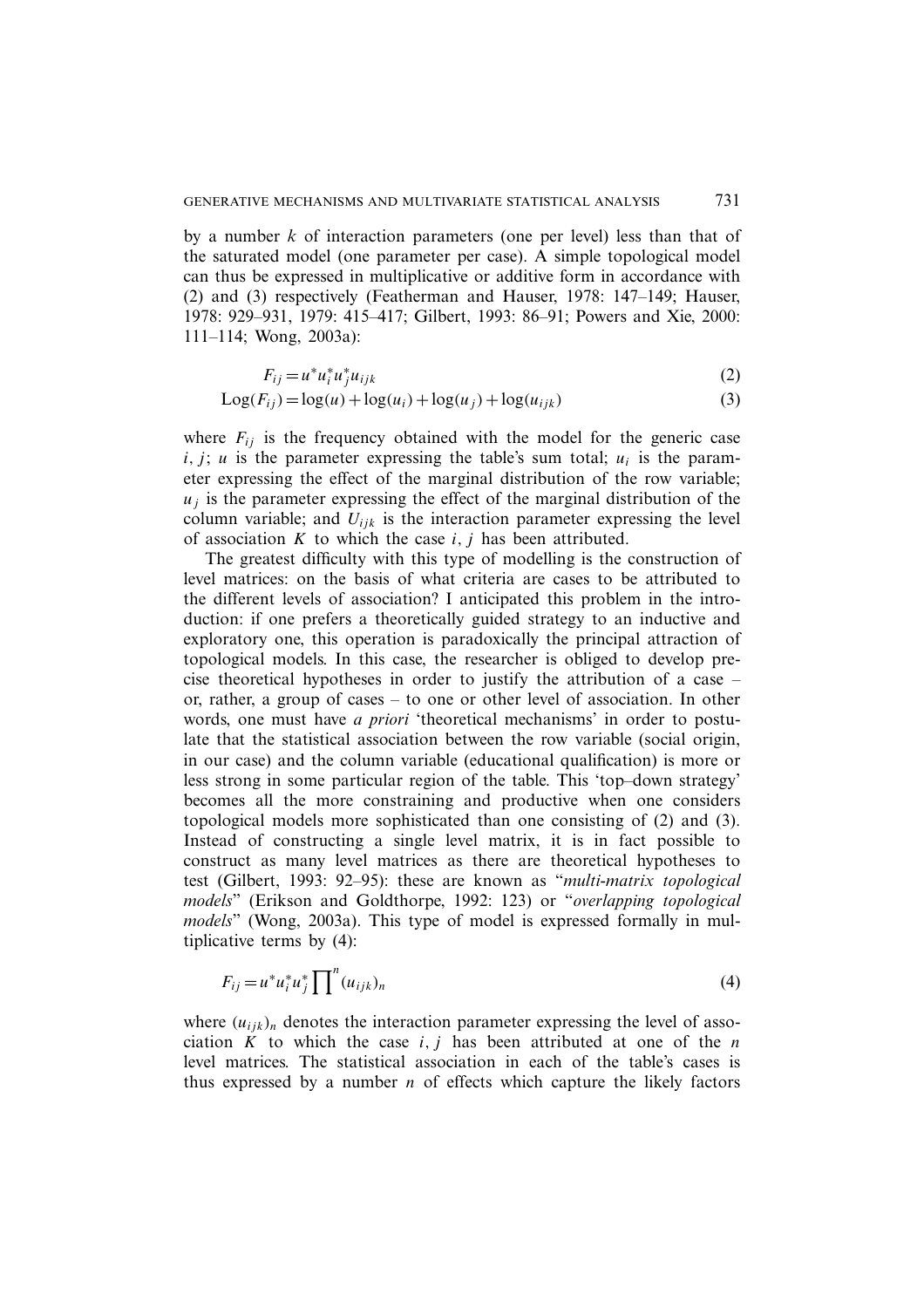by a number $k$ of interaction parameters (one per level) less than that of the saturated model (one parameter per case). A simple topological model can thus be expressed in multiplicative or additive form in accordance with (2) and (3) respectively (Featherman and Hauser, 1978: 147–149; Hauser, 1978: 929–931, 1979: 415–417; Gilbert, 1993: 86–91; Powers and Xie, 2000: 111–114; Wong, 2003a):

$$F_{ij} = u^* u_i^* u_j^* u_{ijk} \tag{2}$$

$$\text{Log}(F_{ij}) = \log(u) + \log(u_i) + \log(u_j) + \log(u_{ijk}) \tag{3}$$

where $F_{ij}$ is the frequency obtained with the model for the generic case $i$, $j$; $u$ is the parameter expressing the table's sum total; $u_i$ is the parameter expressing the effect of the marginal distribution of the row variable; $u_j$ is the parameter expressing the effect of the marginal distribution of the column variable; and $U_{ijk}$ is the interaction parameter expressing the level of association $K$ to which the case $i$, $j$ has been attributed.

The greatest difficulty with this type of modelling is the construction of level matrices: on the basis of what criteria are cases to be attributed to the different levels of association? I anticipated this problem in the introduction: if one prefers a theoretically guided strategy to an inductive and exploratory one, this operation is paradoxically the principal attraction of topological models. In this case, the researcher is obliged to develop precise theoretical hypotheses in order to justify the attribution of a case – or, rather, a group of cases – to one or other level of association. In other words, one must have *a priori* 'theoretical mechanisms' in order to postulate that the statistical association between the row variable (social origin, in our case) and the column variable (educational qualification) is more or less strong in some particular region of the table. This 'top–down strategy' becomes all the more constraining and productive when one considers topological models more sophisticated than one consisting of (2) and (3). Instead of constructing a single level matrix, it is in fact possible to construct as many level matrices as there are theoretical hypotheses to test (Gilbert, 1993: 92–95): these are known as "*multi-matrix topological models*" (Erikson and Goldthorpe, 1992: 123) or "*overlapping topological models*" (Wong, 2003a). This type of model is expressed formally in multiplicative terms by (4):

$$F_{ij} = u^* u_i^* u_j^* \prod\nolimits^{n} (u_{ijk})_n \tag{4}$$

where $(u_{ijk})_n$ denotes the interaction parameter expressing the level of association $K$ to which the case $i$, $j$ has been attributed at one of the $n$ level matrices. The statistical association in each of the table's cases is thus expressed by a number $n$ of effects which capture the likely factors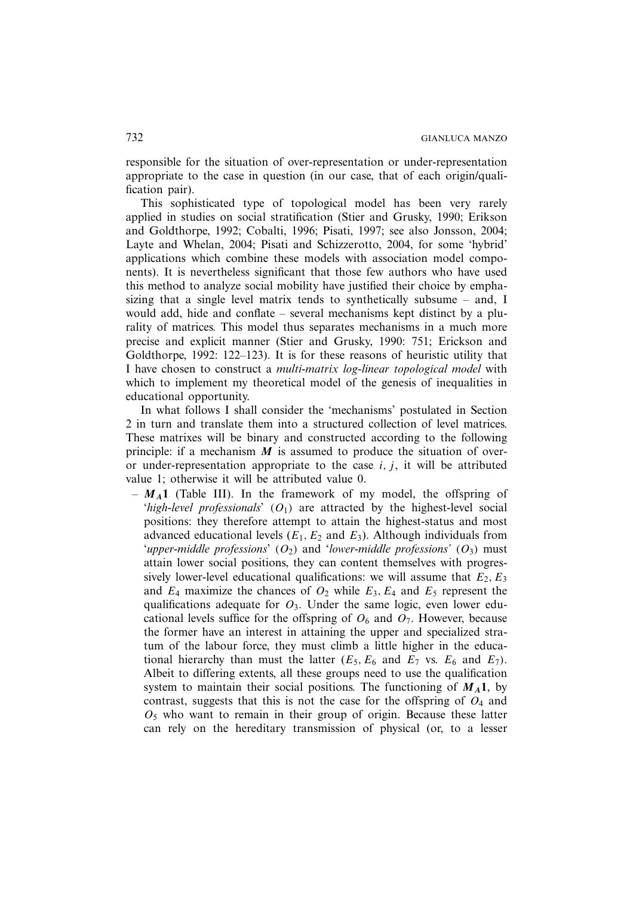responsible for the situation of over-representation or under-representation appropriate to the case in question (in our case, that of each origin/qualification pair).

This sophisticated type of topological model has been very rarely applied in studies on social stratification (Stier and Grusky, 1990; Erikson and Goldthorpe, 1992; Cobalti, 1996; Pisati, 1997; see also Jonsson, 2004; Layte and Whelan, 2004; Pisati and Schizzerotto, 2004, for some 'hybrid' applications which combine these models with association model components). It is nevertheless significant that those few authors who have used this method to analyze social mobility have justified their choice by emphasizing that a single level matrix tends to synthetically subsume – and, I would add, hide and conflate – several mechanisms kept distinct by a plurality of matrices. This model thus separates mechanisms in a much more precise and explicit manner (Stier and Grusky, 1990: 751; Erickson and Goldthorpe, 1992: 122–123). It is for these reasons of heuristic utility that I have chosen to construct a *multi-matrix log-linear topological model* with which to implement my theoretical model of the genesis of inequalities in educational opportunity.

In what follows I shall consider the 'mechanisms' postulated in Section 2 in turn and translate them into a structured collection of level matrices. These matrixes will be binary and constructed according to the following principle: if a mechanism $\boldsymbol{M}$ is assumed to produce the situation of over- or under-representation appropriate to the case $i, j$, it will be attributed value 1; otherwise it will be attributed value 0.

- $\boldsymbol{M_A 1}$ (Table III). In the framework of my model, the offspring of '*high-level professionals*' ($O_1$) are attracted by the highest-level social positions: they therefore attempt to attain the highest-status and most advanced educational levels ($E_1$, $E_2$ and $E_3$). Although individuals from '*upper-middle professions*' ($O_2$) and '*lower-middle professions'* ($O_3$) must attain lower social positions, they can content themselves with progressively lower-level educational qualifications: we will assume that $E_2$, $E_3$ and $E_4$ maximize the chances of $O_2$ while $E_3$, $E_4$ and $E_5$ represent the qualifications adequate for $O_3$. Under the same logic, even lower educational levels suffice for the offspring of $O_6$ and $O_7$. However, because the former have an interest in attaining the upper and specialized stratum of the labour force, they must climb a little higher in the educational hierarchy than must the latter ($E_5$, $E_6$ and $E_7$ vs. $E_6$ and $E_7$). Albeit to differing extents, all these groups need to use the qualification system to maintain their social positions. The functioning of $\boldsymbol{M_A 1}$, by contrast, suggests that this is not the case for the offspring of $O_4$ and $O_5$ who want to remain in their group of origin. Because these latter can rely on the hereditary transmission of physical (or, to a lesser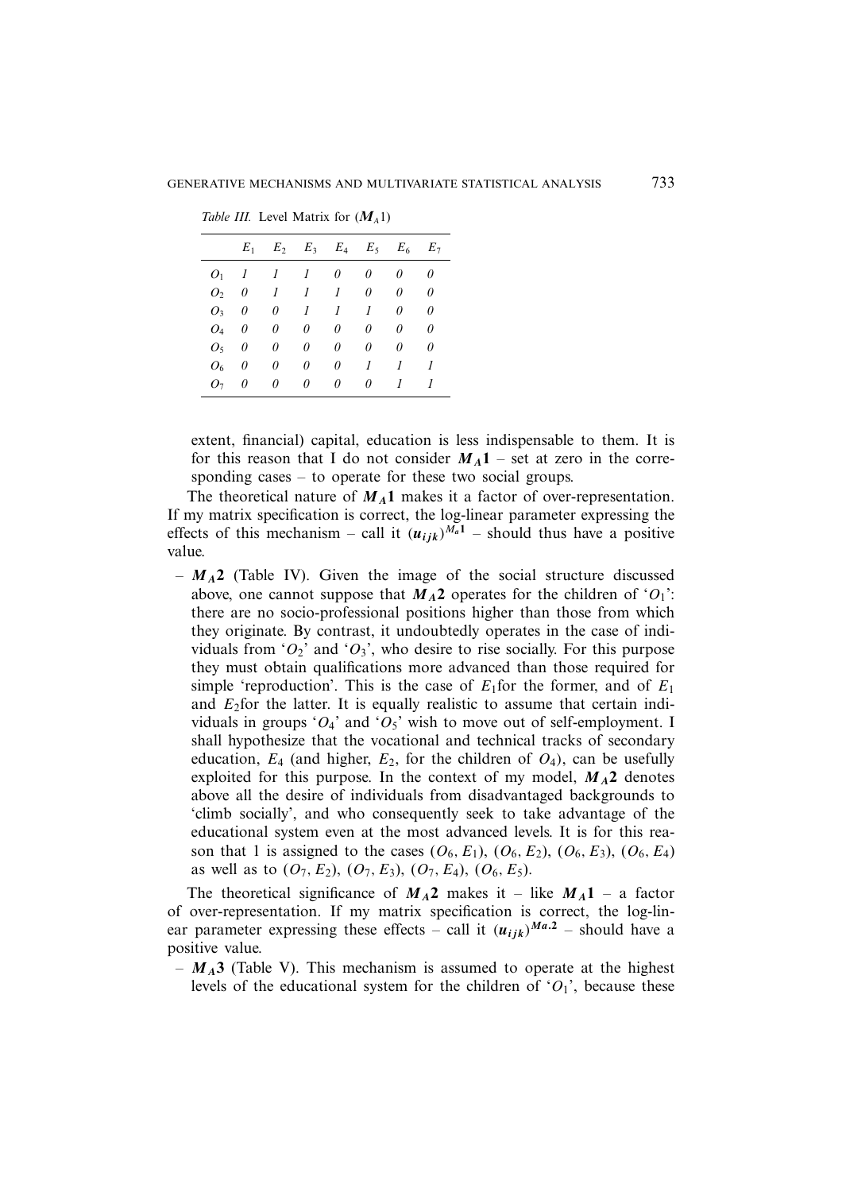*Table III.* Level Matrix for ($\boldsymbol{M}_A 1$)

| | $E_1$ | $E_2$ | $E_3$ | $E_4$ | $E_5$ | $E_6$ | $E_7$ |
|---|---|---|---|---|---|---|---|
| $O_1$ | *1* | *1* | *1* | *0* | *0* | *0* | *0* |
| $O_2$ | *0* | *1* | *1* | *1* | *0* | *0* | *0* |
| $O_3$ | *0* | *0* | *1* | *1* | *1* | *0* | *0* |
| $O_4$ | *0* | *0* | *0* | *0* | *0* | *0* | *0* |
| $O_5$ | *0* | *0* | *0* | *0* | *0* | *0* | *0* |
| $O_6$ | *0* | *0* | *0* | *0* | *1* | *1* | *1* |
| $O_7$ | *0* | *0* | *0* | *0* | *0* | *1* | *1* |

extent, financial) capital, education is less indispensable to them. It is for this reason that I do not consider $\boldsymbol{M}_A\mathbf{1}$ – set at zero in the corresponding cases – to operate for these two social groups.

The theoretical nature of $\boldsymbol{M}_A\mathbf{1}$ makes it a factor of over-representation. If my matrix specification is correct, the log-linear parameter expressing the effects of this mechanism – call it $(\boldsymbol{u}_{ijk})^{M_a\mathbf{1}}$ – should thus have a positive value.

– $\boldsymbol{M}_A\mathbf{2}$ (Table IV). Given the image of the social structure discussed above, one cannot suppose that $\boldsymbol{M}_A\mathbf{2}$ operates for the children of '$O_1$': there are no socio-professional positions higher than those from which they originate. By contrast, it undoubtedly operates in the case of individuals from '$O_2$' and '$O_3$', who desire to rise socially. For this purpose they must obtain qualifications more advanced than those required for simple 'reproduction'. This is the case of $E_1$ for the former, and of $E_1$ and $E_2$ for the latter. It is equally realistic to assume that certain individuals in groups '$O_4$' and '$O_5$' wish to move out of self-employment. I shall hypothesize that the vocational and technical tracks of secondary education, $E_4$ (and higher, $E_2$, for the children of $O_4$), can be usefully exploited for this purpose. In the context of my model, $\boldsymbol{M}_A\mathbf{2}$ denotes above all the desire of individuals from disadvantaged backgrounds to 'climb socially', and who consequently seek to take advantage of the educational system even at the most advanced levels. It is for this reason that 1 is assigned to the cases ($O_6$, $E_1$), ($O_6$, $E_2$), ($O_6$, $E_3$), ($O_6$, $E_4$) as well as to ($O_7$, $E_2$), ($O_7$, $E_3$), ($O_7$, $E_4$), ($O_6$, $E_5$).

The theoretical significance of $\boldsymbol{M}_A\mathbf{2}$ makes it – like $\boldsymbol{M}_A\mathbf{1}$ – a factor of over-representation. If my matrix specification is correct, the log-linear parameter expressing these effects – call it $(\boldsymbol{u}_{ijk})^{\boldsymbol{Ma.2}}$ – should have a positive value.

– $\boldsymbol{M}_A\mathbf{3}$ (Table V). This mechanism is assumed to operate at the highest levels of the educational system for the children of '$O_1$', because these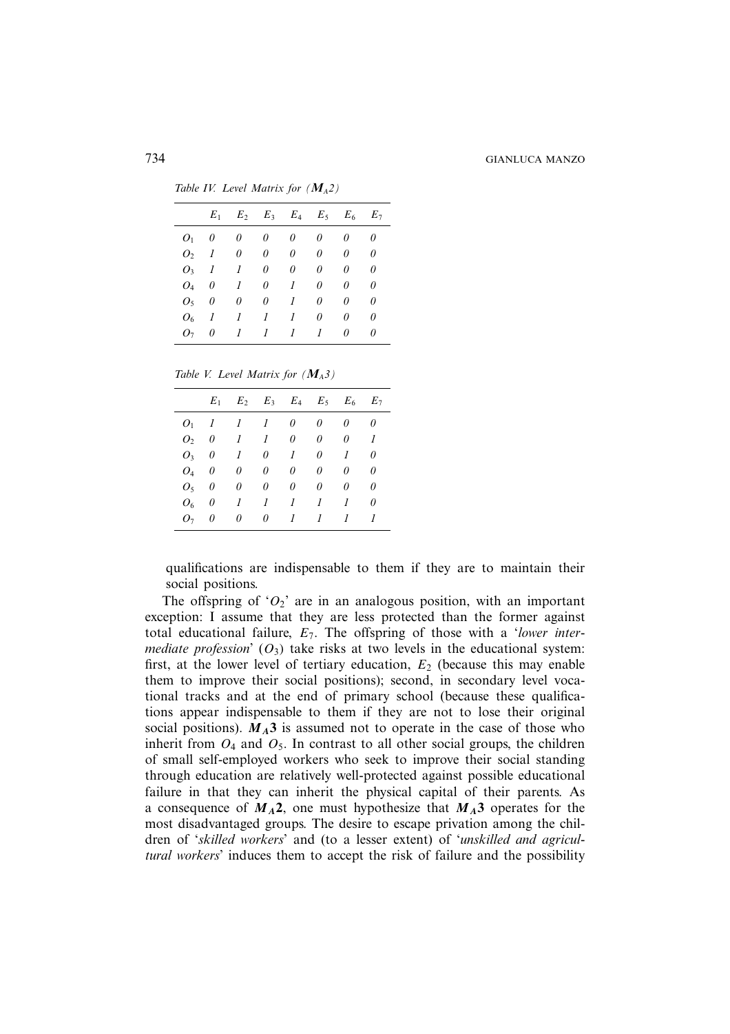*Table IV. Level Matrix for ($\boldsymbol{M}_A 2$)*

| | $E_1$ | $E_2$ | $E_3$ | $E_4$ | $E_5$ | $E_6$ | $E_7$ |
|---|---|---|---|---|---|---|---|
| $O_1$ | *0* | *0* | *0* | *0* | *0* | *0* | *0* |
| $O_2$ | *1* | *0* | *0* | *0* | *0* | *0* | *0* |
| $O_3$ | *1* | *1* | *0* | *0* | *0* | *0* | *0* |
| $O_4$ | *0* | *1* | *0* | *1* | *0* | *0* | *0* |
| $O_5$ | *0* | *0* | *0* | *1* | *0* | *0* | *0* |
| $O_6$ | *1* | *1* | *1* | *1* | *0* | *0* | *0* |
| $O_7$ | *0* | *1* | *1* | *1* | *1* | *0* | *0* |

*Table V. Level Matrix for ($\boldsymbol{M}_A 3$)*

| | $E_1$ | $E_2$ | $E_3$ | $E_4$ | $E_5$ | $E_6$ | $E_7$ |
|---|---|---|---|---|---|---|---|
| $O_1$ | *1* | *1* | *1* | *0* | *0* | *0* | *0* |
| $O_2$ | *0* | *1* | *1* | *0* | *0* | *0* | *1* |
| $O_3$ | *0* | *1* | *0* | *1* | *0* | *1* | *0* |
| $O_4$ | *0* | *0* | *0* | *0* | *0* | *0* | *0* |
| $O_5$ | *0* | *0* | *0* | *0* | *0* | *0* | *0* |
| $O_6$ | *0* | *1* | *1* | *1* | *1* | *1* | *0* |
| $O_7$ | *0* | *0* | *0* | *1* | *1* | *1* | *1* |

qualifications are indispensable to them if they are to maintain their social positions.

The offspring of '$O_2$' are in an analogous position, with an important exception: I assume that they are less protected than the former against total educational failure, $E_7$. The offspring of those with a '*lower intermediate profession*' ($O_3$) take risks at two levels in the educational system: first, at the lower level of tertiary education, $E_2$ (because this may enable them to improve their social positions); second, in secondary level vocational tracks and at the end of primary school (because these qualifications appear indispensable to them if they are not to lose their original social positions). $\boldsymbol{M}_A\mathbf{3}$ is assumed not to operate in the case of those who inherit from $O_4$ and $O_5$. In contrast to all other social groups, the children of small self-employed workers who seek to improve their social standing through education are relatively well-protected against possible educational failure in that they can inherit the physical capital of their parents. As a consequence of $\boldsymbol{M}_A\mathbf{2}$, one must hypothesize that $\boldsymbol{M}_A\mathbf{3}$ operates for the most disadvantaged groups. The desire to escape privation among the children of '*skilled workers*' and (to a lesser extent) of '*unskilled and agricultural workers*' induces them to accept the risk of failure and the possibility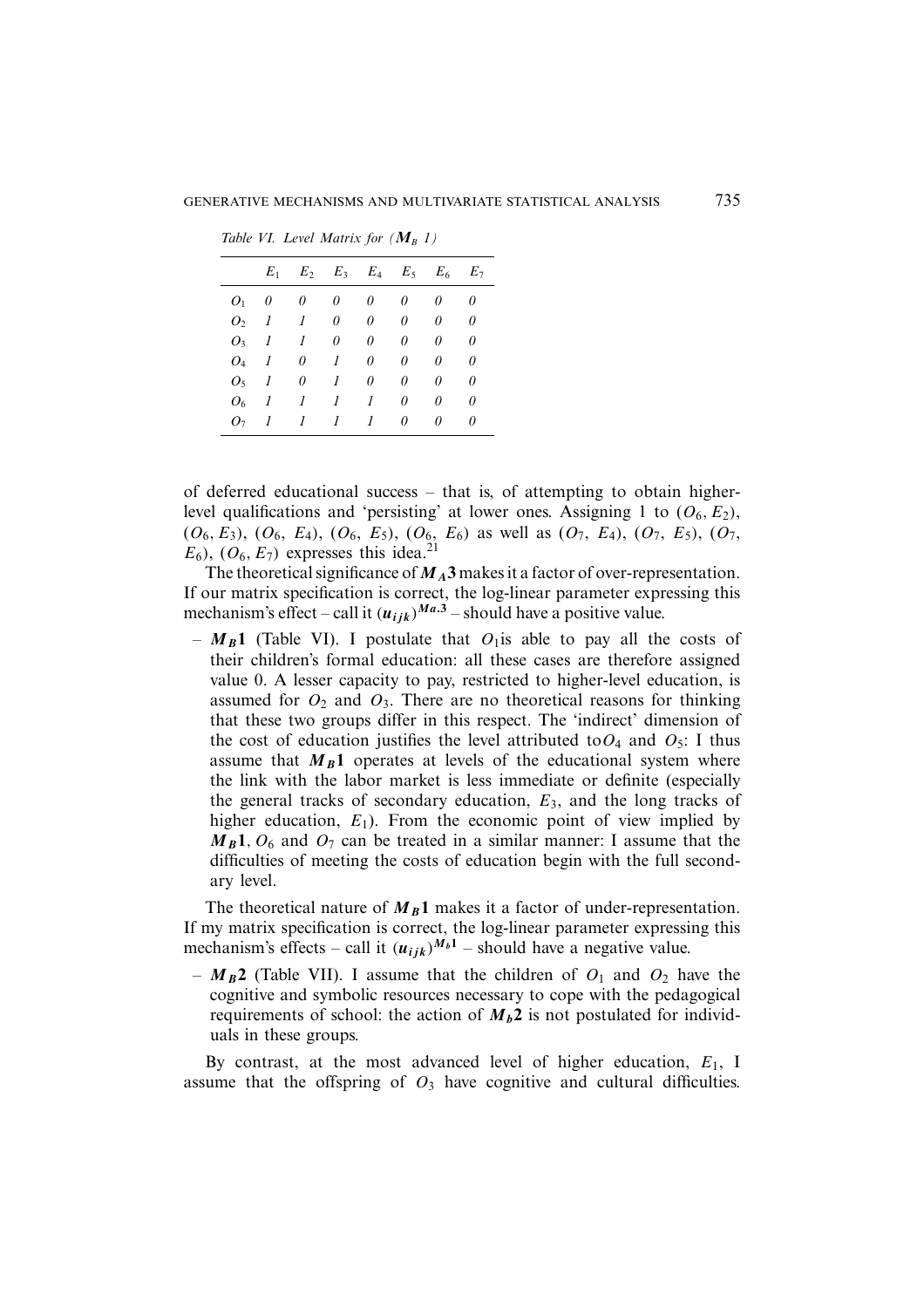*Table VI. Level Matrix for ($M_B$ 1)*

| | $E_1$ | $E_2$ | $E_3$ | $E_4$ | $E_5$ | $E_6$ | $E_7$ |
|---|---|---|---|---|---|---|---|
| $O_1$ | *0* | *0* | *0* | *0* | *0* | *0* | *0* |
| $O_2$ | *1* | *1* | *0* | *0* | *0* | *0* | *0* |
| $O_3$ | *1* | *1* | *0* | *0* | *0* | *0* | *0* |
| $O_4$ | *1* | *0* | *1* | *0* | *0* | *0* | *0* |
| $O_5$ | *1* | *0* | *1* | *0* | *0* | *0* | *0* |
| $O_6$ | *1* | *1* | *1* | *1* | *0* | *0* | *0* |
| $O_7$ | *1* | *1* | *1* | *1* | *0* | *0* | *0* |

of deferred educational success – that is, of attempting to obtain higher-level qualifications and 'persisting' at lower ones. Assigning 1 to ($O_6$, $E_2$), ($O_6$, $E_3$), ($O_6$, $E_4$), ($O_6$, $E_5$), ($O_6$, $E_6$) as well as ($O_7$, $E_4$), ($O_7$, $E_5$), ($O_7$, $E_6$), ($O_6$, $E_7$) expresses this idea.[21]

The theoretical significance of $\boldsymbol{M_A 3}$ makes it a factor of over-representation. If our matrix specification is correct, the log-linear parameter expressing this mechanism's effect – call it $(\boldsymbol{u_{ijk}})^{\boldsymbol{Ma.3}}$ – should have a positive value.

– $\boldsymbol{M_B 1}$ (Table VI). I postulate that $O_1$is able to pay all the costs of their children's formal education: all these cases are therefore assigned value 0. A lesser capacity to pay, restricted to higher-level education, is assumed for $O_2$ and $O_3$. There are no theoretical reasons for thinking that these two groups differ in this respect. The 'indirect' dimension of the cost of education justifies the level attributed to$O_4$ and $O_5$: I thus assume that $\boldsymbol{M_B 1}$ operates at levels of the educational system where the link with the labor market is less immediate or definite (especially the general tracks of secondary education, $E_3$, and the long tracks of higher education, $E_1$). From the economic point of view implied by $\boldsymbol{M_B 1}$, $O_6$ and $O_7$ can be treated in a similar manner: I assume that the difficulties of meeting the costs of education begin with the full secondary level.

The theoretical nature of $\boldsymbol{M_B 1}$ makes it a factor of under-representation. If my matrix specification is correct, the log-linear parameter expressing this mechanism's effects – call it $(\boldsymbol{u_{ijk}})^{\boldsymbol{M_b 1}}$ – should have a negative value.

– $\boldsymbol{M_B 2}$ (Table VII). I assume that the children of $O_1$ and $O_2$ have the cognitive and symbolic resources necessary to cope with the pedagogical requirements of school: the action of $\boldsymbol{M_b 2}$ is not postulated for individuals in these groups.

By contrast, at the most advanced level of higher education, $E_1$, I assume that the offspring of $O_3$ have cognitive and cultural difficulties.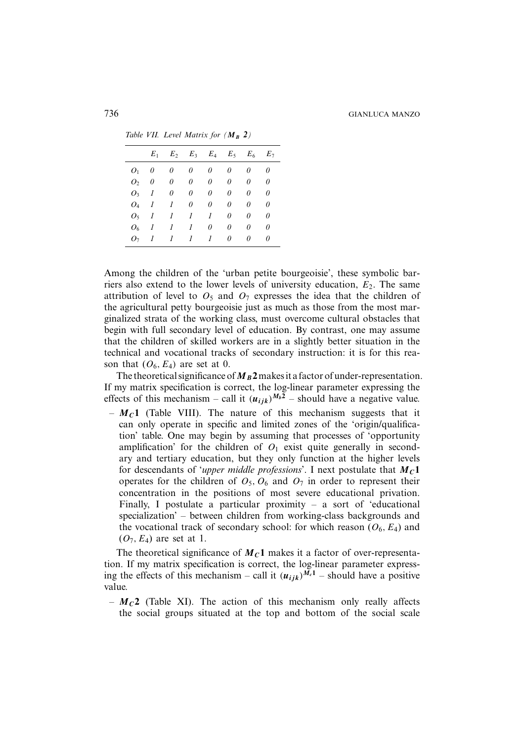*Table VII. Level Matrix for ($M_B$ 2)*

| | $E_1$ | $E_2$ | $E_3$ | $E_4$ | $E_5$ | $E_6$ | $E_7$ |
|---|---|---|---|---|---|---|---|
| $O_1$ | *0* | *0* | *0* | *0* | *0* | *0* | *0* |
| $O_2$ | *0* | *0* | *0* | *0* | *0* | *0* | *0* |
| $O_3$ | *1* | *0* | *0* | *0* | *0* | *0* | *0* |
| $O_4$ | *1* | *1* | *0* | *0* | *0* | *0* | *0* |
| $O_5$ | *1* | *1* | *1* | *1* | *0* | *0* | *0* |
| $O_6$ | *1* | *1* | *1* | *0* | *0* | *0* | *0* |
| $O_7$ | *1* | *1* | *1* | *1* | *0* | *0* | *0* |

Among the children of the 'urban petite bourgeoisie', these symbolic barriers also extend to the lower levels of university education, $E_2$. The same attribution of level to $O_5$ and $O_7$ expresses the idea that the children of the agricultural petty bourgeoisie just as much as those from the most marginalized strata of the working class, must overcome cultural obstacles that begin with full secondary level of education. By contrast, one may assume that the children of skilled workers are in a slightly better situation in the technical and vocational tracks of secondary instruction: it is for this reason that $(O_6, E_4)$ are set at 0.

The theoretical significance of $\boldsymbol{M_B 2}$ makes it a factor of under-representation. If my matrix specification is correct, the log-linear parameter expressing the effects of this mechanism – call it $(\boldsymbol{u}_{ijk})^{M_b 2}$ – should have a negative value.

– $\boldsymbol{M_C 1}$ (Table VIII). The nature of this mechanism suggests that it can only operate in specific and limited zones of the 'origin/qualification' table. One may begin by assuming that processes of 'opportunity amplification' for the children of $O_1$ exist quite generally in secondary and tertiary education, but they only function at the higher levels for descendants of '*upper middle professions*'. I next postulate that $\boldsymbol{M_C 1}$ operates for the children of $O_5$, $O_6$ and $O_7$ in order to represent their concentration in the positions of most severe educational privation. Finally, I postulate a particular proximity – a sort of 'educational specialization' – between children from working-class backgrounds and the vocational track of secondary school: for which reason $(O_6, E_4)$ and $(O_7, E_4)$ are set at 1.

The theoretical significance of $\boldsymbol{M_C 1}$ makes it a factor of over-representation. If my matrix specification is correct, the log-linear parameter expressing the effects of this mechanism – call it $(\boldsymbol{u}_{ijk})^{M_c 1}$ – should have a positive value.

– $\boldsymbol{M_C 2}$ (Table XI). The action of this mechanism only really affects the social groups situated at the top and bottom of the social scale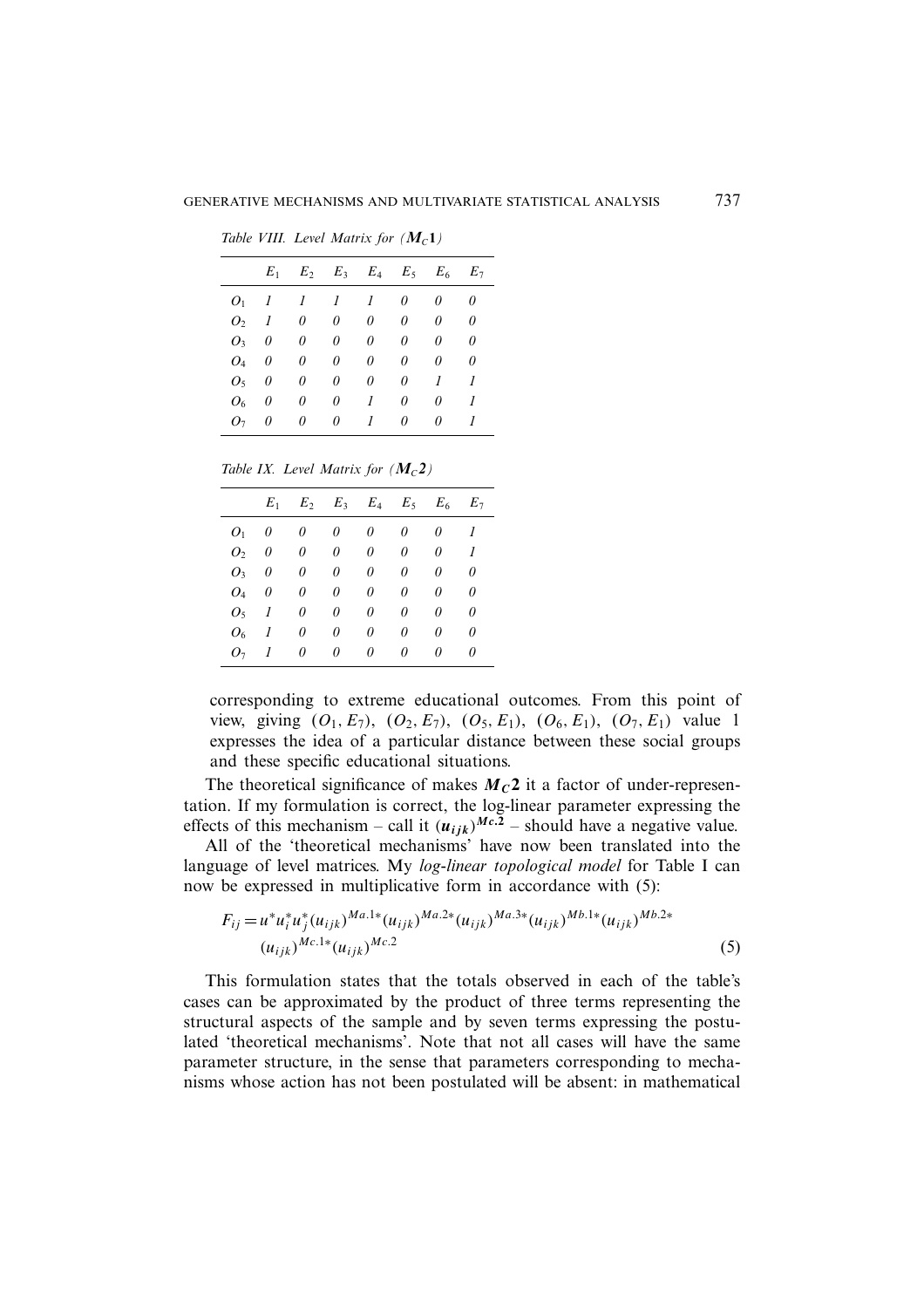*Table VIII. Level Matrix for (**$M_C$1**)*

| | $E_1$ | $E_2$ | $E_3$ | $E_4$ | $E_5$ | $E_6$ | $E_7$ |
|---|---|---|---|---|---|---|---|
| $O_1$ | *1* | *1* | *1* | *1* | *0* | *0* | *0* |
| $O_2$ | *1* | *0* | *0* | *0* | *0* | *0* | *0* |
| $O_3$ | *0* | *0* | *0* | *0* | *0* | *0* | *0* |
| $O_4$ | *0* | *0* | *0* | *0* | *0* | *0* | *0* |
| $O_5$ | *0* | *0* | *0* | *0* | *0* | *1* | *1* |
| $O_6$ | *0* | *0* | *0* | *1* | *0* | *0* | *1* |
| $O_7$ | *0* | *0* | *0* | *1* | *0* | *0* | *1* |

*Table IX. Level Matrix for (**$M_C$2**)*

| | $E_1$ | $E_2$ | $E_3$ | $E_4$ | $E_5$ | $E_6$ | $E_7$ |
|---|---|---|---|---|---|---|---|
| $O_1$ | *0* | *0* | *0* | *0* | *0* | *0* | *1* |
| $O_2$ | *0* | *0* | *0* | *0* | *0* | *0* | *1* |
| $O_3$ | *0* | *0* | *0* | *0* | *0* | *0* | *0* |
| $O_4$ | *0* | *0* | *0* | *0* | *0* | *0* | *0* |
| $O_5$ | *1* | *0* | *0* | *0* | *0* | *0* | *0* |
| $O_6$ | *1* | *0* | *0* | *0* | *0* | *0* | *0* |
| $O_7$ | *1* | *0* | *0* | *0* | *0* | *0* | *0* |

corresponding to extreme educational outcomes. From this point of view, giving $(O_1, E_7)$, $(O_2, E_7)$, $(O_5, E_1)$, $(O_6, E_1)$, $(O_7, E_1)$ value 1 expresses the idea of a particular distance between these social groups and these specific educational situations.

The theoretical significance of makes $\boldsymbol{M_C 2}$ it a factor of under-representation. If my formulation is correct, the log-linear parameter expressing the effects of this mechanism – call it $(\boldsymbol{u_{ijk}})^{\boldsymbol{Mc.2}}$ – should have a negative value.

All of the 'theoretical mechanisms' have now been translated into the language of level matrices. My *log-linear topological model* for Table I can now be expressed in multiplicative form in accordance with (5):

$$F_{ij} = u^* u_i^* u_j^* (u_{ijk})^{Ma.1*} (u_{ijk})^{Ma.2*} (u_{ijk})^{Ma.3*} (u_{ijk})^{Mb.1*} (u_{ijk})^{Mb.2*} (u_{ijk})^{Mc.1*} (u_{ijk})^{Mc.2} \quad (5)$$

This formulation states that the totals observed in each of the table's cases can be approximated by the product of three terms representing the structural aspects of the sample and by seven terms expressing the postulated 'theoretical mechanisms'. Note that not all cases will have the same parameter structure, in the sense that parameters corresponding to mechanisms whose action has not been postulated will be absent: in mathematical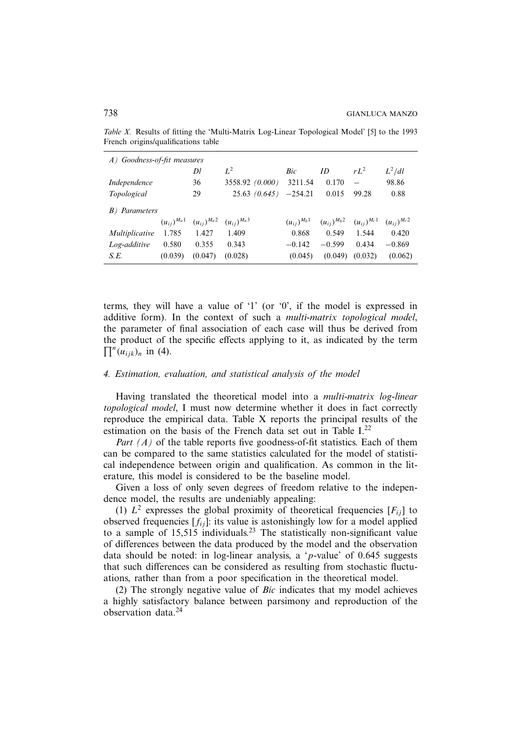*Table X.* Results of fitting the 'Multi-Matrix Log-Linear Topological Model' [5] to the 1993 French origins/qualifications table

| *A) Goodness-of-fit measures* | | | | | | | |
|---|---|---|---|---|---|---|---|
| | | *Dl* | $L^2$ | *Bic* | *ID* | $rL^2$ | $L^2/dl$ |
| *Independence* | | 36 | 3558.92 *(0.000)* | 3211.54 | 0.170 | – | 98.86 |
| *Topological* | | 29 | 25.63 *(0.645)* | −254.21 | 0.015 | 99.28 | 0.88 |

| *B) Parameters* | | | | | | | |
|---|---|---|---|---|---|---|---|
| | $(u_{ij})^{M_a1}$ | $(u_{ij})^{M_a2}$ | $(u_{ij})^{M_a3}$ | $(u_{ij})^{M_b1}$ | $(u_{ij})^{M_b2}$ | $(u_{ij})^{M_c1}$ | $(u_{ij})^{M_c2}$ |
| *Multiplicative* | 1.785 | 1.427 | 1.409 | 0.868 | 0.549 | 1.544 | 0.420 |
| *Log-additive* | 0.580 | 0.355 | 0.343 | −0.142 | −0.599 | 0.434 | −0.869 |
| *S.E.* | (0.039) | (0.047) | (0.028) | (0.045) | (0.049) | (0.032) | (0.062) |

terms, they will have a value of '1' (or '0', if the model is expressed in additive form). In the context of such a *multi-matrix topological model*, the parameter of final association of each case will thus be derived from the product of the specific effects applying to it, as indicated by the term $\prod^n (u_{ijk})_n$ in (4).

### 4. Estimation, evaluation, and statistical analysis of the model

Having translated the theoretical model into a *multi-matrix log-linear topological model*, I must now determine whether it does in fact correctly reproduce the empirical data. Table X reports the principal results of the estimation on the basis of the French data set out in Table I.[22]

*Part (A)* of the table reports five goodness-of-fit statistics. Each of them can be compared to the same statistics calculated for the model of statistical independence between origin and qualification. As common in the literature, this model is considered to be the baseline model.

Given a loss of only seven degrees of freedom relative to the independence model, the results are undeniably appealing:

(1) $L^2$ expresses the global proximity of theoretical frequencies $[F_{ij}]$ to observed frequencies $[f_{ij}]$: its value is astonishingly low for a model applied to a sample of 15,515 individuals.[23] The statistically non-significant value of differences between the data produced by the model and the observation data should be noted: in log-linear analysis, a '$p$-value' of 0.645 suggests that such differences can be considered as resulting from stochastic fluctuations, rather than from a poor specification in the theoretical model.

(2) The strongly negative value of *Bic* indicates that my model achieves a highly satisfactory balance between parsimony and reproduction of the observation data.[24]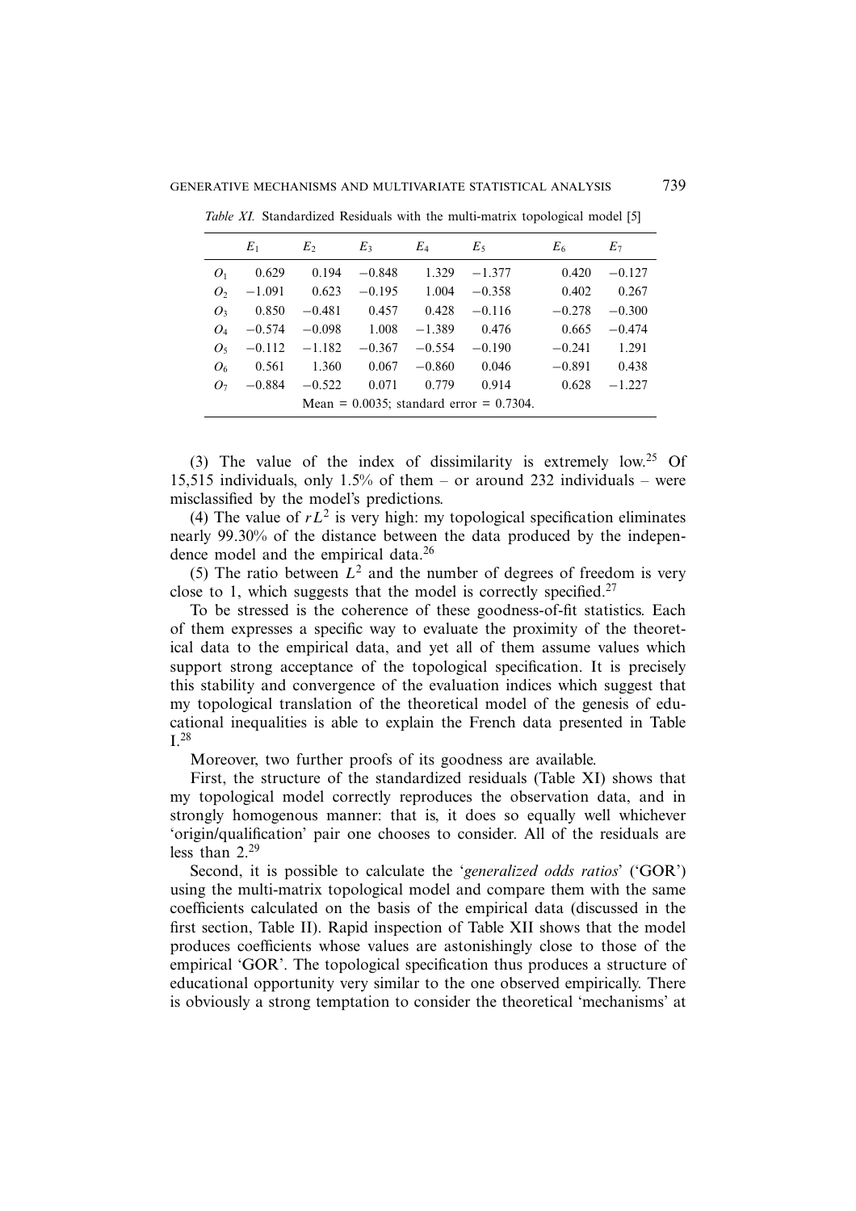*Table XI.* Standardized Residuals with the multi-matrix topological model [5]

| | $E_1$ | $E_2$ | $E_3$ | $E_4$ | $E_5$ | $E_6$ | $E_7$ |
|---|---|---|---|---|---|---|---|
| $O_1$ | 0.629 | 0.194 | −0.848 | 1.329 | −1.377 | 0.420 | −0.127 |
| $O_2$ | −1.091 | 0.623 | −0.195 | 1.004 | −0.358 | 0.402 | 0.267 |
| $O_3$ | 0.850 | −0.481 | 0.457 | 0.428 | −0.116 | −0.278 | −0.300 |
| $O_4$ | −0.574 | −0.098 | 1.008 | −1.389 | 0.476 | 0.665 | −0.474 |
| $O_5$ | −0.112 | −1.182 | −0.367 | −0.554 | −0.190 | −0.241 | 1.291 |
| $O_6$ | 0.561 | 1.360 | 0.067 | −0.860 | 0.046 | −0.891 | 0.438 |
| $O_7$ | −0.884 | −0.522 | 0.071 | 0.779 | 0.914 | 0.628 | −1.227 |
| Mean = 0.0035; standard error = 0.7304. | | | | | | | |

(3) The value of the index of dissimilarity is extremely low.[25] Of 15,515 individuals, only 1.5% of them – or around 232 individuals – were misclassified by the model's predictions.

(4) The value of $rL^2$ is very high: my topological specification eliminates nearly 99.30% of the distance between the data produced by the independence model and the empirical data.[26]

(5) The ratio between $L^2$ and the number of degrees of freedom is very close to 1, which suggests that the model is correctly specified.[27]

To be stressed is the coherence of these goodness-of-fit statistics. Each of them expresses a specific way to evaluate the proximity of the theoretical data to the empirical data, and yet all of them assume values which support strong acceptance of the topological specification. It is precisely this stability and convergence of the evaluation indices which suggest that my topological translation of the theoretical model of the genesis of educational inequalities is able to explain the French data presented in Table I.[28]

Moreover, two further proofs of its goodness are available.

First, the structure of the standardized residuals (Table XI) shows that my topological model correctly reproduces the observation data, and in strongly homogenous manner: that is, it does so equally well whichever 'origin/qualification' pair one chooses to consider. All of the residuals are less than 2.[29]

Second, it is possible to calculate the '*generalized odds ratios*' ('GOR') using the multi-matrix topological model and compare them with the same coefficients calculated on the basis of the empirical data (discussed in the first section, Table II). Rapid inspection of Table XII shows that the model produces coefficients whose values are astonishingly close to those of the empirical 'GOR'. The topological specification thus produces a structure of educational opportunity very similar to the one observed empirically. There is obviously a strong temptation to consider the theoretical 'mechanisms' at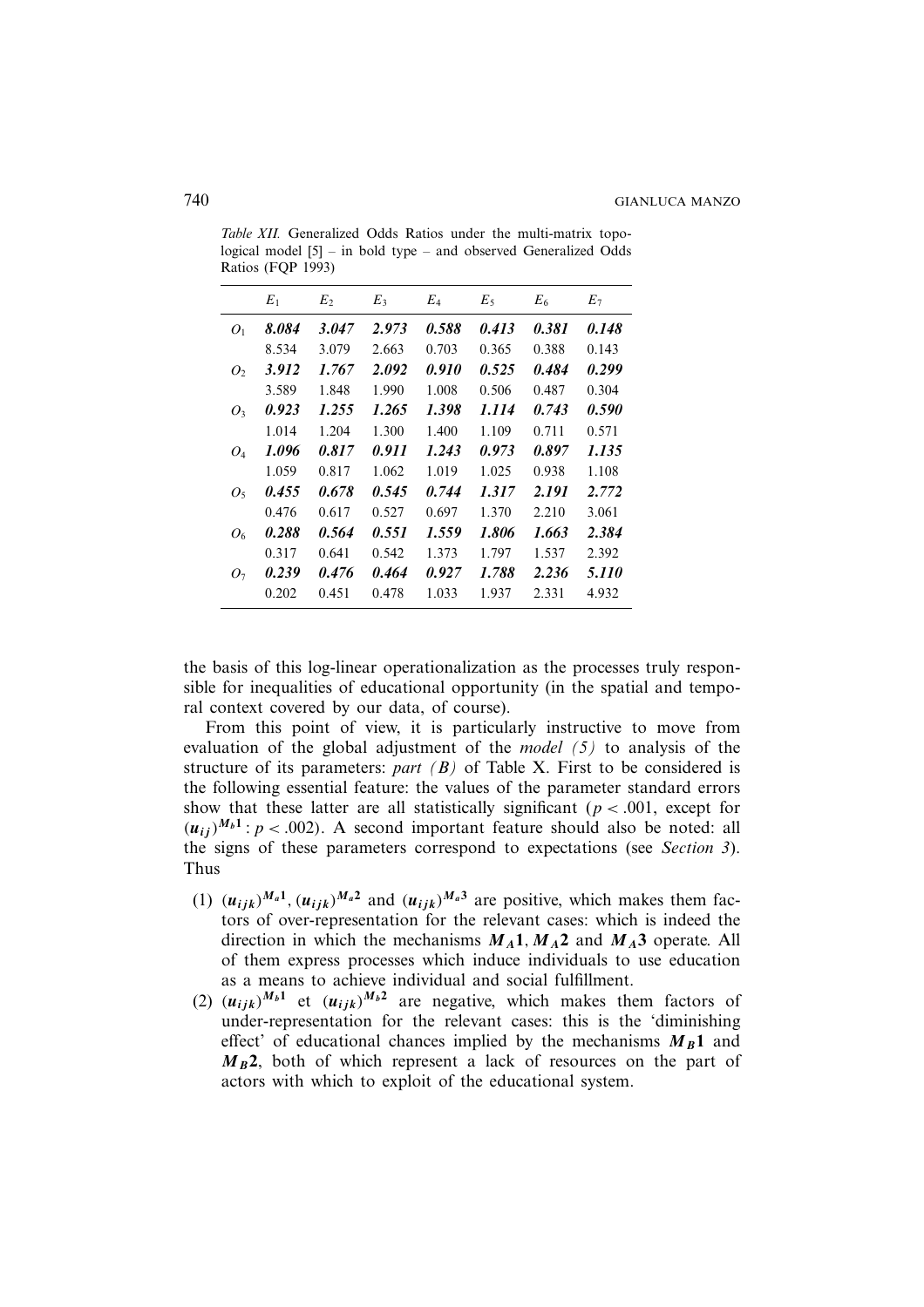*Table XII.* Generalized Odds Ratios under the multi-matrix topological model [5] – in bold type – and observed Generalized Odds Ratios (FQP 1993)

| | $E_1$ | $E_2$ | $E_3$ | $E_4$ | $E_5$ | $E_6$ | $E_7$ |
|---|---|---|---|---|---|---|---|
| $O_1$ | ***8.084*** | ***3.047*** | ***2.973*** | ***0.588*** | ***0.413*** | ***0.381*** | ***0.148*** |
| | 8.534 | 3.079 | 2.663 | 0.703 | 0.365 | 0.388 | 0.143 |
| $O_2$ | ***3.912*** | ***1.767*** | ***2.092*** | ***0.910*** | ***0.525*** | ***0.484*** | ***0.299*** |
| | 3.589 | 1.848 | 1.990 | 1.008 | 0.506 | 0.487 | 0.304 |
| $O_3$ | ***0.923*** | ***1.255*** | ***1.265*** | ***1.398*** | ***1.114*** | ***0.743*** | ***0.590*** |
| | 1.014 | 1.204 | 1.300 | 1.400 | 1.109 | 0.711 | 0.571 |
| $O_4$ | ***1.096*** | ***0.817*** | ***0.911*** | ***1.243*** | ***0.973*** | ***0.897*** | ***1.135*** |
| | 1.059 | 0.817 | 1.062 | 1.019 | 1.025 | 0.938 | 1.108 |
| $O_5$ | ***0.455*** | ***0.678*** | ***0.545*** | ***0.744*** | ***1.317*** | ***2.191*** | ***2.772*** |
| | 0.476 | 0.617 | 0.527 | 0.697 | 1.370 | 2.210 | 3.061 |
| $O_6$ | ***0.288*** | ***0.564*** | ***0.551*** | ***1.559*** | ***1.806*** | ***1.663*** | ***2.384*** |
| | 0.317 | 0.641 | 0.542 | 1.373 | 1.797 | 1.537 | 2.392 |
| $O_7$ | ***0.239*** | ***0.476*** | ***0.464*** | ***0.927*** | ***1.788*** | ***2.236*** | ***5.110*** |
| | 0.202 | 0.451 | 0.478 | 1.033 | 1.937 | 2.331 | 4.932 |

the basis of this log-linear operationalization as the processes truly responsible for inequalities of educational opportunity (in the spatial and temporal context covered by our data, of course).

From this point of view, it is particularly instructive to move from evaluation of the global adjustment of the *model (5)* to analysis of the structure of its parameters: *part (B)* of Table X. First to be considered is the following essential feature: the values of the parameter standard errors show that these latter are all statistically significant ($p < .001$, except for $(\boldsymbol{u}_{ij})^{M_b\mathbf{1}}: p < .002$). A second important feature should also be noted: all the signs of these parameters correspond to expectations (see *Section 3*). Thus

1. $(\boldsymbol{u}_{ijk})^{M_a\mathbf{1}}$, $(\boldsymbol{u}_{ijk})^{M_a\mathbf{2}}$ and $(\boldsymbol{u}_{ijk})^{M_a\mathbf{3}}$ are positive, which makes them factors of over-representation for the relevant cases: which is indeed the direction in which the mechanisms $\boldsymbol{M_A1}$, $\boldsymbol{M_A2}$ and $\boldsymbol{M_A3}$ operate. All of them express processes which induce individuals to use education as a means to achieve individual and social fulfillment.
2. $(\boldsymbol{u}_{ijk})^{M_b\mathbf{1}}$ et $(\boldsymbol{u}_{ijk})^{M_b\mathbf{2}}$ are negative, which makes them factors of under-representation for the relevant cases: this is the 'diminishing effect' of educational chances implied by the mechanisms $\boldsymbol{M_B1}$ and $\boldsymbol{M_B2}$, both of which represent a lack of resources on the part of actors with which to exploit of the educational system.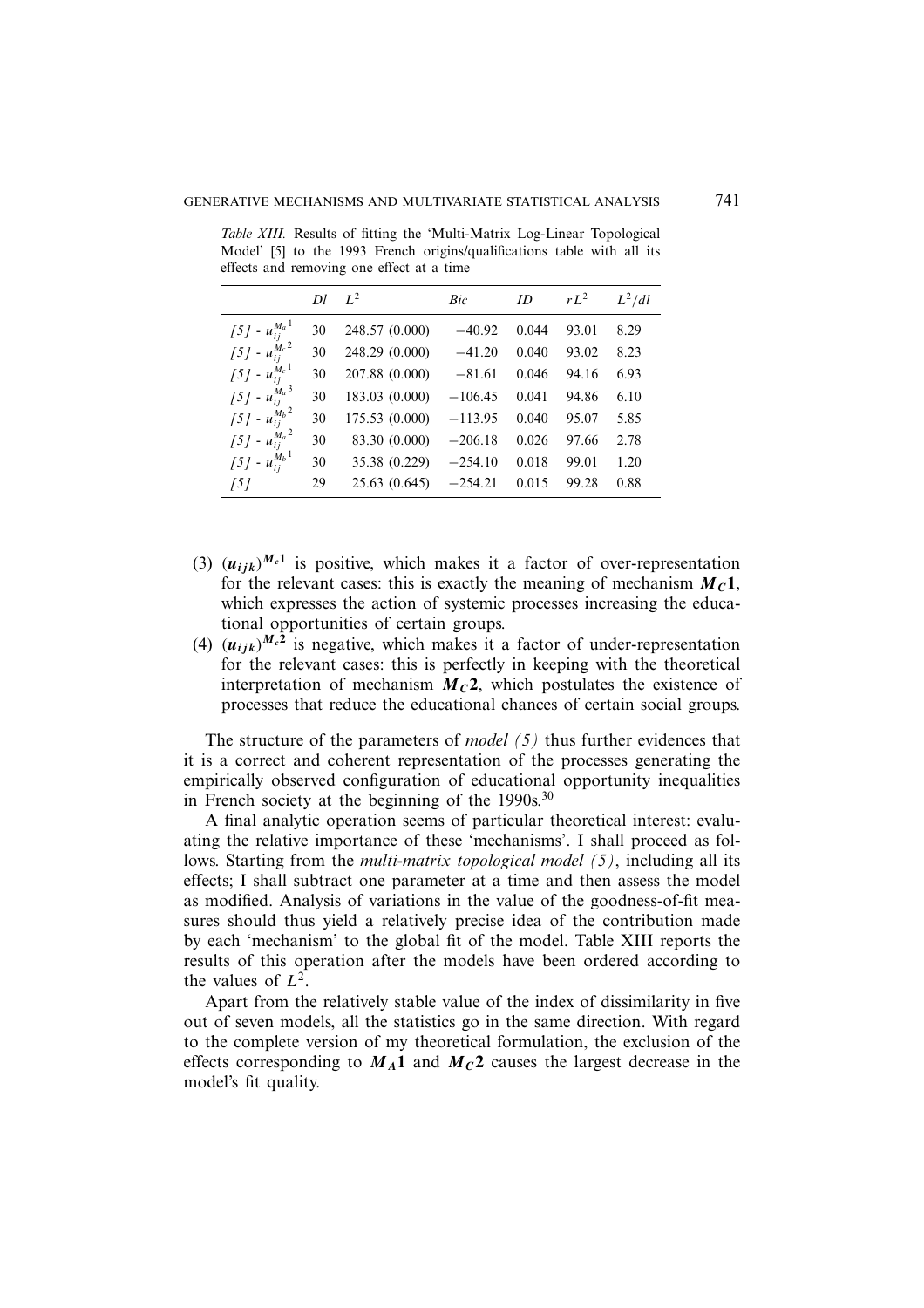*Table XIII.* Results of fitting the 'Multi-Matrix Log-Linear Topological Model' [5] to the 1993 French origins/qualifications table with all its effects and removing one effect at a time

| | *Dl* | $L^2$ | *Bic* | *ID* | $rL^2$ | $L^2/dl$ |
|---|---|---|---|---|---|---|
| *[5] -* $u_{ij}^{M_a1}$ | 30 | 248.57 (0.000) | −40.92 | 0.044 | 93.01 | 8.29 |
| *[5] -* $u_{ij}^{M_c2}$ | 30 | 248.29 (0.000) | −41.20 | 0.040 | 93.02 | 8.23 |
| *[5] -* $u_{ij}^{M_c1}$ | 30 | 207.88 (0.000) | −81.61 | 0.046 | 94.16 | 6.93 |
| *[5] -* $u_{ij}^{M_a3}$ | 30 | 183.03 (0.000) | −106.45 | 0.041 | 94.86 | 6.10 |
| *[5] -* $u_{ij}^{M_b2}$ | 30 | 175.53 (0.000) | −113.95 | 0.040 | 95.07 | 5.85 |
| *[5] -* $u_{ij}^{M_a2}$ | 30 | 83.30 (0.000) | −206.18 | 0.026 | 97.66 | 2.78 |
| *[5] -* $u_{ij}^{M_b1}$ | 30 | 35.38 (0.229) | −254.10 | 0.018 | 99.01 | 1.20 |
| *[5]* | 29 | 25.63 (0.645) | −254.21 | 0.015 | 99.28 | 0.88 |

(3) $(\boldsymbol{u}_{ijk})^{M_c\mathbf{1}}$ is positive, which makes it a factor of over-representation for the relevant cases: this is exactly the meaning of mechanism $\boldsymbol{M_C}\mathbf{1}$, which expresses the action of systemic processes increasing the educational opportunities of certain groups.

(4) $(\boldsymbol{u}_{ijk})^{M_c\mathbf{2}}$ is negative, which makes it a factor of under-representation for the relevant cases: this is perfectly in keeping with the theoretical interpretation of mechanism $\boldsymbol{M_C}\mathbf{2}$, which postulates the existence of processes that reduce the educational chances of certain social groups.

The structure of the parameters of *model (5)* thus further evidences that it is a correct and coherent representation of the processes generating the empirically observed configuration of educational opportunity inequalities in French society at the beginning of the 1990s.[30]

A final analytic operation seems of particular theoretical interest: evaluating the relative importance of these 'mechanisms'. I shall proceed as follows. Starting from the *multi-matrix topological model (5)*, including all its effects; I shall subtract one parameter at a time and then assess the model as modified. Analysis of variations in the value of the goodness-of-fit measures should thus yield a relatively precise idea of the contribution made by each 'mechanism' to the global fit of the model. Table XIII reports the results of this operation after the models have been ordered according to the values of $L^2$.

Apart from the relatively stable value of the index of dissimilarity in five out of seven models, all the statistics go in the same direction. With regard to the complete version of my theoretical formulation, the exclusion of the effects corresponding to $\boldsymbol{M_A}\mathbf{1}$ and $\boldsymbol{M_C}\mathbf{2}$ causes the largest decrease in the model's fit quality.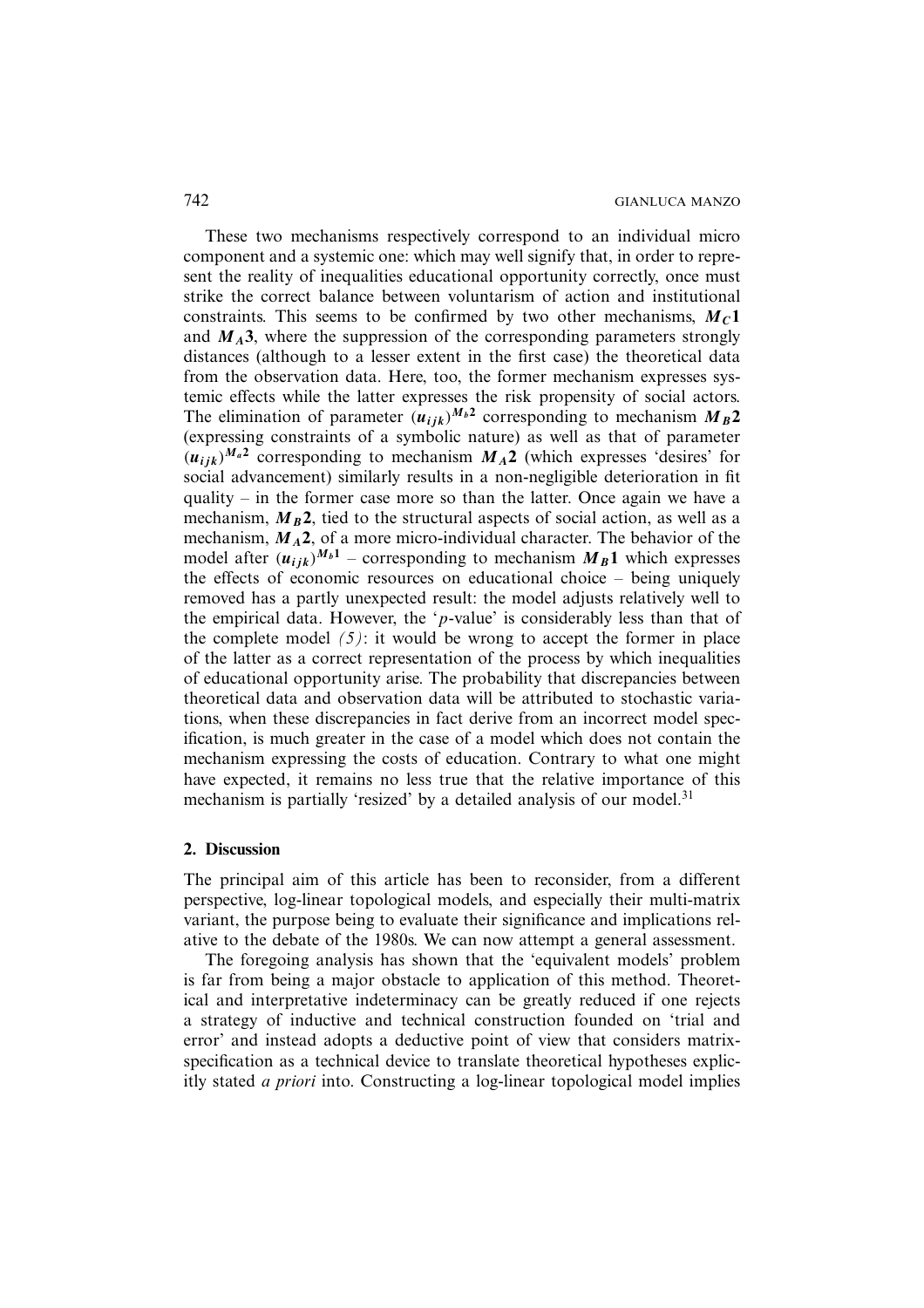These two mechanisms respectively correspond to an individual micro component and a systemic one: which may well signify that, in order to represent the reality of inequalities educational opportunity correctly, once must strike the correct balance between voluntarism of action and institutional constraints. This seems to be confirmed by two other mechanisms, $\boldsymbol{M_C 1}$ and $\boldsymbol{M_A 3}$, where the suppression of the corresponding parameters strongly distances (although to a lesser extent in the first case) the theoretical data from the observation data. Here, too, the former mechanism expresses systemic effects while the latter expresses the risk propensity of social actors. The elimination of parameter $(\boldsymbol{u_{ijk}})^{\boldsymbol{M_b 2}}$ corresponding to mechanism $\boldsymbol{M_B 2}$ (expressing constraints of a symbolic nature) as well as that of parameter $(\boldsymbol{u_{ijk}})^{\boldsymbol{M_a 2}}$ corresponding to mechanism $\boldsymbol{M_A 2}$ (which expresses 'desires' for social advancement) similarly results in a non-negligible deterioration in fit quality – in the former case more so than the latter. Once again we have a mechanism, $\boldsymbol{M_B 2}$, tied to the structural aspects of social action, as well as a mechanism, $\boldsymbol{M_A 2}$, of a more micro-individual character. The behavior of the model after $(\boldsymbol{u_{ijk}})^{\boldsymbol{M_b 1}}$ – corresponding to mechanism $\boldsymbol{M_B 1}$ which expresses the effects of economic resources on educational choice – being uniquely removed has a partly unexpected result: the model adjusts relatively well to the empirical data. However, the '$p$-value' is considerably less than that of the complete model *(5)*: it would be wrong to accept the former in place of the latter as a correct representation of the process by which inequalities of educational opportunity arise. The probability that discrepancies between theoretical data and observation data will be attributed to stochastic variations, when these discrepancies in fact derive from an incorrect model specification, is much greater in the case of a model which does not contain the mechanism expressing the costs of education. Contrary to what one might have expected, it remains no less true that the relative importance of this mechanism is partially 'resized' by a detailed analysis of our model.[31]

## 2. Discussion

The principal aim of this article has been to reconsider, from a different perspective, log-linear topological models, and especially their multi-matrix variant, the purpose being to evaluate their significance and implications relative to the debate of the 1980s. We can now attempt a general assessment.

The foregoing analysis has shown that the 'equivalent models' problem is far from being a major obstacle to application of this method. Theoretical and interpretative indeterminacy can be greatly reduced if one rejects a strategy of inductive and technical construction founded on 'trial and error' and instead adopts a deductive point of view that considers matrix-specification as a technical device to translate theoretical hypotheses explicitly stated *a priori* into. Constructing a log-linear topological model implies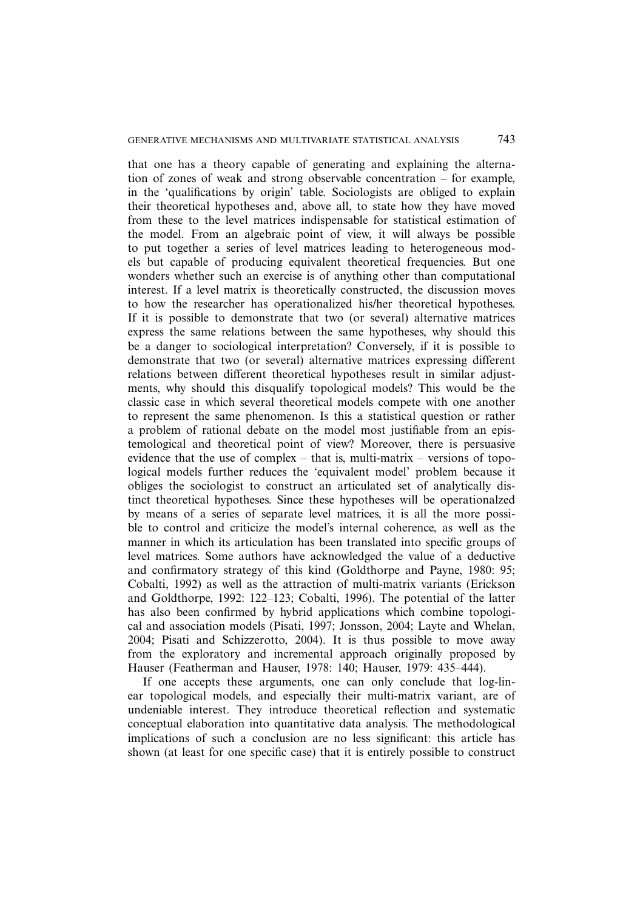that one has a theory capable of generating and explaining the alternation of zones of weak and strong observable concentration – for example, in the 'qualifications by origin' table. Sociologists are obliged to explain their theoretical hypotheses and, above all, to state how they have moved from these to the level matrices indispensable for statistical estimation of the model. From an algebraic point of view, it will always be possible to put together a series of level matrices leading to heterogeneous models but capable of producing equivalent theoretical frequencies. But one wonders whether such an exercise is of anything other than computational interest. If a level matrix is theoretically constructed, the discussion moves to how the researcher has operationalized his/her theoretical hypotheses. If it is possible to demonstrate that two (or several) alternative matrices express the same relations between the same hypotheses, why should this be a danger to sociological interpretation? Conversely, if it is possible to demonstrate that two (or several) alternative matrices expressing different relations between different theoretical hypotheses result in similar adjustments, why should this disqualify topological models? This would be the classic case in which several theoretical models compete with one another to represent the same phenomenon. Is this a statistical question or rather a problem of rational debate on the model most justifiable from an epistemological and theoretical point of view? Moreover, there is persuasive evidence that the use of complex – that is, multi-matrix – versions of topological models further reduces the 'equivalent model' problem because it obliges the sociologist to construct an articulated set of analytically distinct theoretical hypotheses. Since these hypotheses will be operationalzed by means of a series of separate level matrices, it is all the more possible to control and criticize the model's internal coherence, as well as the manner in which its articulation has been translated into specific groups of level matrices. Some authors have acknowledged the value of a deductive and confirmatory strategy of this kind (Goldthorpe and Payne, 1980: 95; Cobalti, 1992) as well as the attraction of multi-matrix variants (Erickson and Goldthorpe, 1992: 122–123; Cobalti, 1996). The potential of the latter has also been confirmed by hybrid applications which combine topological and association models (Pisati, 1997; Jonsson, 2004; Layte and Whelan, 2004; Pisati and Schizzerotto, 2004). It is thus possible to move away from the exploratory and incremental approach originally proposed by Hauser (Featherman and Hauser, 1978: 140; Hauser, 1979: 435–444).

If one accepts these arguments, one can only conclude that log-linear topological models, and especially their multi-matrix variant, are of undeniable interest. They introduce theoretical reflection and systematic conceptual elaboration into quantitative data analysis. The methodological implications of such a conclusion are no less significant: this article has shown (at least for one specific case) that it is entirely possible to construct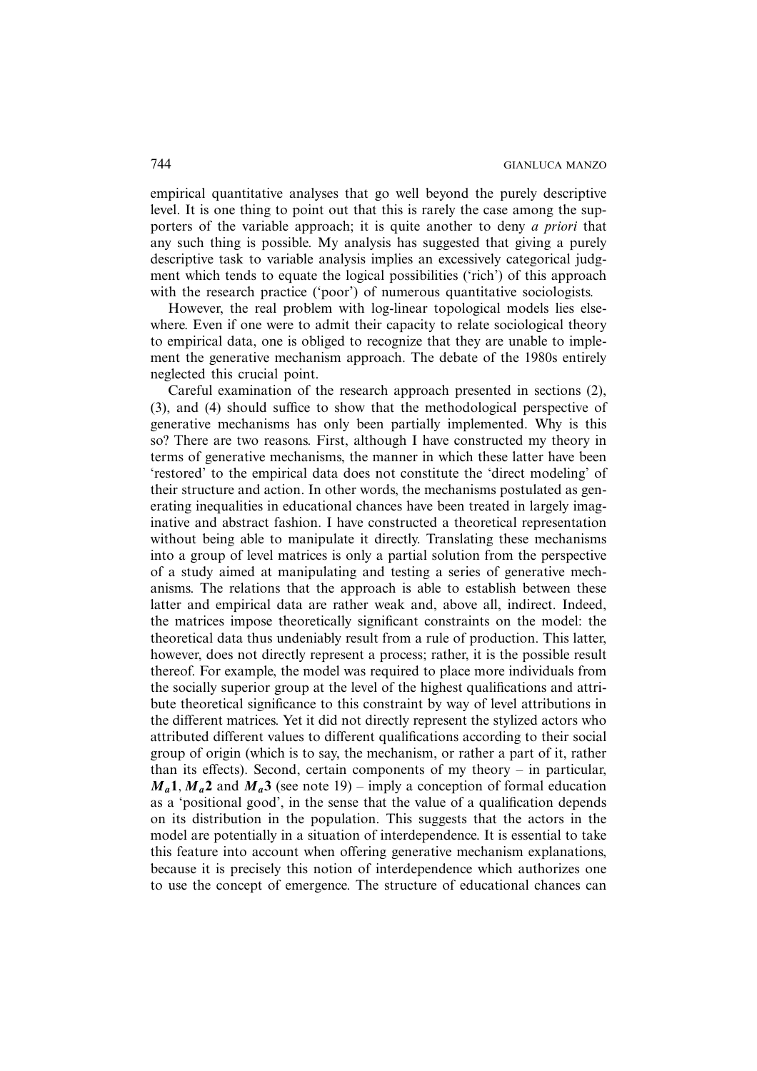empirical quantitative analyses that go well beyond the purely descriptive level. It is one thing to point out that this is rarely the case among the supporters of the variable approach; it is quite another to deny *a priori* that any such thing is possible. My analysis has suggested that giving a purely descriptive task to variable analysis implies an excessively categorical judgment which tends to equate the logical possibilities ('rich') of this approach with the research practice ('poor') of numerous quantitative sociologists.

However, the real problem with log-linear topological models lies elsewhere. Even if one were to admit their capacity to relate sociological theory to empirical data, one is obliged to recognize that they are unable to implement the generative mechanism approach. The debate of the 1980s entirely neglected this crucial point.

Careful examination of the research approach presented in sections (2), (3), and (4) should suffice to show that the methodological perspective of generative mechanisms has only been partially implemented. Why is this so? There are two reasons. First, although I have constructed my theory in terms of generative mechanisms, the manner in which these latter have been 'restored' to the empirical data does not constitute the 'direct modeling' of their structure and action. In other words, the mechanisms postulated as generating inequalities in educational chances have been treated in largely imaginative and abstract fashion. I have constructed a theoretical representation without being able to manipulate it directly. Translating these mechanisms into a group of level matrices is only a partial solution from the perspective of a study aimed at manipulating and testing a series of generative mechanisms. The relations that the approach is able to establish between these latter and empirical data are rather weak and, above all, indirect. Indeed, the matrices impose theoretically significant constraints on the model: the theoretical data thus undeniably result from a rule of production. This latter, however, does not directly represent a process; rather, it is the possible result thereof. For example, the model was required to place more individuals from the socially superior group at the level of the highest qualifications and attribute theoretical significance to this constraint by way of level attributions in the different matrices. Yet it did not directly represent the stylized actors who attributed different values to different qualifications according to their social group of origin (which is to say, the mechanism, or rather a part of it, rather than its effects). Second, certain components of my theory – in particular, $\boldsymbol{M_a1}$, $\boldsymbol{M_a2}$ and $\boldsymbol{M_a3}$ (see note 19) – imply a conception of formal education as a 'positional good', in the sense that the value of a qualification depends on its distribution in the population. This suggests that the actors in the model are potentially in a situation of interdependence. It is essential to take this feature into account when offering generative mechanism explanations, because it is precisely this notion of interdependence which authorizes one to use the concept of emergence. The structure of educational chances can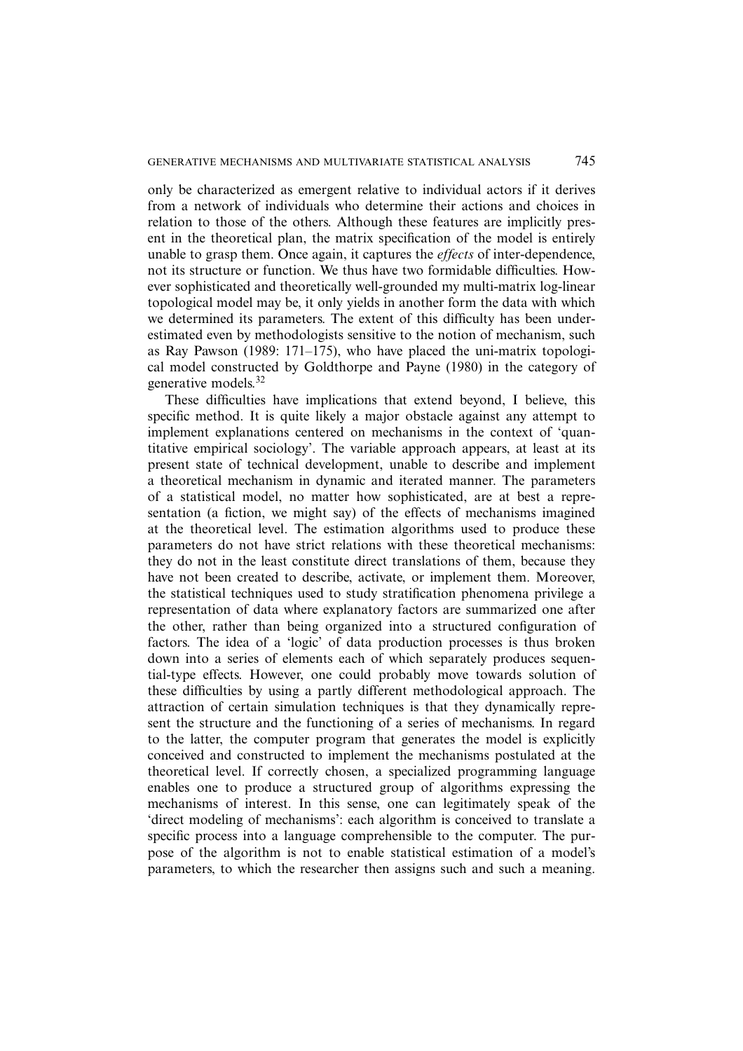only be characterized as emergent relative to individual actors if it derives from a network of individuals who determine their actions and choices in relation to those of the others. Although these features are implicitly present in the theoretical plan, the matrix specification of the model is entirely unable to grasp them. Once again, it captures the *effects* of inter-dependence, not its structure or function. We thus have two formidable difficulties. However sophisticated and theoretically well-grounded my multi-matrix log-linear topological model may be, it only yields in another form the data with which we determined its parameters. The extent of this difficulty has been underestimated even by methodologists sensitive to the notion of mechanism, such as Ray Pawson (1989: 171–175), who have placed the uni-matrix topological model constructed by Goldthorpe and Payne (1980) in the category of generative models.[32]

These difficulties have implications that extend beyond, I believe, this specific method. It is quite likely a major obstacle against any attempt to implement explanations centered on mechanisms in the context of 'quantitative empirical sociology'. The variable approach appears, at least at its present state of technical development, unable to describe and implement a theoretical mechanism in dynamic and iterated manner. The parameters of a statistical model, no matter how sophisticated, are at best a representation (a fiction, we might say) of the effects of mechanisms imagined at the theoretical level. The estimation algorithms used to produce these parameters do not have strict relations with these theoretical mechanisms: they do not in the least constitute direct translations of them, because they have not been created to describe, activate, or implement them. Moreover, the statistical techniques used to study stratification phenomena privilege a representation of data where explanatory factors are summarized one after the other, rather than being organized into a structured configuration of factors. The idea of a 'logic' of data production processes is thus broken down into a series of elements each of which separately produces sequential-type effects. However, one could probably move towards solution of these difficulties by using a partly different methodological approach. The attraction of certain simulation techniques is that they dynamically represent the structure and the functioning of a series of mechanisms. In regard to the latter, the computer program that generates the model is explicitly conceived and constructed to implement the mechanisms postulated at the theoretical level. If correctly chosen, a specialized programming language enables one to produce a structured group of algorithms expressing the mechanisms of interest. In this sense, one can legitimately speak of the 'direct modeling of mechanisms': each algorithm is conceived to translate a specific process into a language comprehensible to the computer. The purpose of the algorithm is not to enable statistical estimation of a model's parameters, to which the researcher then assigns such and such a meaning.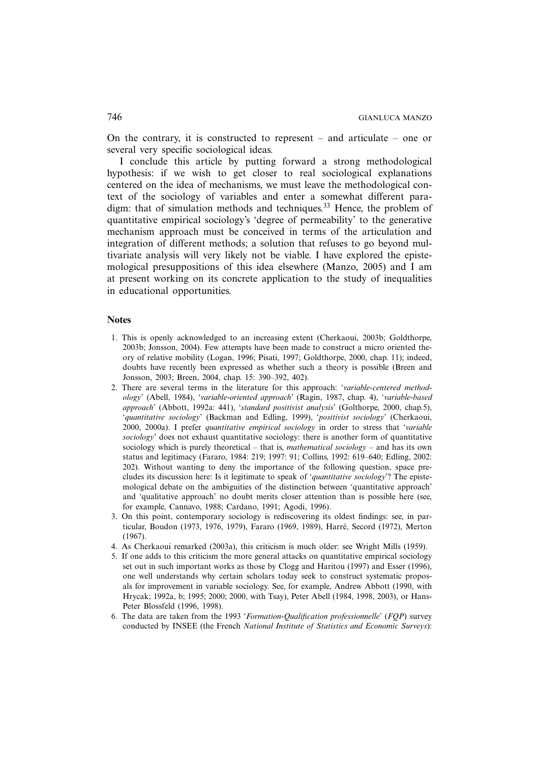On the contrary, it is constructed to represent – and articulate – one or several very specific sociological ideas.

I conclude this article by putting forward a strong methodological hypothesis: if we wish to get closer to real sociological explanations centered on the idea of mechanisms, we must leave the methodological context of the sociology of variables and enter a somewhat different paradigm: that of simulation methods and techniques.[33] Hence, the problem of quantitative empirical sociology's 'degree of permeability' to the generative mechanism approach must be conceived in terms of the articulation and integration of different methods; a solution that refuses to go beyond multivariate analysis will very likely not be viable. I have explored the epistemological presuppositions of this idea elsewhere (Manzo, 2005) and I am at present working on its concrete application to the study of inequalities in educational opportunities.

## Notes

1. This is openly acknowledged to an increasing extent (Cherkaoui, 2003b; Goldthorpe, 2003b; Jonsson, 2004). Few attempts have been made to construct a micro oriented theory of relative mobility (Logan, 1996; Pisati, 1997; Goldthorpe, 2000, chap. 11); indeed, doubts have recently been expressed as whether such a theory is possible (Breen and Jonsson, 2003; Breen, 2004, chap. 15: 390–392, 402).
2. There are several terms in the literature for this approach: '*variable-centered methodology*' (Abell, 1984), '*variable-oriented approach*' (Ragin, 1987, chap. 4), '*variable-based approach*' (Abbott, 1992a: 441), '*standard positivist analysis*' (Golthorpe, 2000, chap.5), '*quantitative sociology*' (Backman and Edling, 1999), '*positivist sociology*' (Cherkaoui, 2000, 2000a). I prefer *quantitative empirical sociology* in order to stress that '*variable sociology*' does not exhaust quantitative sociology: there is another form of quantitative sociology which is purely theoretical – that is, *mathematical sociology* – and has its own status and legitimacy (Fararo, 1984: 219; 1997: 91; Collins, 1992: 619–640; Edling, 2002: 202). Without wanting to deny the importance of the following question, space precludes its discussion here: Is it legitimate to speak of '*quantitative sociology*'? The epistemological debate on the ambiguities of the distinction between 'quantitative approach' and 'qualitative approach' no doubt merits closer attention than is possible here (see, for example, Cannavo, 1988; Cardano, 1991; Agodi, 1996).
3. On this point, contemporary sociology is rediscovering its oldest findings: see, in particular, Boudon (1973, 1976, 1979), Fararo (1969, 1989), Harré, Secord (1972), Merton (1967).
4. As Cherkaoui remarked (2003a), this criticism is much older: see Wright Mills (1959).
5. If one adds to this criticism the more general attacks on quantitative empirical sociology set out in such important works as those by Clogg and Haritou (1997) and Esser (1996), one well understands why certain scholars today seek to construct systematic proposals for improvement in variable sociology. See, for example, Andrew Abbott (1990, with Hrycak; 1992a, b; 1995; 2000; 2000, with Tsay), Peter Abell (1984, 1998, 2003), or Hans-Peter Blossfeld (1996, 1998).
6. The data are taken from the 1993 '*Formation-Qualification professionnelle*' (*FQP*) survey conducted by INSEE (the French *National Institute of Statistics and Economic Surveys*):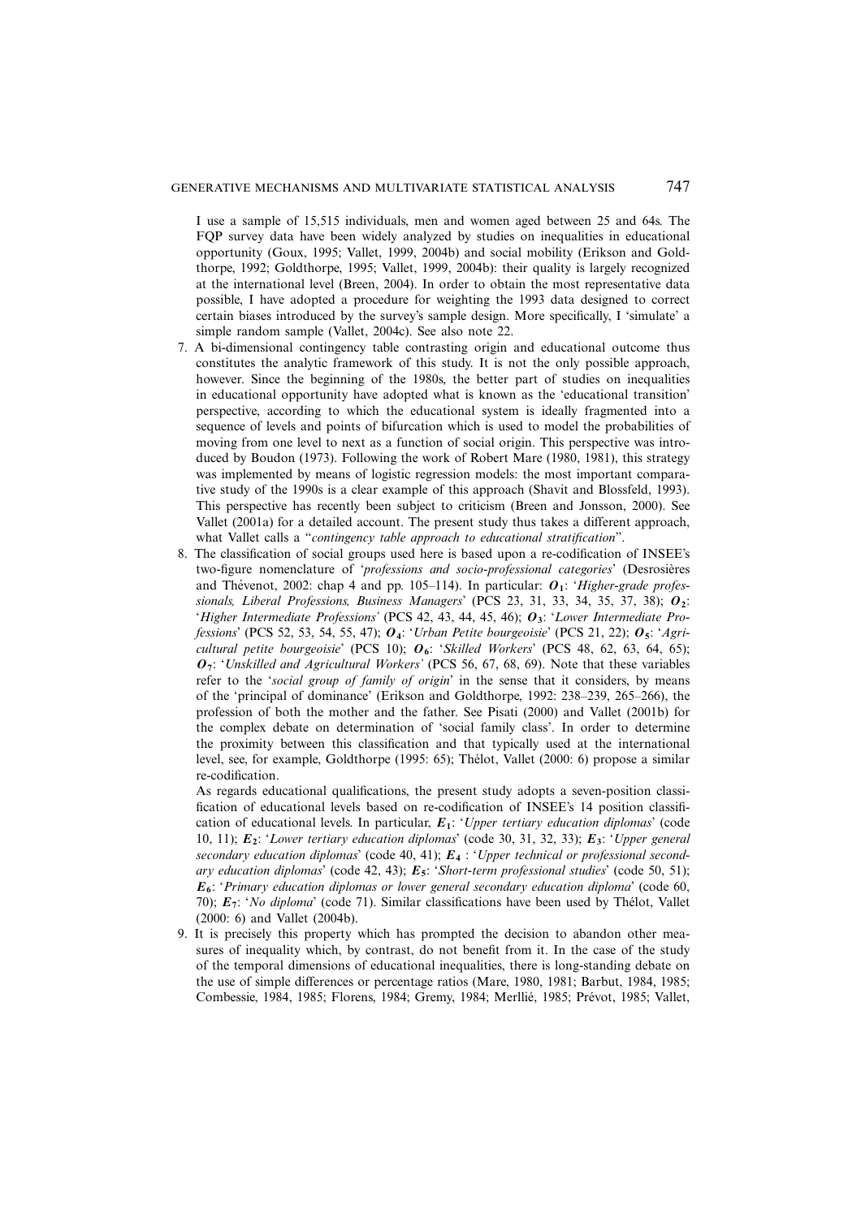I use a sample of 15,515 individuals, men and women aged between 25 and 64s. The FQP survey data have been widely analyzed by studies on inequalities in educational opportunity (Goux, 1995; Vallet, 1999, 2004b) and social mobility (Erikson and Goldthorpe, 1992; Goldthorpe, 1995; Vallet, 1999, 2004b): their quality is largely recognized at the international level (Breen, 2004). In order to obtain the most representative data possible, I have adopted a procedure for weighting the 1993 data designed to correct certain biases introduced by the survey's sample design. More specifically, I 'simulate' a simple random sample (Vallet, 2004c). See also note 22.

7. A bi-dimensional contingency table contrasting origin and educational outcome thus constitutes the analytic framework of this study. It is not the only possible approach, however. Since the beginning of the 1980s, the better part of studies on inequalities in educational opportunity have adopted what is known as the 'educational transition' perspective, according to which the educational system is ideally fragmented into a sequence of levels and points of bifurcation which is used to model the probabilities of moving from one level to next as a function of social origin. This perspective was introduced by Boudon (1973). Following the work of Robert Mare (1980, 1981), this strategy was implemented by means of logistic regression models: the most important comparative study of the 1990s is a clear example of this approach (Shavit and Blossfeld, 1993). This perspective has recently been subject to criticism (Breen and Jonsson, 2000). See Vallet (2001a) for a detailed account. The present study thus takes a different approach, what Vallet calls a "*contingency table approach to educational stratification*".

8. The classification of social groups used here is based upon a re-codification of INSEE's two-figure nomenclature of '*professions and socio-professional categories*' (Desrosières and Thévenot, 2002: chap 4 and pp. 105–114). In particular: $\boldsymbol{O_1}$: '*Higher-grade professionals, Liberal Professions, Business Managers*' (PCS 23, 31, 33, 34, 35, 37, 38); $\boldsymbol{O_2}$: '*Higher Intermediate Professions*' (PCS 42, 43, 44, 45, 46); $\boldsymbol{O_3}$: '*Lower Intermediate Professions*' (PCS 52, 53, 54, 55, 47); $\boldsymbol{O_4}$: '*Urban Petite bourgeoisie*' (PCS 21, 22); $\boldsymbol{O_5}$: '*Agricultural petite bourgeoisie*' (PCS 10); $\boldsymbol{O_6}$: '*Skilled Workers*' (PCS 48, 62, 63, 64, 65); $\boldsymbol{O_7}$: '*Unskilled and Agricultural Workers*' (PCS 56, 67, 68, 69). Note that these variables refer to the '*social group of family of origin*' in the sense that it considers, by means of the 'principal of dominance' (Erikson and Goldthorpe, 1992: 238–239, 265–266), the profession of both the mother and the father. See Pisati (2000) and Vallet (2001b) for the complex debate on determination of 'social family class'. In order to determine the proximity between this classification and that typically used at the international level, see, for example, Goldthorpe (1995: 65); Thélot, Vallet (2000: 6) propose a similar re-codification.

   As regards educational qualifications, the present study adopts a seven-position classification of educational levels based on re-codification of INSEE's 14 position classification of educational levels. In particular, $\boldsymbol{E_1}$: '*Upper tertiary education diplomas*' (code 10, 11); $\boldsymbol{E_2}$: '*Lower tertiary education diplomas*' (code 30, 31, 32, 33); $\boldsymbol{E_3}$: '*Upper general secondary education diplomas*' (code 40, 41); $\boldsymbol{E_4}$ : '*Upper technical or professional secondary education diplomas*' (code 42, 43); $\boldsymbol{E_5}$: '*Short-term professional studies*' (code 50, 51); $\boldsymbol{E_6}$: '*Primary education diplomas or lower general secondary education diploma*' (code 60, 70); $\boldsymbol{E_7}$: '*No diploma*' (code 71). Similar classifications have been used by Thélot, Vallet (2000: 6) and Vallet (2004b).

9. It is precisely this property which has prompted the decision to abandon other measures of inequality which, by contrast, do not benefit from it. In the case of the study of the temporal dimensions of educational inequalities, there is long-standing debate on the use of simple differences or percentage ratios (Mare, 1980, 1981; Barbut, 1984, 1985; Combessie, 1984, 1985; Florens, 1984; Gremy, 1984; Merllié, 1985; Prévot, 1985; Vallet,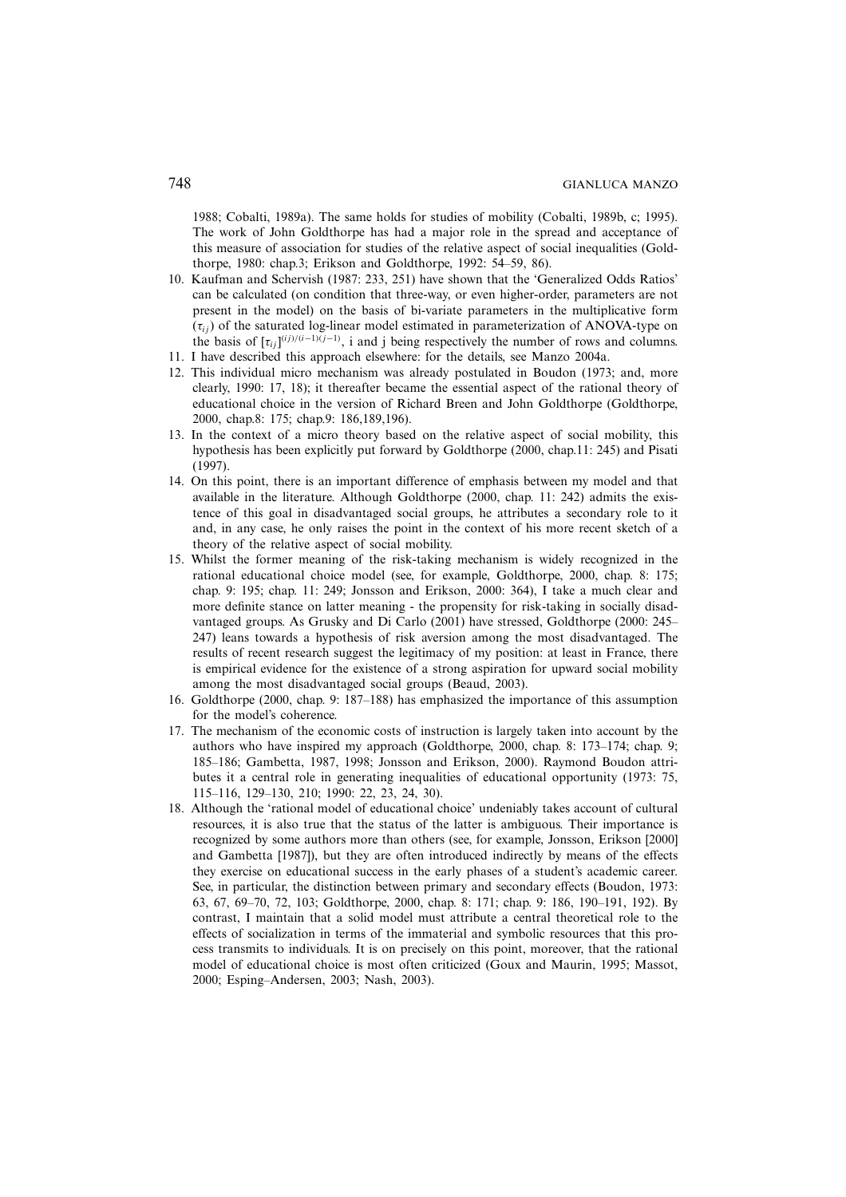1988; Cobalti, 1989a). The same holds for studies of mobility (Cobalti, 1989b, c; 1995). The work of John Goldthorpe has had a major role in the spread and acceptance of this measure of association for studies of the relative aspect of social inequalities (Goldthorpe, 1980: chap.3; Erikson and Goldthorpe, 1992: 54–59, 86).

10. Kaufman and Schervish (1987: 233, 251) have shown that the 'Generalized Odds Ratios' can be calculated (on condition that three-way, or even higher-order, parameters are not present in the model) on the basis of bi-variate parameters in the multiplicative form ($\tau_{ij}$) of the saturated log-linear model estimated in parameterization of ANOVA-type on the basis of $[\tau_{ij}]^{(ij)/(i-1)(j-1)}$, i and j being respectively the number of rows and columns.
11. I have described this approach elsewhere: for the details, see Manzo 2004a.
12. This individual micro mechanism was already postulated in Boudon (1973; and, more clearly, 1990: 17, 18); it thereafter became the essential aspect of the rational theory of educational choice in the version of Richard Breen and John Goldthorpe (Goldthorpe, 2000, chap.8: 175; chap.9: 186,189,196).
13. In the context of a micro theory based on the relative aspect of social mobility, this hypothesis has been explicitly put forward by Goldthorpe (2000, chap.11: 245) and Pisati (1997).
14. On this point, there is an important difference of emphasis between my model and that available in the literature. Although Goldthorpe (2000, chap. 11: 242) admits the existence of this goal in disadvantaged social groups, he attributes a secondary role to it and, in any case, he only raises the point in the context of his more recent sketch of a theory of the relative aspect of social mobility.
15. Whilst the former meaning of the risk-taking mechanism is widely recognized in the rational educational choice model (see, for example, Goldthorpe, 2000, chap. 8: 175; chap. 9: 195; chap. 11: 249; Jonsson and Erikson, 2000: 364), I take a much clear and more definite stance on latter meaning - the propensity for risk-taking in socially disadvantaged groups. As Grusky and Di Carlo (2001) have stressed, Goldthorpe (2000: 245–247) leans towards a hypothesis of risk aversion among the most disadvantaged. The results of recent research suggest the legitimacy of my position: at least in France, there is empirical evidence for the existence of a strong aspiration for upward social mobility among the most disadvantaged social groups (Beaud, 2003).
16. Goldthorpe (2000, chap. 9: 187–188) has emphasized the importance of this assumption for the model's coherence.
17. The mechanism of the economic costs of instruction is largely taken into account by the authors who have inspired my approach (Goldthorpe, 2000, chap. 8: 173–174; chap. 9; 185–186; Gambetta, 1987, 1998; Jonsson and Erikson, 2000). Raymond Boudon attributes it a central role in generating inequalities of educational opportunity (1973: 75, 115–116, 129–130, 210; 1990: 22, 23, 24, 30).
18. Although the 'rational model of educational choice' undeniably takes account of cultural resources, it is also true that the status of the latter is ambiguous. Their importance is recognized by some authors more than others (see, for example, Jonsson, Erikson [2000] and Gambetta [1987]), but they are often introduced indirectly by means of the effects they exercise on educational success in the early phases of a student's academic career. See, in particular, the distinction between primary and secondary effects (Boudon, 1973: 63, 67, 69–70, 72, 103; Goldthorpe, 2000, chap. 8: 171; chap. 9: 186, 190–191, 192). By contrast, I maintain that a solid model must attribute a central theoretical role to the effects of socialization in terms of the immaterial and symbolic resources that this process transmits to individuals. It is on precisely on this point, moreover, that the rational model of educational choice is most often criticized (Goux and Maurin, 1995; Massot, 2000; Esping–Andersen, 2003; Nash, 2003).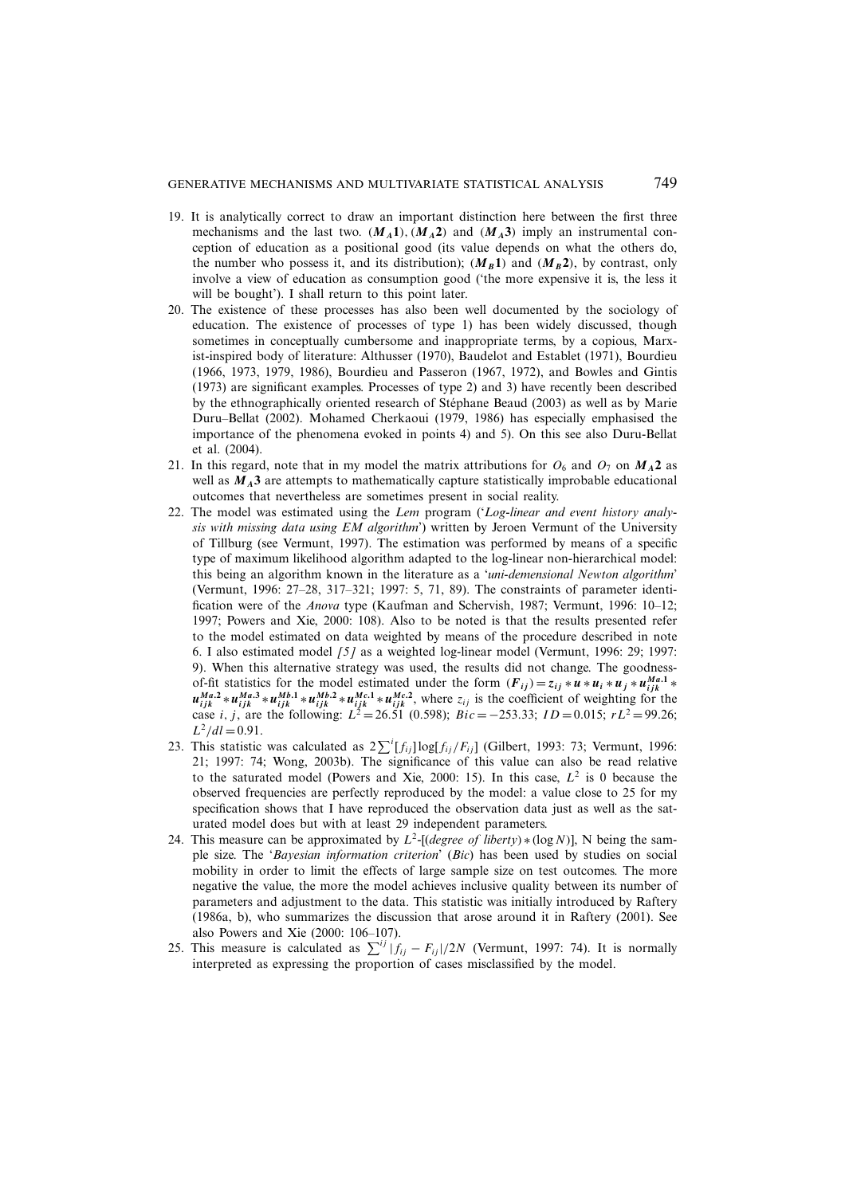19. It is analytically correct to draw an important distinction here between the first three mechanisms and the last two. ($\boldsymbol{M_A 1}$), ($\boldsymbol{M_A 2}$) and ($\boldsymbol{M_A 3}$) imply an instrumental conception of education as a positional good (its value depends on what the others do, the number who possess it, and its distribution); ($\boldsymbol{M_B 1}$) and ($\boldsymbol{M_B 2}$), by contrast, only involve a view of education as consumption good ('the more expensive it is, the less it will be bought'). I shall return to this point later.
20. The existence of these processes has also been well documented by the sociology of education. The existence of processes of type 1) has been widely discussed, though sometimes in conceptually cumbersome and inappropriate terms, by a copious, Marxist-inspired body of literature: Althusser (1970), Baudelot and Establet (1971), Bourdieu (1966, 1973, 1979, 1986), Bourdieu and Passeron (1967, 1972), and Bowles and Gintis (1973) are significant examples. Processes of type 2) and 3) have recently been described by the ethnographically oriented research of Stéphane Beaud (2003) as well as by Marie Duru–Bellat (2002). Mohamed Cherkaoui (1979, 1986) has especially emphasised the importance of the phenomena evoked in points 4) and 5). On this see also Duru-Bellat et al. (2004).
21. In this regard, note that in my model the matrix attributions for $O_6$ and $O_7$ on $\boldsymbol{M_A 2}$ as well as $\boldsymbol{M_A 3}$ are attempts to mathematically capture statistically improbable educational outcomes that nevertheless are sometimes present in social reality.
22. The model was estimated using the *Lem* program ('*Log-linear and event history analysis with missing data using EM algorithm*') written by Jeroen Vermunt of the University of Tillburg (see Vermunt, 1997). The estimation was performed by means of a specific type of maximum likelihood algorithm adapted to the log-linear non-hierarchical model: this being an algorithm known in the literature as a '*uni-demensional Newton algorithm*' (Vermunt, 1996: 27–28, 317–321; 1997: 5, 71, 89). The constraints of parameter identification were of the *Anova* type (Kaufman and Schervish, 1987; Vermunt, 1996: 10–12; 1997; Powers and Xie, 2000: 108). Also to be noted is that the results presented refer to the model estimated on data weighted by means of the procedure described in note 6. I also estimated model *[5]* as a weighted log-linear model (Vermunt, 1996: 29; 1997: 9). When this alternative strategy was used, the results did not change. The goodness-of-fit statistics for the model estimated under the form $(\boldsymbol{F_{ij}}) = z_{ij} * \boldsymbol{u} * \boldsymbol{u_i} * \boldsymbol{u_j} * \boldsymbol{u_{ijk}^{Ma.1}} * \boldsymbol{u_{ijk}^{Ma.2}} * \boldsymbol{u_{ijk}^{Ma.3}} * \boldsymbol{u_{ijk}^{Mb.1}} * \boldsymbol{u_{ijk}^{Mb.2}} * \boldsymbol{u_{ijk}^{Mc.1}} * \boldsymbol{u_{ijk}^{Mc.2}}$, where $z_{ij}$ is the coefficient of weighting for the case $i$, $j$, are the following: $L^2 = 26.51$ (0.598); $Bic = -253.33$; $ID = 0.015$; $rL^2 = 99.26$; $L^2/dl = 0.91$.
23. This statistic was calculated as $2\sum^{i}[f_{ij}]\log[f_{ij}/F_{ij}]$ (Gilbert, 1993: 73; Vermunt, 1996: 21; 1997: 74; Wong, 2003b). The significance of this value can also be read relative to the saturated model (Powers and Xie, 2000: 15). In this case, $L^2$ is 0 because the observed frequencies are perfectly reproduced by the model: a value close to 25 for my specification shows that I have reproduced the observation data just as well as the saturated model does but with at least 29 independent parameters.
24. This measure can be approximated by $L^2$-[(*degree of liberty*) $*$ (log $N$)], N being the sample size. The '*Bayesian information criterion*' (*Bic*) has been used by studies on social mobility in order to limit the effects of large sample size on test outcomes. The more negative the value, the more the model achieves inclusive quality between its number of parameters and adjustment to the data. This statistic was initially introduced by Raftery (1986a, b), who summarizes the discussion that arose around it in Raftery (2001). See also Powers and Xie (2000: 106–107).
25. This measure is calculated as $\sum^{ij}|f_{ij} - F_{ij}|/2N$ (Vermunt, 1997: 74). It is normally interpreted as expressing the proportion of cases misclassified by the model.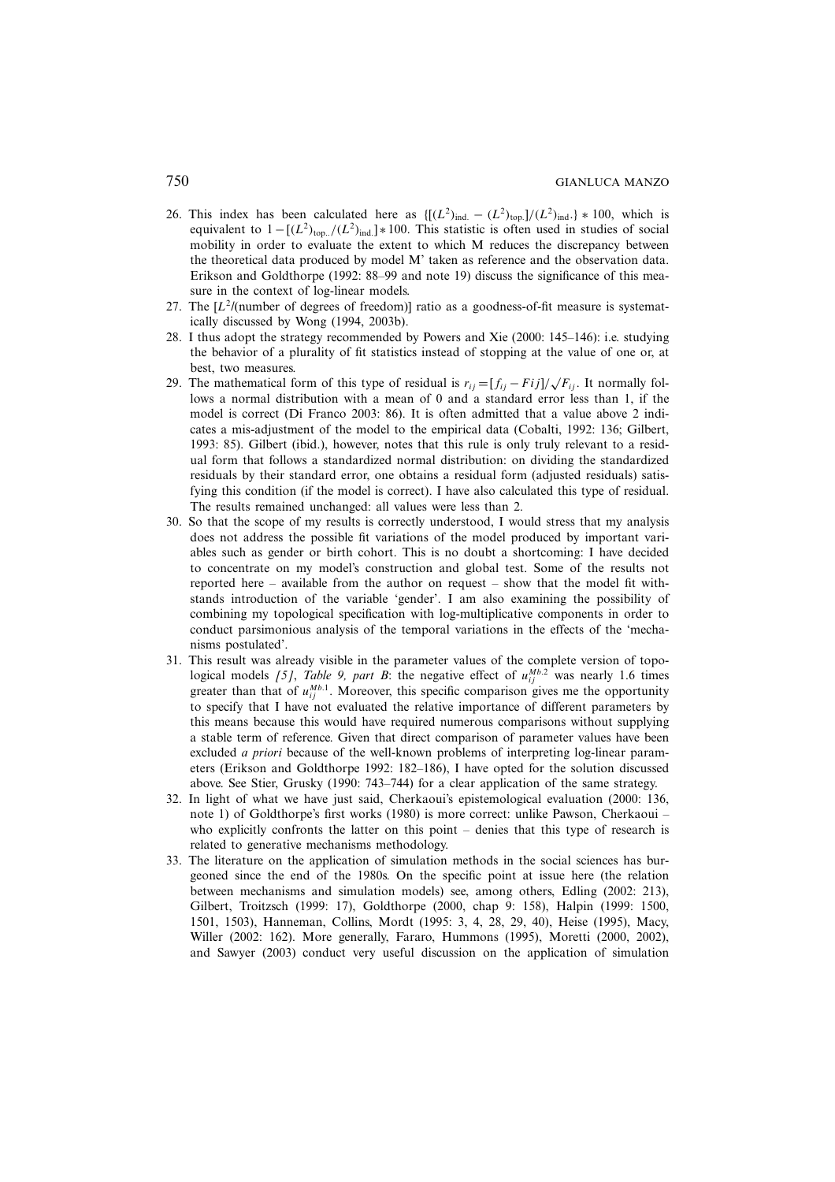26. This index has been calculated here as $\{[(L^2)_{\text{ind.}} - (L^2)_{\text{top.}}]/(L^2)_{\text{ind.}}\} * 100$, which is equivalent to $1-[(L^2)_{\text{top..}}/(L^2)_{\text{ind.}}] * 100$. This statistic is often used in studies of social mobility in order to evaluate the extent to which M reduces the discrepancy between the theoretical data produced by model M' taken as reference and the observation data. Erikson and Goldthorpe (1992: 88–99 and note 19) discuss the significance of this measure in the context of log-linear models.
27. The $[L^2$/(number of degrees of freedom)] ratio as a goodness-of-fit measure is systematically discussed by Wong (1994, 2003b).
28. I thus adopt the strategy recommended by Powers and Xie (2000: 145–146): i.e. studying the behavior of a plurality of fit statistics instead of stopping at the value of one or, at best, two measures.
29. The mathematical form of this type of residual is $r_{ij} = [f_{ij} - Fij]/\sqrt{F_{ij}}$. It normally follows a normal distribution with a mean of 0 and a standard error less than 1, if the model is correct (Di Franco 2003: 86). It is often admitted that a value above 2 indicates a mis-adjustment of the model to the empirical data (Cobalti, 1992: 136; Gilbert, 1993: 85). Gilbert (ibid.), however, notes that this rule is only truly relevant to a residual form that follows a standardized normal distribution: on dividing the standardized residuals by their standard error, one obtains a residual form (adjusted residuals) satisfying this condition (if the model is correct). I have also calculated this type of residual. The results remained unchanged: all values were less than 2.
30. So that the scope of my results is correctly understood, I would stress that my analysis does not address the possible fit variations of the model produced by important variables such as gender or birth cohort. This is no doubt a shortcoming: I have decided to concentrate on my model's construction and global test. Some of the results not reported here – available from the author on request – show that the model fit withstands introduction of the variable 'gender'. I am also examining the possibility of combining my topological specification with log-multiplicative components in order to conduct parsimonious analysis of the temporal variations in the effects of the 'mechanisms postulated'.
31. This result was already visible in the parameter values of the complete version of topological models *[5]*, *Table 9, part B*: the negative effect of $u_{ij}^{Mb.2}$ was nearly 1.6 times greater than that of $u_{ij}^{Mb.1}$. Moreover, this specific comparison gives me the opportunity to specify that I have not evaluated the relative importance of different parameters by this means because this would have required numerous comparisons without supplying a stable term of reference. Given that direct comparison of parameter values have been excluded *a priori* because of the well-known problems of interpreting log-linear parameters (Erikson and Goldthorpe 1992: 182–186), I have opted for the solution discussed above. See Stier, Grusky (1990: 743–744) for a clear application of the same strategy.
32. In light of what we have just said, Cherkaoui's epistemological evaluation (2000: 136, note 1) of Goldthorpe's first works (1980) is more correct: unlike Pawson, Cherkaoui – who explicitly confronts the latter on this point – denies that this type of research is related to generative mechanisms methodology.
33. The literature on the application of simulation methods in the social sciences has burgeoned since the end of the 1980s. On the specific point at issue here (the relation between mechanisms and simulation models) see, among others, Edling (2002: 213), Gilbert, Troitzsch (1999: 17), Goldthorpe (2000, chap 9: 158), Halpin (1999: 1500, 1501, 1503), Hanneman, Collins, Mordt (1995: 3, 4, 28, 29, 40), Heise (1995), Macy, Willer (2002: 162). More generally, Fararo, Hummons (1995), Moretti (2000, 2002), and Sawyer (2003) conduct very useful discussion on the application of simulation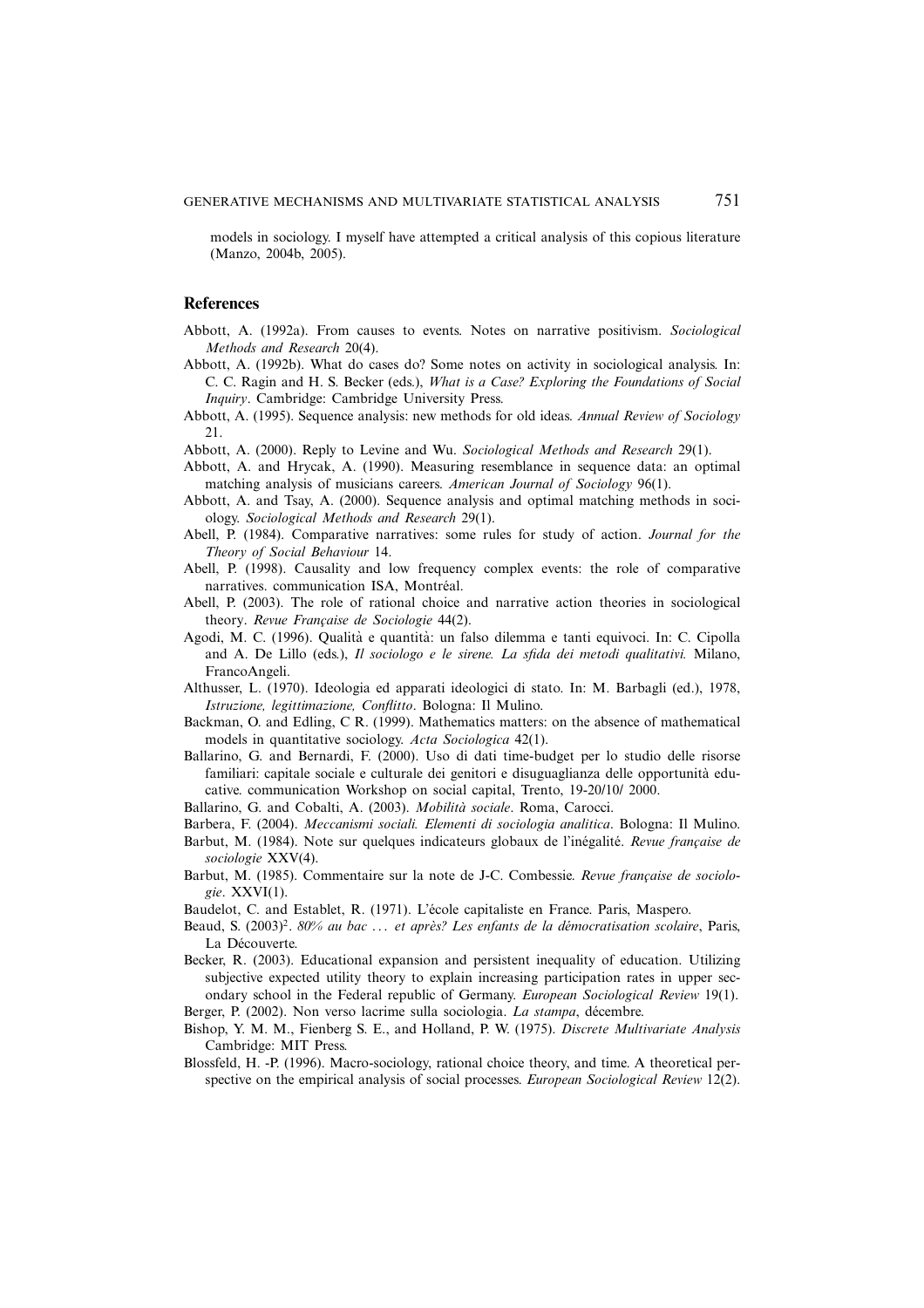models in sociology. I myself have attempted a critical analysis of this copious literature (Manzo, 2004b, 2005).

## References

Abbott, A. (1992a). From causes to events. Notes on narrative positivism. *Sociological Methods and Research* 20(4).

Abbott, A. (1992b). What do cases do? Some notes on activity in sociological analysis. In: C. C. Ragin and H. S. Becker (eds.), *What is a Case? Exploring the Foundations of Social Inquiry*. Cambridge: Cambridge University Press.

Abbott, A. (1995). Sequence analysis: new methods for old ideas. *Annual Review of Sociology* 21.

Abbott, A. (2000). Reply to Levine and Wu. *Sociological Methods and Research* 29(1).

Abbott, A. and Hrycak, A. (1990). Measuring resemblance in sequence data: an optimal matching analysis of musicians careers. *American Journal of Sociology* 96(1).

Abbott, A. and Tsay, A. (2000). Sequence analysis and optimal matching methods in sociology. *Sociological Methods and Research* 29(1).

Abell, P. (1984). Comparative narratives: some rules for study of action. *Journal for the Theory of Social Behaviour* 14.

Abell, P. (1998). Causality and low frequency complex events: the role of comparative narratives. communication ISA, Montréal.

Abell, P. (2003). The role of rational choice and narrative action theories in sociological theory. *Revue Française de Sociologie* 44(2).

Agodi, M. C. (1996). Qualità e quantità: un falso dilemma e tanti equivoci. In: C. Cipolla and A. De Lillo (eds.), *Il sociologo e le sirene. La sfida dei metodi qualitativi.* Milano, FrancoAngeli.

Althusser, L. (1970). Ideologia ed apparati ideologici di stato. In: M. Barbagli (ed.), 1978, *Istruzione, legittimazione, Conflitto*. Bologna: Il Mulino.

Backman, O. and Edling, C R. (1999). Mathematics matters: on the absence of mathematical models in quantitative sociology. *Acta Sociologica* 42(1).

Ballarino, G. and Bernardi, F. (2000). Uso di dati time-budget per lo studio delle risorse familiari: capitale sociale e culturale dei genitori e disuguaglianza delle opportunità educative. communication Workshop on social capital, Trento, 19-20/10/ 2000.

Ballarino, G. and Cobalti, A. (2003). *Mobilità sociale*. Roma, Carocci.

Barbera, F. (2004). *Meccanismi sociali. Elementi di sociologia analitica*. Bologna: Il Mulino.

Barbut, M. (1984). Note sur quelques indicateurs globaux de l'inégalité. *Revue française de sociologie* XXV(4).

Barbut, M. (1985). Commentaire sur la note de J-C. Combessie. *Revue française de sociologie*. XXVI(1).

Baudelot, C. and Establet, R. (1971). L'école capitaliste en France. Paris, Maspero.

Beaud, S. (2003)[2]. *80% au bac … et après? Les enfants de la démocratisation scolaire*, Paris, La Découverte.

Becker, R. (2003). Educational expansion and persistent inequality of education. Utilizing subjective expected utility theory to explain increasing participation rates in upper secondary school in the Federal republic of Germany. *European Sociological Review* 19(1).

Berger, P. (2002). Non verso lacrime sulla sociologia. *La stampa*, décembre.

Bishop, Y. M. M., Fienberg S. E., and Holland, P. W. (1975). *Discrete Multivariate Analysis* Cambridge: MIT Press.

Blossfeld, H. -P. (1996). Macro-sociology, rational choice theory, and time. A theoretical perspective on the empirical analysis of social processes. *European Sociological Review* 12(2).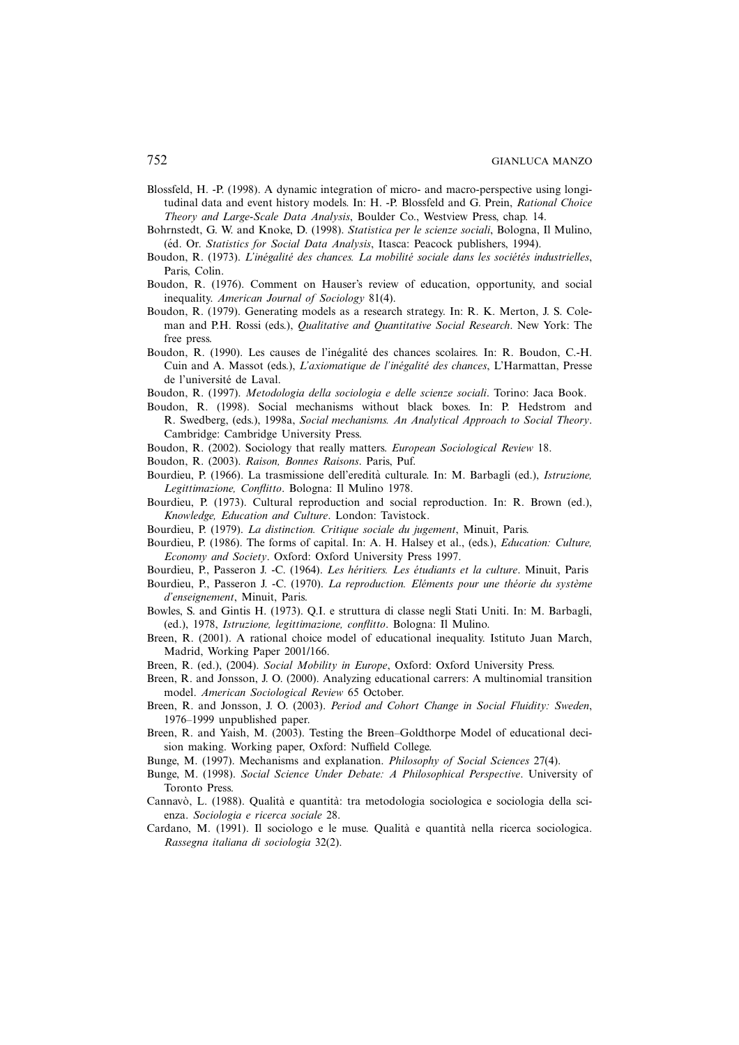Blossfeld, H. -P. (1998). A dynamic integration of micro- and macro-perspective using longitudinal data and event history models. In: H. -P. Blossfeld and G. Prein, *Rational Choice Theory and Large-Scale Data Analysis*, Boulder Co., Westview Press, chap. 14.

Bohrnstedt, G. W. and Knoke, D. (1998). *Statistica per le scienze sociali*, Bologna, Il Mulino, (éd. Or. *Statistics for Social Data Analysis*, Itasca: Peacock publishers, 1994).

Boudon, R. (1973). *L'inégalité des chances. La mobilité sociale dans les sociétés industrielles*, Paris, Colin.

Boudon, R. (1976). Comment on Hauser's review of education, opportunity, and social inequality. *American Journal of Sociology* 81(4).

Boudon, R. (1979). Generating models as a research strategy. In: R. K. Merton, J. S. Coleman and P.H. Rossi (eds.), *Qualitative and Quantitative Social Research*. New York: The free press.

Boudon, R. (1990). Les causes de l'inégalité des chances scolaires. In: R. Boudon, C.-H. Cuin and A. Massot (eds.), *L'axiomatique de l'inégalité des chances*, L'Harmattan, Presse de l'université de Laval.

Boudon, R. (1997). *Metodologia della sociologia e delle scienze sociali*. Torino: Jaca Book.

Boudon, R. (1998). Social mechanisms without black boxes. In: P. Hedstrom and R. Swedberg, (eds.), 1998a, *Social mechanisms. An Analytical Approach to Social Theory*. Cambridge: Cambridge University Press.

Boudon, R. (2002). Sociology that really matters. *European Sociological Review* 18.

Boudon, R. (2003). *Raison, Bonnes Raisons*. Paris, Puf.

Bourdieu, P. (1966). La trasmissione dell'eredità culturale. In: M. Barbagli (ed.), *Istruzione, Legittimazione, Conflitto*. Bologna: Il Mulino 1978.

Bourdieu, P. (1973). Cultural reproduction and social reproduction. In: R. Brown (ed.), *Knowledge, Education and Culture*. London: Tavistock.

Bourdieu, P. (1979). *La distinction. Critique sociale du jugement*, Minuit, Paris.

Bourdieu, P. (1986). The forms of capital. In: A. H. Halsey et al., (eds.), *Education: Culture, Economy and Society*. Oxford: Oxford University Press 1997.

Bourdieu, P., Passeron J. -C. (1964). *Les héritiers. Les étudiants et la culture*. Minuit, Paris

Bourdieu, P., Passeron J. -C. (1970). *La reproduction. Eléments pour une théorie du système d'enseignement*, Minuit, Paris.

Bowles, S. and Gintis H. (1973). Q.I. e struttura di classe negli Stati Uniti. In: M. Barbagli, (ed.), 1978, *Istruzione, legittimazione, conflitto*. Bologna: Il Mulino.

Breen, R. (2001). A rational choice model of educational inequality. Istituto Juan March, Madrid, Working Paper 2001/166.

Breen, R. (ed.), (2004). *Social Mobility in Europe*, Oxford: Oxford University Press.

Breen, R. and Jonsson, J. O. (2000). Analyzing educational carrers: A multinomial transition model. *American Sociological Review* 65 October.

Breen, R. and Jonsson, J. O. (2003). *Period and Cohort Change in Social Fluidity: Sweden*, 1976–1999 unpublished paper.

Breen, R. and Yaish, M. (2003). Testing the Breen–Goldthorpe Model of educational decision making. Working paper, Oxford: Nuffield College.

Bunge, M. (1997). Mechanisms and explanation. *Philosophy of Social Sciences* 27(4).

Bunge, M. (1998). *Social Science Under Debate: A Philosophical Perspective*. University of Toronto Press.

Cannavò, L. (1988). Qualità e quantità: tra metodologia sociologica e sociologia della scienza. *Sociologia e ricerca sociale* 28.

Cardano, M. (1991). Il sociologo e le muse. Qualità e quantità nella ricerca sociologica. *Rassegna italiana di sociologia* 32(2).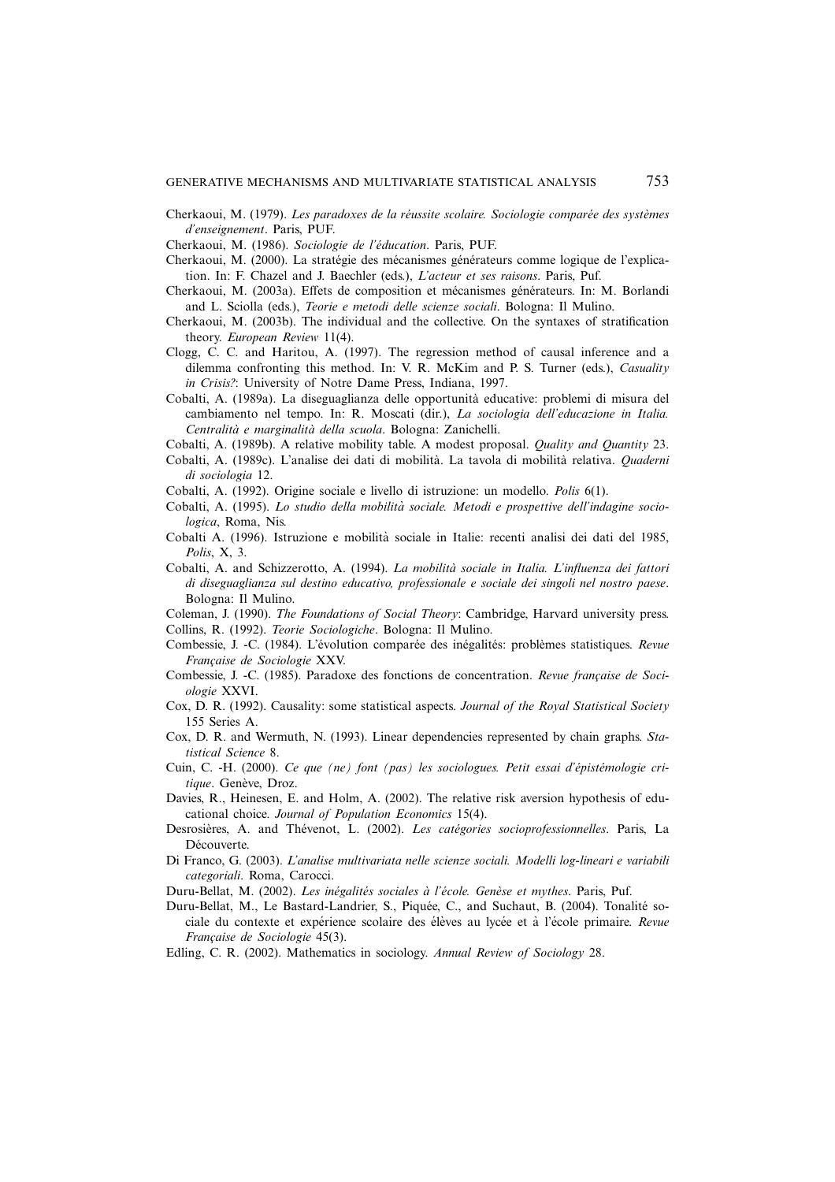Cherkaoui, M. (1979). *Les paradoxes de la réussite scolaire. Sociologie comparée des systèmes d'enseignement*. Paris, PUF.

Cherkaoui, M. (1986). *Sociologie de l'éducation*. Paris, PUF.

Cherkaoui, M. (2000). La stratégie des mécanismes générateurs comme logique de l'explication. In: F. Chazel and J. Baechler (eds.), *L'acteur et ses raisons*. Paris, Puf.

Cherkaoui, M. (2003a). Effets de composition et mécanismes générateurs. In: M. Borlandi and L. Sciolla (eds.), *Teorie e metodi delle scienze sociali*. Bologna: Il Mulino.

Cherkaoui, M. (2003b). The individual and the collective. On the syntaxes of stratification theory. *European Review* 11(4).

Clogg, C. C. and Haritou, A. (1997). The regression method of causal inference and a dilemma confronting this method. In: V. R. McKim and P. S. Turner (eds.), *Casuality in Crisis?*: University of Notre Dame Press, Indiana, 1997.

Cobalti, A. (1989a). La diseguaglianza delle opportunità educative: problemi di misura del cambiamento nel tempo. In: R. Moscati (dir.), *La sociologia dell'educazione in Italia. Centralità e marginalità della scuola*. Bologna: Zanichelli.

Cobalti, A. (1989b). A relative mobility table. A modest proposal. *Quality and Quantity* 23.

Cobalti, A. (1989c). L'analise dei dati di mobilità. La tavola di mobilità relativa. *Quaderni di sociologia* 12.

Cobalti, A. (1992). Origine sociale e livello di istruzione: un modello. *Polis* 6(1).

Cobalti, A. (1995). *Lo studio della mobilità sociale. Metodi e prospettive dell'indagine sociologica*, Roma, Nis.

Cobalti A. (1996). Istruzione e mobilità sociale in Italie: recenti analisi dei dati del 1985, *Polis*, X, 3.

Cobalti, A. and Schizzerotto, A. (1994). *La mobilità sociale in Italia. L'influenza dei fattori di diseguaglianza sul destino educativo, professionale e sociale dei singoli nel nostro paese*. Bologna: Il Mulino.

Coleman, J. (1990). *The Foundations of Social Theory*: Cambridge, Harvard university press.

Collins, R. (1992). *Teorie Sociologiche*. Bologna: Il Mulino.

Combessie, J. -C. (1984). L'évolution comparée des inégalités: problèmes statistiques. *Revue Française de Sociologie* XXV.

Combessie, J. -C. (1985). Paradoxe des fonctions de concentration. *Revue française de Sociologie* XXVI.

Cox, D. R. (1992). Causality: some statistical aspects. *Journal of the Royal Statistical Society* 155 Series A.

Cox, D. R. and Wermuth, N. (1993). Linear dependencies represented by chain graphs. *Statistical Science* 8.

Cuin, C. -H. (2000). *Ce que (ne) font (pas) les sociologues. Petit essai d'épistémologie critique*. Genève, Droz.

Davies, R., Heinesen, E. and Holm, A. (2002). The relative risk aversion hypothesis of educational choice. *Journal of Population Economics* 15(4).

Desrosières, A. and Thévenot, L. (2002). *Les catégories socioprofessionnelles*. Paris, La Découverte.

Di Franco, G. (2003). *L'analise multivariata nelle scienze sociali. Modelli log-lineari e variabili categoriali*. Roma, Carocci.

Duru-Bellat, M. (2002). *Les inégalités sociales à l'école. Genèse et mythes*. Paris, Puf.

Duru-Bellat, M., Le Bastard-Landrier, S., Piquée, C., and Suchaut, B. (2004). Tonalité sociale du contexte et expérience scolaire des élèves au lycée et à l'école primaire. *Revue Française de Sociologie* 45(3).

Edling, C. R. (2002). Mathematics in sociology. *Annual Review of Sociology* 28.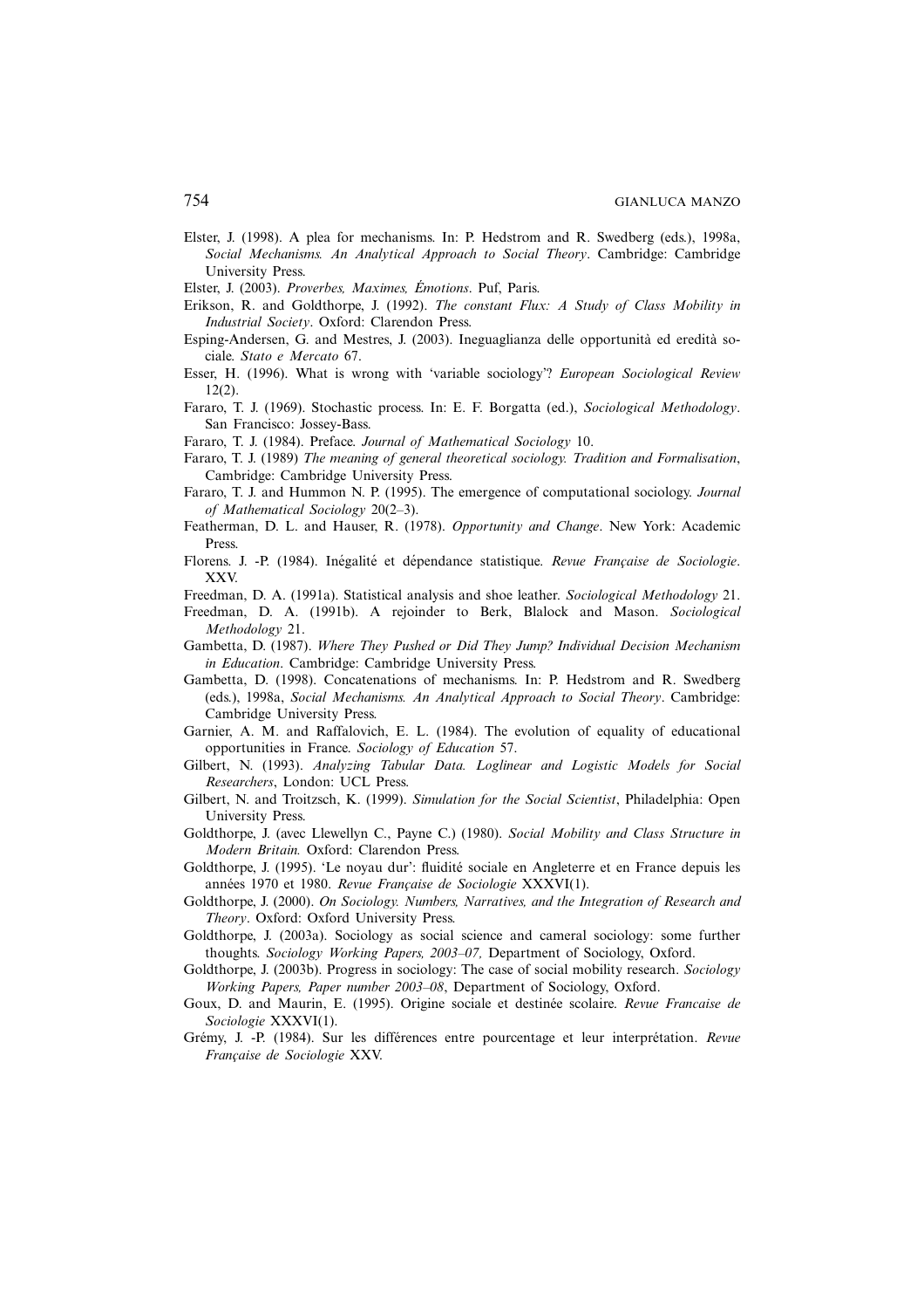Elster, J. (1998). A plea for mechanisms. In: P. Hedstrom and R. Swedberg (eds.), 1998a, *Social Mechanisms. An Analytical Approach to Social Theory*. Cambridge: Cambridge University Press.

Elster, J. (2003). *Proverbes, Maximes, Émotions*. Puf, Paris.

Erikson, R. and Goldthorpe, J. (1992). *The constant Flux: A Study of Class Mobility in Industrial Society*. Oxford: Clarendon Press.

Esping-Andersen, G. and Mestres, J. (2003). Ineguaglianza delle opportunità ed eredità sociale. *Stato e Mercato* 67.

Esser, H. (1996). What is wrong with 'variable sociology'? *European Sociological Review* 12(2).

Fararo, T. J. (1969). Stochastic process. In: E. F. Borgatta (ed.), *Sociological Methodology*. San Francisco: Jossey-Bass.

Fararo, T. J. (1984). Preface. *Journal of Mathematical Sociology* 10.

Fararo, T. J. (1989) *The meaning of general theoretical sociology. Tradition and Formalisation*, Cambridge: Cambridge University Press.

Fararo, T. J. and Hummon N. P. (1995). The emergence of computational sociology. *Journal of Mathematical Sociology* 20(2–3).

Featherman, D. L. and Hauser, R. (1978). *Opportunity and Change*. New York: Academic Press.

Florens. J. -P. (1984). Inégalité et dépendance statistique. *Revue Française de Sociologie*. XXV.

Freedman, D. A. (1991a). Statistical analysis and shoe leather. *Sociological Methodology* 21.

Freedman, D. A. (1991b). A rejoinder to Berk, Blalock and Mason. *Sociological Methodology* 21.

Gambetta, D. (1987). *Where They Pushed or Did They Jump? Individual Decision Mechanism in Education*. Cambridge: Cambridge University Press.

Gambetta, D. (1998). Concatenations of mechanisms. In: P. Hedstrom and R. Swedberg (eds.), 1998a, *Social Mechanisms. An Analytical Approach to Social Theory*. Cambridge: Cambridge University Press.

Garnier, A. M. and Raffalovich, E. L. (1984). The evolution of equality of educational opportunities in France. *Sociology of Education* 57.

Gilbert, N. (1993). *Analyzing Tabular Data. Loglinear and Logistic Models for Social Researchers*, London: UCL Press.

Gilbert, N. and Troitzsch, K. (1999). *Simulation for the Social Scientist*, Philadelphia: Open University Press.

Goldthorpe, J. (avec Llewellyn C., Payne C.) (1980). *Social Mobility and Class Structure in Modern Britain.* Oxford: Clarendon Press.

Goldthorpe, J. (1995). 'Le noyau dur': fluidité sociale en Angleterre et en France depuis les années 1970 et 1980. *Revue Française de Sociologie* XXXVI(1).

Goldthorpe, J. (2000). *On Sociology. Numbers, Narratives, and the Integration of Research and Theory*. Oxford: Oxford University Press.

Goldthorpe, J. (2003a). Sociology as social science and cameral sociology: some further thoughts. *Sociology Working Papers, 2003–07,* Department of Sociology, Oxford.

Goldthorpe, J. (2003b). Progress in sociology: The case of social mobility research. *Sociology Working Papers, Paper number 2003–08*, Department of Sociology, Oxford.

Goux, D. and Maurin, E. (1995). Origine sociale et destinée scolaire. *Revue Francaise de Sociologie* XXXVI(1).

Grémy, J. -P. (1984). Sur les différences entre pourcentage et leur interprétation. *Revue Française de Sociologie* XXV.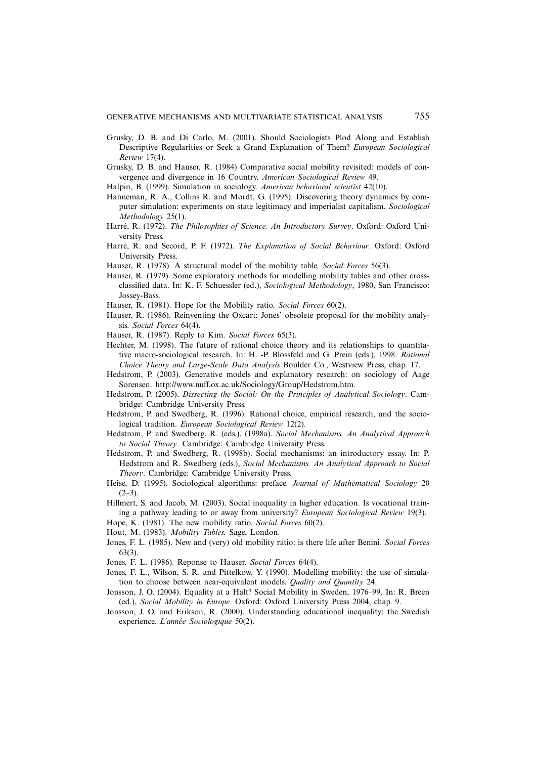Grusky, D. B. and Di Carlo, M. (2001). Should Sociologists Plod Along and Establish Descriptive Regularities or Seek a Grand Explanation of Them? *European Sociological Review* 17(4).

Grusky, D. B. and Hauser, R. (1984) Comparative social mobility revisited: models of convergence and divergence in 16 Country. *American Sociological Review* 49.

Halpin, B. (1999). Simulation in sociology. *American behavioral scientist* 42(10).

Hanneman, R. A., Collins R. and Mordt, G. (1995). Discovering theory dynamics by computer simulation: experiments on state legitimacy and imperialist capitalism. *Sociological Methodology* 25(1).

Harré, R. (1972). *The Philosophies of Science. An Introductory Survey*. Oxford: Oxford University Press.

Harré, R. and Secord, P. F. (1972). *The Explanation of Social Behaviour*. Oxford: Oxford University Press.

Hauser, R. (1978). A structural model of the mobility table. *Social Forces* 56(3).

Hauser, R. (1979). Some exploratory methods for modelling mobility tables and other cross-classified data. In: K. F. Schuessler (ed.), *Sociological Methodology*, 1980, San Francisco: Jossey-Bass.

Hauser, R. (1981). Hope for the Mobility ratio. *Social Forces* 60(2).

Hauser, R. (1986). Reinventing the Oxcart: Jones' obsolete proposal for the mobility analysis. *Social Forces* 64(4).

Hauser, R. (1987). Reply to Kim. *Social Forces* 65(3).

Hechter, M. (1998). The future of rational choice theory and its relationships to quantitative macro-sociological research. In: H. -P. Blossfeld and G. Prein (eds.), 1998. *Rational Choice Theory and Large-Scale Data Analysis* Boulder Co., Westview Press, chap. 17.

Hedstrom, P. (2003). Generative models and explanatory research: on sociology of Aage Sorensen. http://www.nuff.ox.ac.uk/Sociology/Group/Hedstrom.htm.

Hedstrom, P. (2005). *Dissecting the Social: On the Principles of Analytical Sociology*. Cambridge: Cambridge University Press.

Hedstrom, P. and Swedberg, R. (1996). Rational choice, empirical research, and the sociological tradition. *European Sociological Review* 12(2).

Hedstrom, P. and Swedberg, R. (eds.), (1998a). *Social Mechanisms. An Analytical Approach to Social Theory*. Cambridge: Cambridge University Press.

Hedstrom, P. and Swedberg, R. (1998b). Social mechanisms: an introductory essay. In: P. Hedstrom and R. Swedberg (eds.), *Social Mechanisms. An Analytical Approach to Social Theory*. Cambridge: Cambridge University Press.

Heise, D. (1995). Sociological algorithms: preface. *Journal of Mathematical Sociology* 20 (2–3).

Hillmert, S. and Jacob, M. (2003). Social inequality in higher education. Is vocational training a pathway leading to or away from university? *European Sociological Review* 19(3).

Hope, K. (1981). The new mobility ratio. *Social Forces* 60(2).

Hout, M. (1983). *Mobility Tables.* Sage, London.

Jones, F. L. (1985). New and (very) old mobility ratio: is there life after Benini. *Social Forces* 63(3).

Jones, F. L. (1986). Reponse to Hauser. *Social Forces* 64(4).

Jones, F. L., Wilson, S. R. and Pittelkow, Y. (1990). Modelling mobility: the use of simulation to choose between near-equivalent models. *Quality and Quantity* 24.

Jonsson, J. O. (2004). Equality at a Halt? Social Mobility in Sweden, 1976–99. In: R. Breen (ed.), *Social Mobility in Europe*. Oxford: Oxford University Press 2004, chap. 9.

Jonsson, J. O. and Erikson, R. (2000). Understanding educational inequality: the Swedish experience. *L'année Sociologique* 50(2).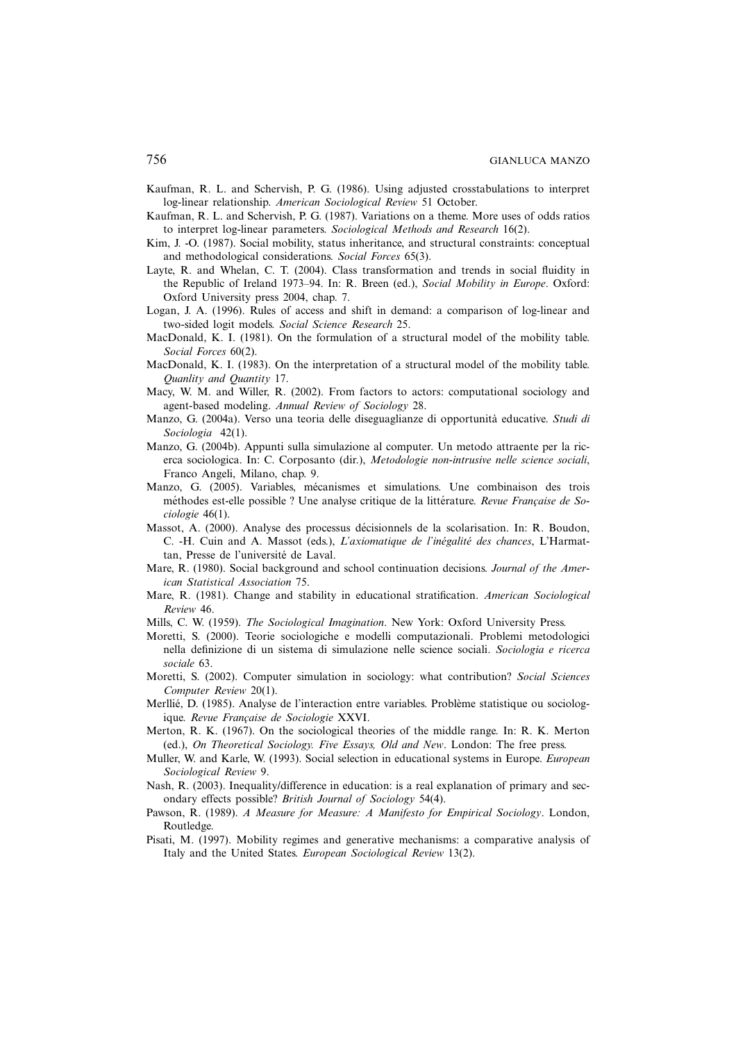Kaufman, R. L. and Schervish, P. G. (1986). Using adjusted crosstabulations to interpret log-linear relationship. *American Sociological Review* 51 October.

Kaufman, R. L. and Schervish, P. G. (1987). Variations on a theme. More uses of odds ratios to interpret log-linear parameters. *Sociological Methods and Research* 16(2).

Kim, J. -O. (1987). Social mobility, status inheritance, and structural constraints: conceptual and methodological considerations. *Social Forces* 65(3).

Layte, R. and Whelan, C. T. (2004). Class transformation and trends in social fluidity in the Republic of Ireland 1973–94. In: R. Breen (ed.), *Social Mobility in Europe*. Oxford: Oxford University press 2004, chap. 7.

Logan, J. A. (1996). Rules of access and shift in demand: a comparison of log-linear and two-sided logit models. *Social Science Research* 25.

MacDonald, K. I. (1981). On the formulation of a structural model of the mobility table. *Social Forces* 60(2).

MacDonald, K. I. (1983). On the interpretation of a structural model of the mobility table. *Quanlity and Quantity* 17.

Macy, W. M. and Willer, R. (2002). From factors to actors: computational sociology and agent-based modeling. *Annual Review of Sociology* 28.

Manzo, G. (2004a). Verso una teoria delle diseguaglianze di opportunità educative. *Studi di Sociologia* 42(1).

Manzo, G. (2004b). Appunti sulla simulazione al computer. Un metodo attraente per la ricerca sociologica. In: C. Corposanto (dir.), *Metodologie non-intrusive nelle science sociali*, Franco Angeli, Milano, chap. 9.

Manzo, G. (2005). Variables, mécanismes et simulations. Une combinaison des trois méthodes est-elle possible ? Une analyse critique de la littérature. *Revue Française de Sociologie* 46(1).

Massot, A. (2000). Analyse des processus décisionnels de la scolarisation. In: R. Boudon, C. -H. Cuin and A. Massot (eds.), *L'axiomatique de l'inégalité des chances*, L'Harmattan, Presse de l'université de Laval.

Mare, R. (1980). Social background and school continuation decisions. *Journal of the American Statistical Association* 75.

Mare, R. (1981). Change and stability in educational stratification. *American Sociological Review* 46.

Mills, C. W. (1959). *The Sociological Imagination*. New York: Oxford University Press.

Moretti, S. (2000). Teorie sociologiche e modelli computazionali. Problemi metodologici nella definizione di un sistema di simulazione nelle science sociali. *Sociologia e ricerca sociale* 63.

Moretti, S. (2002). Computer simulation in sociology: what contribution? *Social Sciences Computer Review* 20(1).

Merllié, D. (1985). Analyse de l'interaction entre variables. Problème statistique ou sociologique. *Revue Française de Sociologie* XXVI.

Merton, R. K. (1967). On the sociological theories of the middle range. In: R. K. Merton (ed.), *On Theoretical Sociology. Five Essays, Old and New*. London: The free press.

Muller, W. and Karle, W. (1993). Social selection in educational systems in Europe. *European Sociological Review* 9.

Nash, R. (2003). Inequality/difference in education: is a real explanation of primary and secondary effects possible? *British Journal of Sociology* 54(4).

Pawson, R. (1989). *A Measure for Measure: A Manifesto for Empirical Sociology*. London, Routledge.

Pisati, M. (1997). Mobility regimes and generative mechanisms: a comparative analysis of Italy and the United States. *European Sociological Review* 13(2).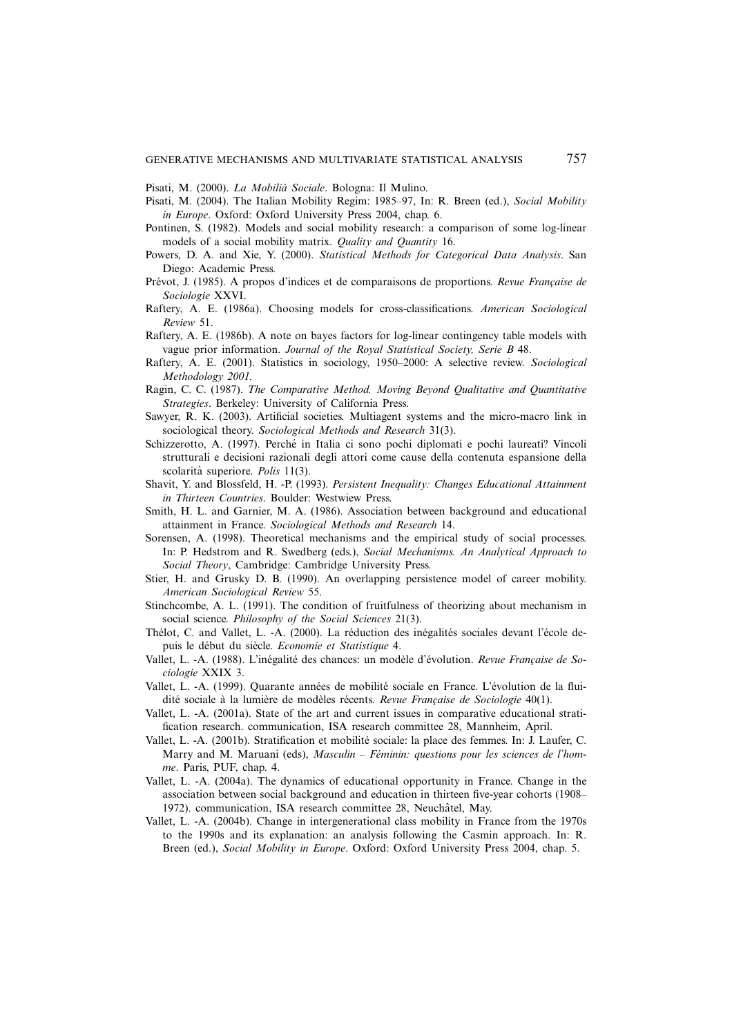Pisati, M. (2000). *La Mobilià Sociale*. Bologna: Il Mulino.

Pisati, M. (2004). The Italian Mobility Regim: 1985–97, In: R. Breen (ed.), *Social Mobility in Europe*. Oxford: Oxford University Press 2004, chap. 6.

Pontinen, S. (1982). Models and social mobility research: a comparison of some log-linear models of a social mobility matrix. *Quality and Quantity* 16.

Powers, D. A. and Xie, Y. (2000). *Statistical Methods for Categorical Data Analysis*. San Diego: Academic Press.

Prévot, J. (1985). A propos d'indices et de comparaisons de proportions. *Revue Française de Sociologie* XXVI.

Raftery, A. E. (1986a). Choosing models for cross-classifications. *American Sociological Review* 51.

Raftery, A. E. (1986b). A note on bayes factors for log-linear contingency table models with vague prior information. *Journal of the Royal Statistical Society, Serie B* 48.

Raftery, A. E. (2001). Statistics in sociology, 1950–2000: A selective review. *Sociological Methodology 2001.*

Ragin, C. C. (1987). *The Comparative Method. Moving Beyond Qualitative and Quantitative Strategies*. Berkeley: University of California Press.

Sawyer, R. K. (2003). Artificial societies. Multiagent systems and the micro-macro link in sociological theory. *Sociological Methods and Research* 31(3).

Schizzerotto, A. (1997). Perché in Italia ci sono pochi diplomati e pochi laureati? Vincoli strutturali e decisioni razionali degli attori come cause della contenuta espansione della scolarità superiore. *Polis* 11(3).

Shavit, Y. and Blossfeld, H. -P. (1993). *Persistent Inequality: Changes Educational Attainment in Thirteen Countries*. Boulder: Westwiew Press.

Smith, H. L. and Garnier, M. A. (1986). Association between background and educational attainment in France. *Sociological Methods and Research* 14.

Sorensen, A. (1998). Theoretical mechanisms and the empirical study of social processes. In: P. Hedstrom and R. Swedberg (eds.), *Social Mechanisms. An Analytical Approach to Social Theory*, Cambridge: Cambridge University Press.

Stier, H. and Grusky D. B. (1990). An overlapping persistence model of career mobility. *American Sociological Review* 55.

Stinchcombe, A. L. (1991). The condition of fruitfulness of theorizing about mechanism in social science. *Philosophy of the Social Sciences* 21(3).

Thélot, C. and Vallet, L. -A. (2000). La réduction des inégalités sociales devant l'école depuis le début du siècle. *Economie et Statistique* 4.

Vallet, L. -A. (1988). L'inégalité des chances: un modèle d'évolution. *Revue Française de Sociologie* XXIX 3.

Vallet, L. -A. (1999). Quarante années de mobilité sociale en France. L'évolution de la fluidité sociale à la lumière de modèles récents. *Revue Française de Sociologie* 40(1).

Vallet, L. -A. (2001a). State of the art and current issues in comparative educational stratification research. communication, ISA research committee 28, Mannheim, April.

Vallet, L. -A. (2001b). Stratification et mobilité sociale: la place des femmes. In: J. Laufer, C. Marry and M. Maruani (eds), *Masculin – Féminin: questions pour les sciences de l'homme*. Paris, PUF, chap. 4.

Vallet, L. -A. (2004a). The dynamics of educational opportunity in France. Change in the association between social background and education in thirteen five-year cohorts (1908–1972). communication, ISA research committee 28, Neuchâtel, May.

Vallet, L. -A. (2004b). Change in intergenerational class mobility in France from the 1970s to the 1990s and its explanation: an analysis following the Casmin approach. In: R. Breen (ed.), *Social Mobility in Europe*. Oxford: Oxford University Press 2004, chap. 5.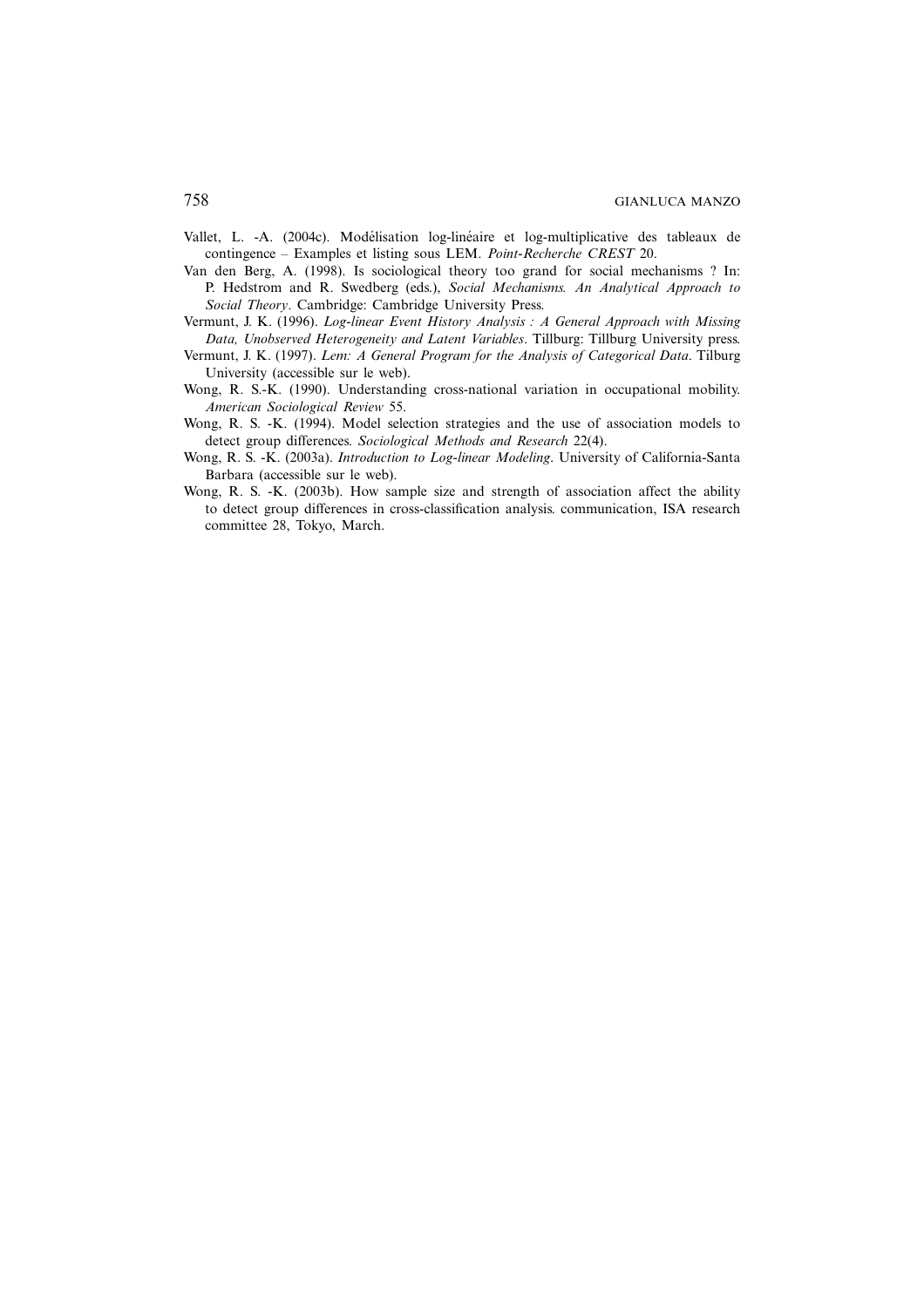Vallet, L. -A. (2004c). Modélisation log-linéaire et log-multiplicative des tableaux de contingence – Examples et listing sous LEM. *Point-Recherche CREST* 20.

Van den Berg, A. (1998). Is sociological theory too grand for social mechanisms ? In: P. Hedstrom and R. Swedberg (eds.), *Social Mechanisms. An Analytical Approach to Social Theory*. Cambridge: Cambridge University Press.

Vermunt, J. K. (1996). *Log-linear Event History Analysis : A General Approach with Missing Data, Unobserved Heterogeneity and Latent Variables*. Tillburg: Tillburg University press.

Vermunt, J. K. (1997). *Lem: A General Program for the Analysis of Categorical Data*. Tilburg University (accessible sur le web).

Wong, R. S.-K. (1990). Understanding cross-national variation in occupational mobility. *American Sociological Review* 55.

Wong, R. S. -K. (1994). Model selection strategies and the use of association models to detect group differences. *Sociological Methods and Research* 22(4).

Wong, R. S. -K. (2003a). *Introduction to Log-linear Modeling*. University of California-Santa Barbara (accessible sur le web).

Wong, R. S. -K. (2003b). How sample size and strength of association affect the ability to detect group differences in cross-classification analysis. communication, ISA research committee 28, Tokyo, March.